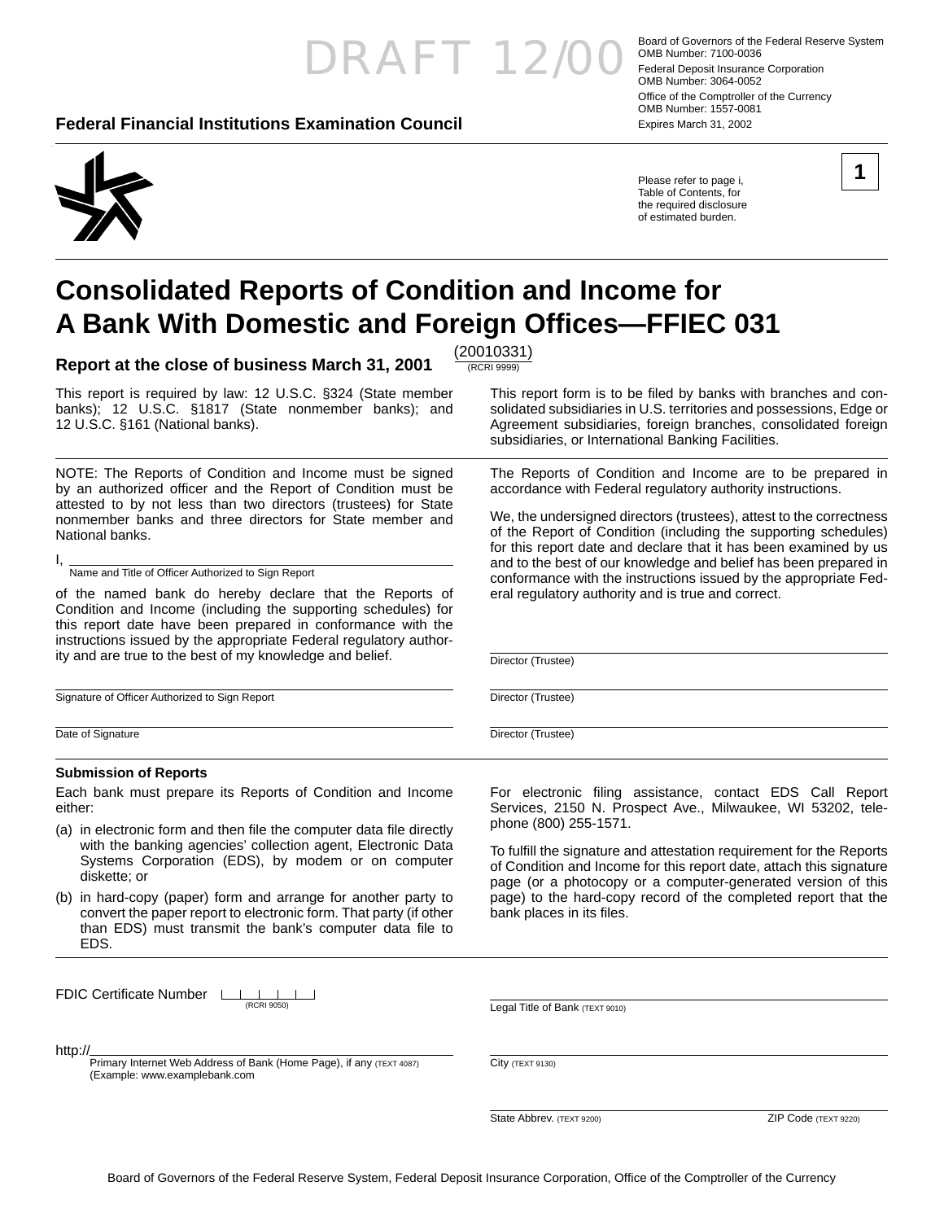DRAFT 12/00

Board of Governors of the Federal Reserve System
OMB Number: 7100-0036
Federal Deposit Insurance Corporation
OMB Number: 3064-0052
Office of the Comptroller of the Currency
OMB Number: 1557-0081
Expires March 31, 2002

**Federal Financial Institutions Examination Council**

Please refer to page i, Table of Contents, for the required disclosure of estimated burden.

**1**

# Consolidated Reports of Condition and Income for A Bank With Domestic and Foreign Offices—FFIEC 031

**Report at the close of business March 31, 2001** (20010331) (RCRI 9999)

This report is required by law: 12 U.S.C. §324 (State member banks); 12 U.S.C. §1817 (State nonmember banks); and 12 U.S.C. §161 (National banks).

This report form is to be filed by banks with branches and consolidated subsidiaries in U.S. territories and possessions, Edge or Agreement subsidiaries, foreign branches, consolidated foreign subsidiaries, or International Banking Facilities.

NOTE: The Reports of Condition and Income must be signed by an authorized officer and the Report of Condition must be attested to by not less than two directors (trustees) for State nonmember banks and three directors for State member and National banks.

I, ______________________________
Name and Title of Officer Authorized to Sign Report

of the named bank do hereby declare that the Reports of Condition and Income (including the supporting schedules) for this report date have been prepared in conformance with the instructions issued by the appropriate Federal regulatory authority and are true to the best of my knowledge and belief.

______________________________
Signature of Officer Authorized to Sign Report

______________________________
Date of Signature

The Reports of Condition and Income are to be prepared in accordance with Federal regulatory authority instructions.

We, the undersigned directors (trustees), attest to the correctness of the Report of Condition (including the supporting schedules) for this report date and declare that it has been examined by us and to the best of our knowledge and belief has been prepared in conformance with the instructions issued by the appropriate Federal regulatory authority and is true and correct.

______________________________
Director (Trustee)

______________________________
Director (Trustee)

______________________________
Director (Trustee)

### Submission of Reports

Each bank must prepare its Reports of Condition and Income either:

(a) in electronic form and then file the computer data file directly with the banking agencies' collection agent, Electronic Data Systems Corporation (EDS), by modem or on computer diskette; or

(b) in hard-copy (paper) form and arrange for another party to convert the paper report to electronic form. That party (if other than EDS) must transmit the bank's computer data file to EDS.

For electronic filing assistance, contact EDS Call Report Services, 2150 N. Prospect Ave., Milwaukee, WI 53202, telephone (800) 255-1571.

To fulfill the signature and attestation requirement for the Reports of Condition and Income for this report date, attach this signature page (or a photocopy or a computer-generated version of this page) to the hard-copy record of the completed report that the bank places in its files.

FDIC Certificate Number ___________ (RCRI 9050)

http://______________________________
Primary Internet Web Address of Bank (Home Page), if any (TEXT 4087)
(Example: www.examplebank.com

______________________________
Legal Title of Bank (TEXT 9010)

______________________________
City (TEXT 9130)

______________________________
State Abbrev. (TEXT 9200) ZIP Code (TEXT 9220)

Board of Governors of the Federal Reserve System, Federal Deposit Insurance Corporation, Office of the Comptroller of the Currency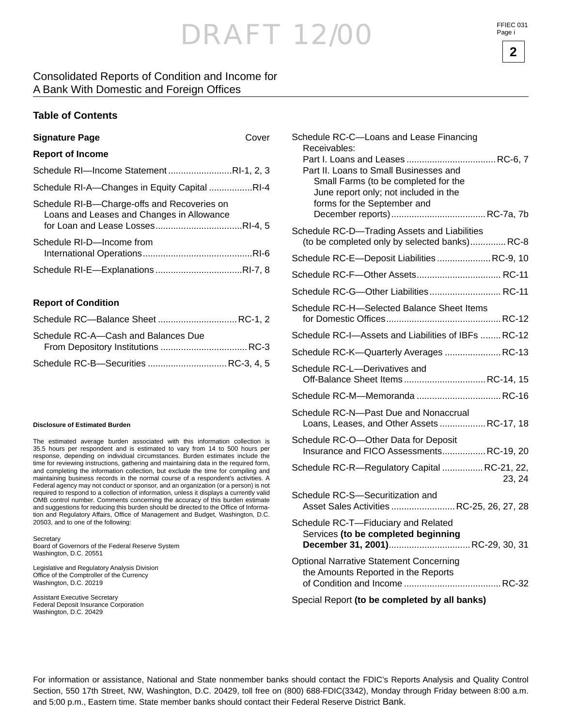DRAFT 12/00

# Consolidated Reports of Condition and Income for A Bank With Domestic and Foreign Offices

## Table of Contents

**Signature Page** — Cover

**Report of Income**

Schedule RI—Income Statement .......................... RI-1, 2, 3

Schedule RI-A—Changes in Equity Capital .................. RI-4

Schedule RI-B—Charge-offs and Recoveries on Loans and Leases and Changes in Allowance for Loan and Lease Losses .................................. RI-4, 5

Schedule RI-D—Income from International Operations ........................................... RI-6

Schedule RI-E—Explanations .................................. RI-7, 8

**Report of Condition**

Schedule RC—Balance Sheet ............................... RC-1, 2

Schedule RC-A—Cash and Balances Due From Depository Institutions .................................. RC-3

Schedule RC-B—Securities ............................... RC-3, 4, 5

Schedule RC-C—Loans and Lease Financing Receivables:
- Part I. Loans and Leases ................................... RC-6, 7
- Part II. Loans to Small Businesses and Small Farms (to be completed for the June report only; not included in the forms for the September and December reports) ..................................... RC-7a, 7b

Schedule RC-D—Trading Assets and Liabilities (to be completed only by selected banks) ............. RC-8

Schedule RC-E—Deposit Liabilities ..................... RC-9, 10

Schedule RC-F—Other Assets ................................. RC-11

Schedule RC-G—Other Liabilities ............................ RC-11

Schedule RC-H—Selected Balance Sheet Items for Domestic Offices ............................................. RC-12

Schedule RC-I—Assets and Liabilities of IBFs ........ RC-12

Schedule RC-K—Quarterly Averages ...................... RC-13

Schedule RC-L—Derivatives and Off-Balance Sheet Items ................................ RC-14, 15

Schedule RC-M—Memoranda ................................. RC-16

Schedule RC-N—Past Due and Nonaccrual Loans, Leases, and Other Assets .................. RC-17, 18

Schedule RC-O—Other Data for Deposit Insurance and FICO Assessments................. RC-19, 20

Schedule RC-R—Regulatory Capital ................ RC-21, 22, 23, 24

Schedule RC-S—Securitization and Asset Sales Activities ......................... RC-25, 26, 27, 28

Schedule RC-T—Fiduciary and Related Services **(to be completed beginning December 31, 2001)**................................ RC-29, 30, 31

Optional Narrative Statement Concerning the Amounts Reported in the Reports of Condition and Income ...................................... RC-32

Special Report **(to be completed by all banks)**

**Disclosure of Estimated Burden**

The estimated average burden associated with this information collection is 35.5 hours per respondent and is estimated to vary from 14 to 500 hours per response, depending on individual circumstances. Burden estimates include the time for reviewing instructions, gathering and maintaining data in the required form, and completing the information collection, but exclude the time for compiling and maintaining business records in the normal course of a respondent's activities. A Federal agency may not conduct or sponsor, and an organization (or a person) is not required to respond to a collection of information, unless it displays a currently valid OMB control number. Comments concerning the accuracy of this burden estimate and suggestions for reducing this burden should be directed to the Office of Information and Regulatory Affairs, Office of Management and Budget, Washington, D.C. 20503, and to one of the following:

Secretary
Board of Governors of the Federal Reserve System
Washington, D.C. 20551

Legislative and Regulatory Analysis Division
Office of the Comptroller of the Currency
Washington, D.C. 20219

Assistant Executive Secretary
Federal Deposit Insurance Corporation
Washington, D.C. 20429

For information or assistance, National and State nonmember banks should contact the FDIC's Reports Analysis and Quality Control Section, 550 17th Street, NW, Washington, D.C. 20429, toll free on (800) 688-FDIC(3342), Monday through Friday between 8:00 a.m. and 5:00 p.m., Eastern time. State member banks should contact their Federal Reserve District Bank.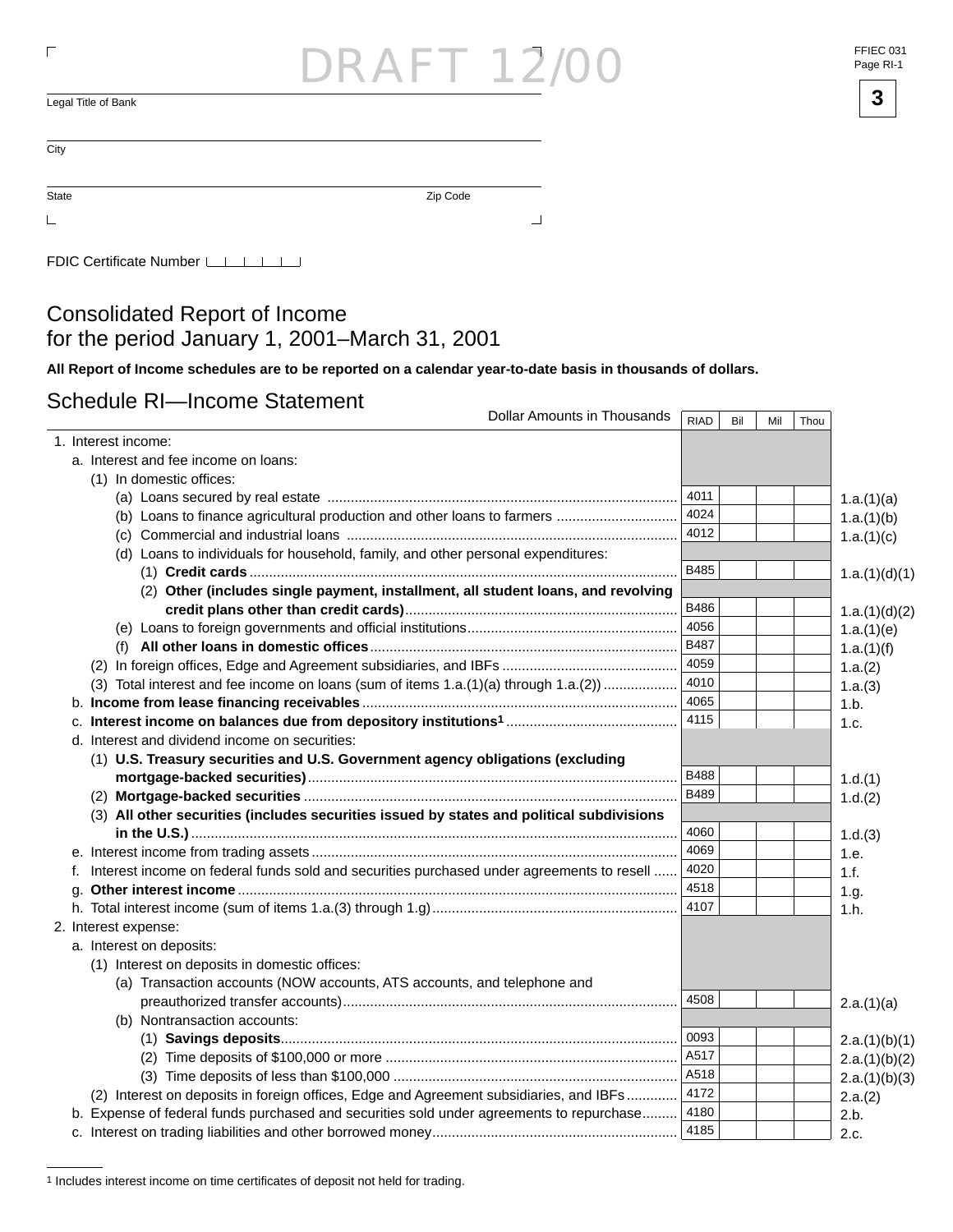DRAFT 12/00

FFIEC 031
Page RI-1

Legal Title of Bank

City

State Zip Code

FDIC Certificate Number

# Consolidated Report of Income for the period January 1, 2001–March 31, 2001

**All Report of Income schedules are to be reported on a calendar year-to-date basis in thousands of dollars.**

## Schedule RI—Income Statement

| Dollar Amounts in Thousands | RIAD | Bil | Mil | Thou | |
|---|---|---|---|---|---|
| 1. Interest income: | | | | | |
| a. Interest and fee income on loans: | | | | | |
| (1) In domestic offices: | | | | | |
| (a) Loans secured by real estate | 4011 | | | | 1.a.(1)(a) |
| (b) Loans to finance agricultural production and other loans to farmers | 4024 | | | | 1.a.(1)(b) |
| (c) Commercial and industrial loans | 4012 | | | | 1.a.(1)(c) |
| (d) Loans to individuals for household, family, and other personal expenditures: | | | | | |
| (1) **Credit cards** | B485 | | | | 1.a.(1)(d)(1) |
| (2) **Other (includes single payment, installment, all student loans, and revolving credit plans other than credit cards)** | B486 | | | | 1.a.(1)(d)(2) |
| (e) Loans to foreign governments and official institutions | 4056 | | | | 1.a.(1)(e) |
| (f) **All other loans in domestic offices** | B487 | | | | 1.a.(1)(f) |
| (2) In foreign offices, Edge and Agreement subsidiaries, and IBFs | 4059 | | | | 1.a.(2) |
| (3) Total interest and fee income on loans (sum of items 1.a.(1)(a) through 1.a.(2)) | 4010 | | | | 1.a.(3) |
| b. **Income from lease financing receivables** | 4065 | | | | 1.b. |
| c. **Interest income on balances due from depository institutions[1]** | 4115 | | | | 1.c. |
| d. Interest and dividend income on securities: | | | | | |
| (1) **U.S. Treasury securities and U.S. Government agency obligations (excluding mortgage-backed securities)** | B488 | | | | 1.d.(1) |
| (2) **Mortgage-backed securities** | B489 | | | | 1.d.(2) |
| (3) **All other securities (includes securities issued by states and political subdivisions in the U.S.)** | 4060 | | | | 1.d.(3) |
| e. Interest income from trading assets | 4069 | | | | 1.e. |
| f. Interest income on federal funds sold and securities purchased under agreements to resell | 4020 | | | | 1.f. |
| g. **Other interest income** | 4518 | | | | 1.g. |
| h. Total interest income (sum of items 1.a.(3) through 1.g) | 4107 | | | | 1.h. |
| 2. Interest expense: | | | | | |
| a. Interest on deposits: | | | | | |
| (1) Interest on deposits in domestic offices: | | | | | |
| (a) Transaction accounts (NOW accounts, ATS accounts, and telephone and preauthorized transfer accounts) | 4508 | | | | 2.a.(1)(a) |
| (b) Nontransaction accounts: | | | | | |
| (1) **Savings deposits** | 0093 | | | | 2.a.(1)(b)(1) |
| (2) Time deposits of $100,000 or more | A517 | | | | 2.a.(1)(b)(2) |
| (3) Time deposits of less than $100,000 | A518 | | | | 2.a.(1)(b)(3) |
| (2) Interest on deposits in foreign offices, Edge and Agreement subsidiaries, and IBFs | 4172 | | | | 2.a.(2) |
| b. Expense of federal funds purchased and securities sold under agreements to repurchase | 4180 | | | | 2.b. |
| c. Interest on trading liabilities and other borrowed money | 4185 | | | | 2.c. |

[1] Includes interest income on time certificates of deposit not held for trading.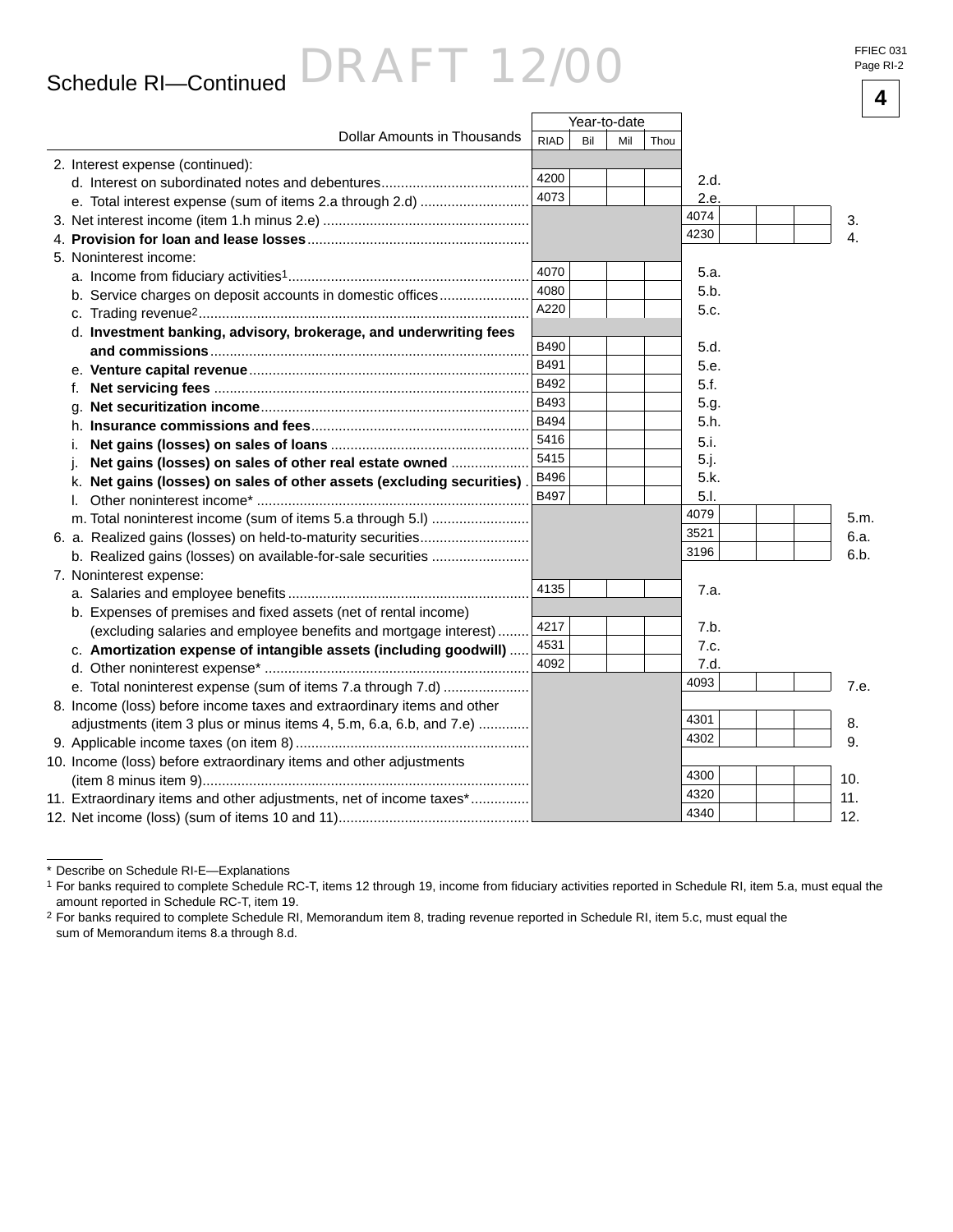# Schedule RI—Continued

DRAFT 12/00

| Dollar Amounts in Thousands | RIAD | Bil | Mil | Thou | | RIAD | Bil | Mil | Thou | |
|---|---|---|---|---|---|---|---|---|---|---|
| | Year-to-date | | | | | | | | | |
| 2. Interest expense (continued): | | | | | | | | | | |
| d. Interest on subordinated notes and debentures | 4200 | | | | 2.d. | | | | | |
| e. Total interest expense (sum of items 2.a through 2.d) | 4073 | | | | 2.e. | | | | | |
| 3. Net interest income (item 1.h minus 2.e) | | | | | | 4074 | | | | 3. |
| 4. **Provision for loan and lease losses** | | | | | | 4230 | | | | 4. |
| 5. Noninterest income: | | | | | | | | | | |
| a. Income from fiduciary activities[1] | 4070 | | | | 5.a. | | | | | |
| b. Service charges on deposit accounts in domestic offices | 4080 | | | | 5.b. | | | | | |
| c. Trading revenue[2] | A220 | | | | 5.c. | | | | | |
| d. **Investment banking, advisory, brokerage, and underwriting fees and commissions** | B490 | | | | 5.d. | | | | | |
| e. **Venture capital revenue** | B491 | | | | 5.e. | | | | | |
| f. **Net servicing fees** | B492 | | | | 5.f. | | | | | |
| g. **Net securitization income** | B493 | | | | 5.g. | | | | | |
| h. **Insurance commissions and fees** | B494 | | | | 5.h. | | | | | |
| i. **Net gains (losses) on sales of loans** | 5416 | | | | 5.i. | | | | | |
| j. **Net gains (losses) on sales of other real estate owned** | 5415 | | | | 5.j. | | | | | |
| k. **Net gains (losses) on sales of other assets (excluding securities)** | B496 | | | | 5.k. | | | | | |
| l. Other noninterest income* | B497 | | | | 5.l. | | | | | |
| m. Total noninterest income (sum of items 5.a through 5.l) | | | | | | 4079 | | | | 5.m. |
| 6. a. Realized gains (losses) on held-to-maturity securities | | | | | | 3521 | | | | 6.a. |
| b. Realized gains (losses) on available-for-sale securities | | | | | | 3196 | | | | 6.b. |
| 7. Noninterest expense: | | | | | | | | | | |
| a. Salaries and employee benefits | 4135 | | | | 7.a. | | | | | |
| b. Expenses of premises and fixed assets (net of rental income) (excluding salaries and employee benefits and mortgage interest) | 4217 | | | | 7.b. | | | | | |
| c. **Amortization expense of intangible assets (including goodwill)** | 4531 | | | | 7.c. | | | | | |
| d. Other noninterest expense* | 4092 | | | | 7.d. | | | | | |
| e. Total noninterest expense (sum of items 7.a through 7.d) | | | | | | 4093 | | | | 7.e. |
| 8. Income (loss) before income taxes and extraordinary items and other adjustments (item 3 plus or minus items 4, 5.m, 6.a, 6.b, and 7.e) | | | | | | 4301 | | | | 8. |
| 9. Applicable income taxes (on item 8) | | | | | | 4302 | | | | 9. |
| 10. Income (loss) before extraordinary items and other adjustments (item 8 minus item 9) | | | | | | 4300 | | | | 10. |
| 11. Extraordinary items and other adjustments, net of income taxes* | | | | | | 4320 | | | | 11. |
| 12. Net income (loss) (sum of items 10 and 11) | | | | | | 4340 | | | | 12. |

\* Describe on Schedule RI-E—Explanations

[1] For banks required to complete Schedule RC-T, items 12 through 19, income from fiduciary activities reported in Schedule RI, item 5.a, must equal the amount reported in Schedule RC-T, item 19.

[2] For banks required to complete Schedule RI, Memorandum item 8, trading revenue reported in Schedule RI, item 5.c, must equal the sum of Memorandum items 8.a through 8.d.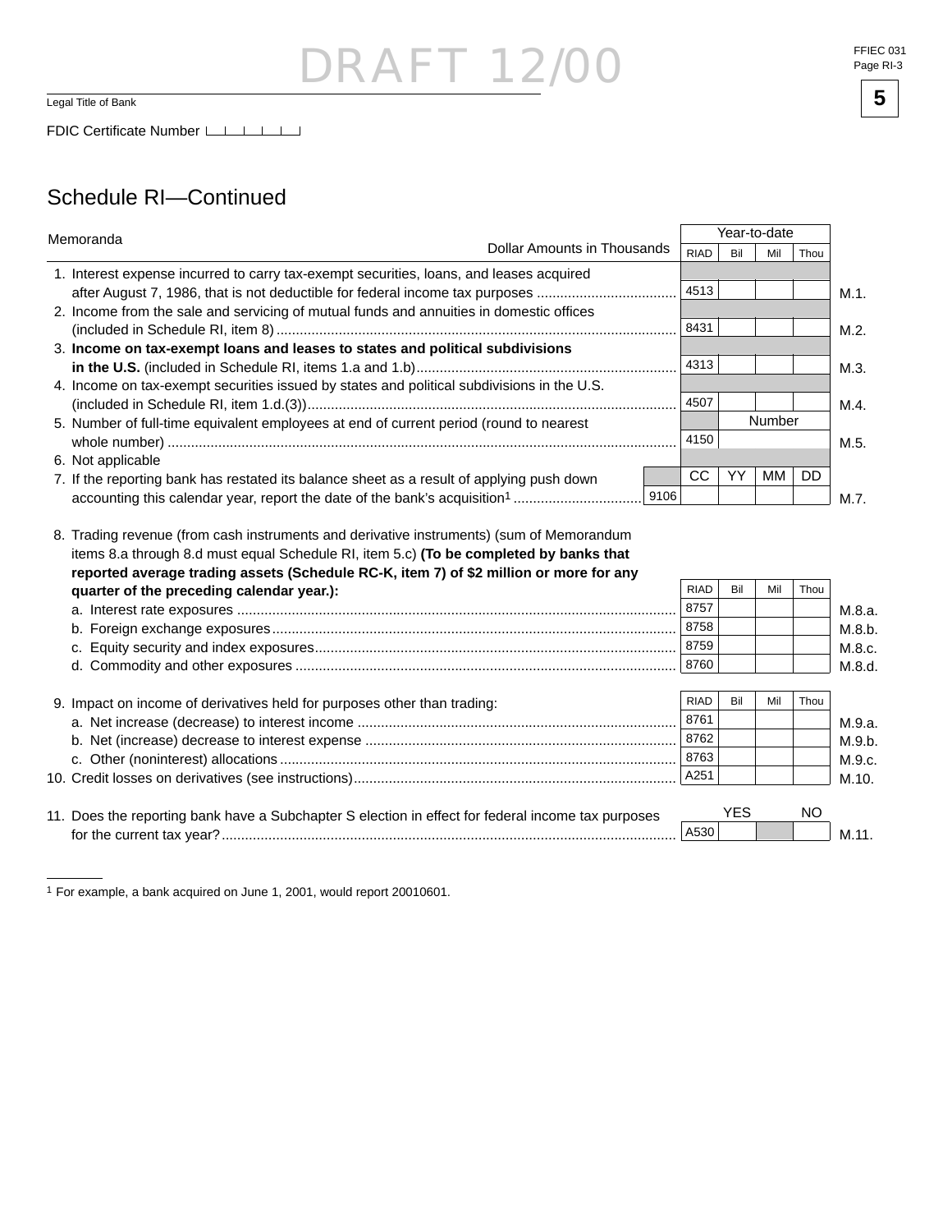DRAFT 12/00

FFIEC 031
Page RI-3

**5**

Legal Title of Bank

FDIC Certificate Number

## Schedule RI—Continued

| Memoranda — Dollar Amounts in Thousands | RIAD | Bil | Mil | Thou | |
|---|---|---|---|---|---|
| | | Year-to-date | | | |
| 1. Interest expense incurred to carry tax-exempt securities, loans, and leases acquired after August 7, 1986, that is not deductible for federal income tax purposes | 4513 | | | | M.1. |
| 2. Income from the sale and servicing of mutual funds and annuities in domestic offices (included in Schedule RI, item 8) | 8431 | | | | M.2. |
| 3. **Income on tax-exempt loans and leases to states and political subdivisions in the U.S.** (included in Schedule RI, items 1.a and 1.b) | 4313 | | | | M.3. |
| 4. Income on tax-exempt securities issued by states and political subdivisions in the U.S. (included in Schedule RI, item 1.d.(3)) | 4507 | | | | M.4. |
| | | Number | | | |
| 5. Number of full-time equivalent employees at end of current period (round to nearest whole number) | 4150 | | | | M.5. |
| 6. Not applicable | | | | | |
| | | CC | YY | MM | DD |
| 7. If the reporting bank has restated its balance sheet as a result of applying push down accounting this calendar year, report the date of the bank's acquisition[1] | 9106 | | | | M.7. |

| 8. Trading revenue (from cash instruments and derivative instruments) (sum of Memorandum items 8.a through 8.d must equal Schedule RI, item 5.c) **(To be completed by banks that reported average trading assets (Schedule RC-K, item 7) of $2 million or more for any quarter of the preceding calendar year.):** | RIAD | Bil | Mil | Thou | |
|---|---|---|---|---|---|
| a. Interest rate exposures | 8757 | | | | M.8.a. |
| b. Foreign exchange exposures | 8758 | | | | M.8.b. |
| c. Equity security and index exposures | 8759 | | | | M.8.c. |
| d. Commodity and other exposures | 8760 | | | | M.8.d. |

| 9. Impact on income of derivatives held for purposes other than trading: | RIAD | Bil | Mil | Thou | |
|---|---|---|---|---|---|
| a. Net increase (decrease) to interest income | 8761 | | | | M.9.a. |
| b. Net (increase) decrease to interest expense | 8762 | | | | M.9.b. |
| c. Other (noninterest) allocations | 8763 | | | | M.9.c. |
| 10. Credit losses on derivatives (see instructions) | A251 | | | | M.10. |

| | | YES | | NO | |
|---|---|---|---|---|---|
| 11. Does the reporting bank have a Subchapter S election in effect for federal income tax purposes for the current tax year? | A530 | | | | M.11. |

[1] For example, a bank acquired on June 1, 2001, would report 20010601.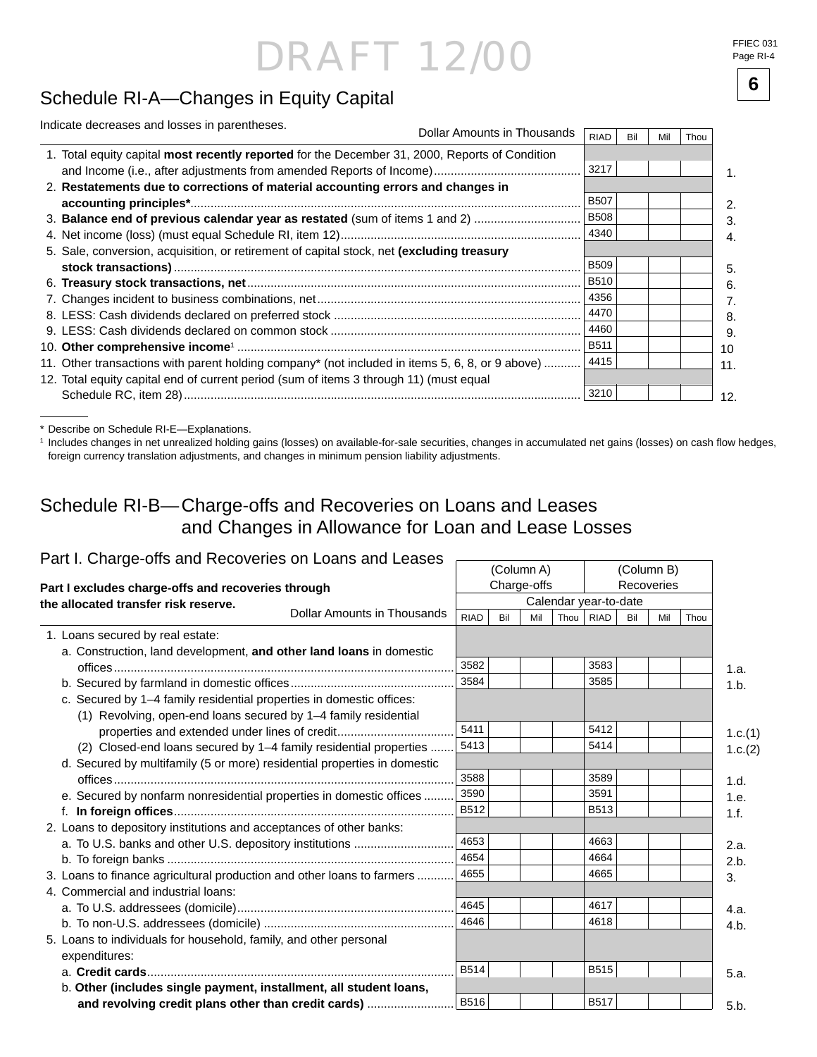DRAFT 12/00

FFIEC 031
Page RI-4

6

## Schedule RI-A—Changes in Equity Capital

Indicate decreases and losses in parentheses.

| Dollar Amounts in Thousands | RIAD | Bil | Mil | Thou | |
|---|---|---|---|---|---|
| 1. Total equity capital **most recently reported** for the December 31, 2000, Reports of Condition and Income (i.e., after adjustments from amended Reports of Income) | 3217 | | | | 1. |
| 2. **Restatements due to corrections of material accounting errors and changes in accounting principles*** | B507 | | | | 2. |
| 3. **Balance end of previous calendar year as restated** (sum of items 1 and 2) | B508 | | | | 3. |
| 4. Net income (loss) (must equal Schedule RI, item 12) | 4340 | | | | 4. |
| 5. Sale, conversion, acquisition, or retirement of capital stock, net **(excluding treasury stock transactions)** | B509 | | | | 5. |
| 6. **Treasury stock transactions, net** | B510 | | | | 6. |
| 7. Changes incident to business combinations, net | 4356 | | | | 7. |
| 8. LESS: Cash dividends declared on preferred stock | 4470 | | | | 8. |
| 9. LESS: Cash dividends declared on common stock | 4460 | | | | 9. |
| 10. **Other comprehensive income**[1] | B511 | | | | 10 |
| 11. Other transactions with parent holding company* (not included in items 5, 6, 8, or 9 above) | 4415 | | | | 11. |
| 12. Total equity capital end of current period (sum of items 3 through 11) (must equal Schedule RC, item 28) | 3210 | | | | 12. |

\* Describe on Schedule RI-E—Explanations.

[1] Includes changes in net unrealized holding gains (losses) on available-for-sale securities, changes in accumulated net gains (losses) on cash flow hedges, foreign currency translation adjustments, and changes in minimum pension liability adjustments.

## Schedule RI-B—Charge-offs and Recoveries on Loans and Leases and Changes in Allowance for Loan and Lease Losses

### Part I. Charge-offs and Recoveries on Loans and Leases

**Part I excludes charge-offs and recoveries through the allocated transfer risk reserve.**

| | (Column A) Charge-offs | | | | (Column B) Recoveries | | | | |
|---|---|---|---|---|---|---|---|---|---|
| | Calendar year-to-date | | | | | | | | |
| Dollar Amounts in Thousands | RIAD | Bil | Mil | Thou | RIAD | Bil | Mil | Thou | |
| 1. Loans secured by real estate: | | | | | | | | | |
| a. Construction, land development, **and other land loans** in domestic offices | 3582 | | | | 3583 | | | | 1.a. |
| b. Secured by farmland in domestic offices | 3584 | | | | 3585 | | | | 1.b. |
| c. Secured by 1–4 family residential properties in domestic offices: | | | | | | | | | |
| (1) Revolving, open-end loans secured by 1–4 family residential properties and extended under lines of credit | 5411 | | | | 5412 | | | | 1.c.(1) |
| (2) Closed-end loans secured by 1–4 family residential properties | 5413 | | | | 5414 | | | | 1.c.(2) |
| d. Secured by multifamily (5 or more) residential properties in domestic offices | 3588 | | | | 3589 | | | | 1.d. |
| e. Secured by nonfarm nonresidential properties in domestic offices | 3590 | | | | 3591 | | | | 1.e. |
| f. **In foreign offices** | B512 | | | | B513 | | | | 1.f. |
| 2. Loans to depository institutions and acceptances of other banks: | | | | | | | | | |
| a. To U.S. banks and other U.S. depository institutions | 4653 | | | | 4663 | | | | 2.a. |
| b. To foreign banks | 4654 | | | | 4664 | | | | 2.b. |
| 3. Loans to finance agricultural production and other loans to farmers | 4655 | | | | 4665 | | | | 3. |
| 4. Commercial and industrial loans: | | | | | | | | | |
| a. To U.S. addressees (domicile) | 4645 | | | | 4617 | | | | 4.a. |
| b. To non-U.S. addressees (domicile) | 4646 | | | | 4618 | | | | 4.b. |
| 5. Loans to individuals for household, family, and other personal expenditures: | | | | | | | | | |
| a. **Credit cards** | B514 | | | | B515 | | | | 5.a. |
| b. **Other (includes single payment, installment, all student loans, and revolving credit plans other than credit cards)** | B516 | | | | B517 | | | | 5.b. |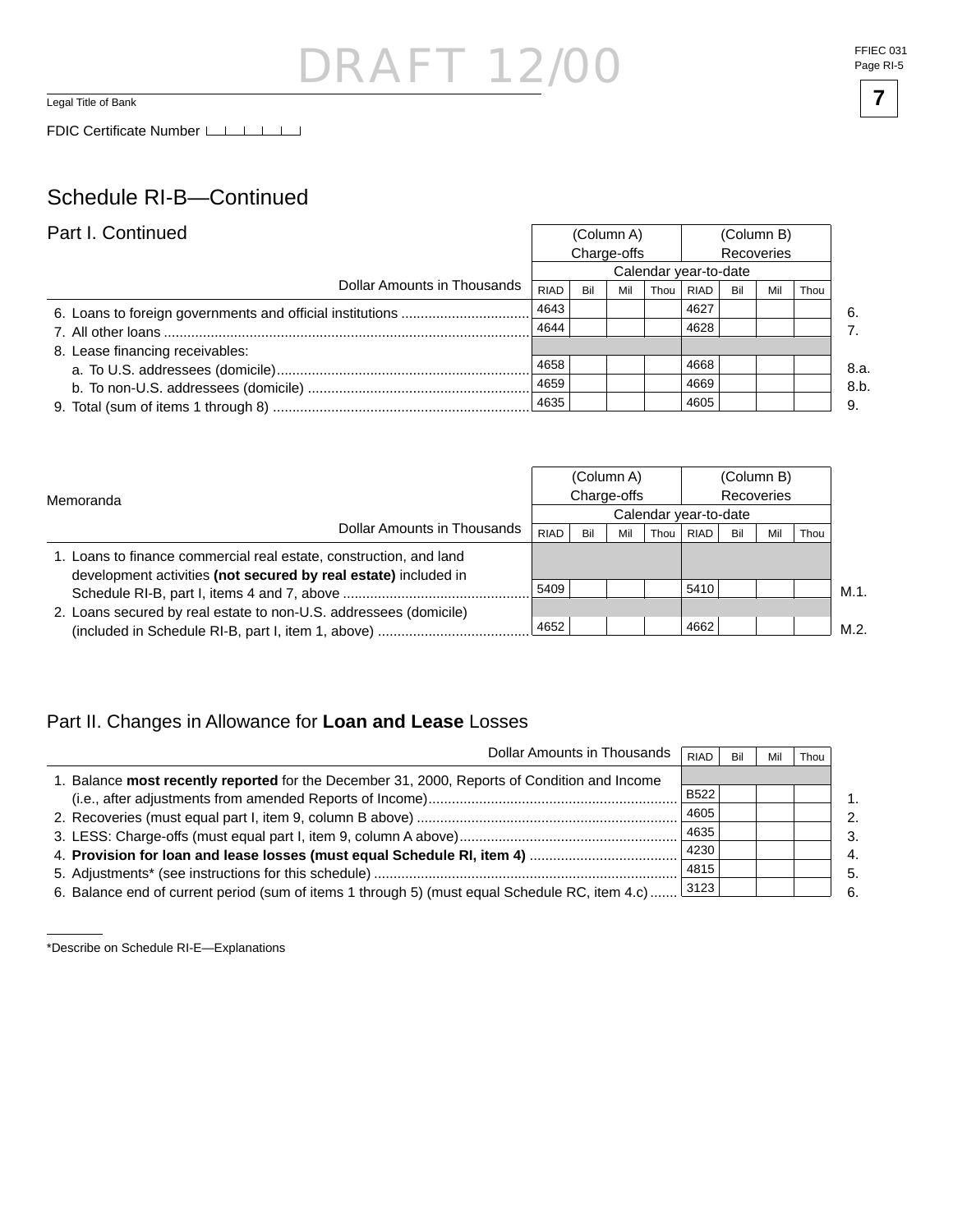DRAFT 12/00

Legal Title of Bank

FDIC Certificate Number

## Schedule RI-B—Continued

### Part I. Continued

| Dollar Amounts in Thousands | (Column A) Charge-offs Calendar year-to-date RIAD | Bil | Mil | Thou | (Column B) Recoveries Calendar year-to-date RIAD | Bil | Mil | Thou | |
|---|---|---|---|---|---|---|---|---|---|
| 6. Loans to foreign governments and official institutions | 4643 | | | | 4627 | | | | 6. |
| 7. All other loans | 4644 | | | | 4628 | | | | 7. |
| 8. Lease financing receivables: | | | | | | | | | |
| a. To U.S. addressees (domicile) | 4658 | | | | 4668 | | | | 8.a. |
| b. To non-U.S. addressees (domicile) | 4659 | | | | 4669 | | | | 8.b. |
| 9. Total (sum of items 1 through 8) | 4635 | | | | 4605 | | | | 9. |

### Memoranda

| Dollar Amounts in Thousands | (Column A) Charge-offs Calendar year-to-date RIAD | Bil | Mil | Thou | (Column B) Recoveries Calendar year-to-date RIAD | Bil | Mil | Thou | |
|---|---|---|---|---|---|---|---|---|---|
| 1. Loans to finance commercial real estate, construction, and land development activities **(not secured by real estate)** included in Schedule RI-B, part I, items 4 and 7, above | 5409 | | | | 5410 | | | | M.1. |
| 2. Loans secured by real estate to non-U.S. addressees (domicile) (included in Schedule RI-B, part I, item 1, above) | 4652 | | | | 4662 | | | | M.2. |

### Part II. Changes in Allowance for **Loan and Lease** Losses

| Dollar Amounts in Thousands | RIAD | Bil | Mil | Thou | |
|---|---|---|---|---|---|
| 1. Balance **most recently reported** for the December 31, 2000, Reports of Condition and Income (i.e., after adjustments from amended Reports of Income) | B522 | | | | 1. |
| 2. Recoveries (must equal part I, item 9, column B above) | 4605 | | | | 2. |
| 3. LESS: Charge-offs (must equal part I, item 9, column A above) | 4635 | | | | 3. |
| 4. **Provision for loan and lease losses (must equal Schedule RI, item 4)** | 4230 | | | | 4. |
| 5. Adjustments* (see instructions for this schedule) | 4815 | | | | 5. |
| 6. Balance end of current period (sum of items 1 through 5) (must equal Schedule RC, item 4.c) | 3123 | | | | 6. |

*Describe on Schedule RI-E—Explanations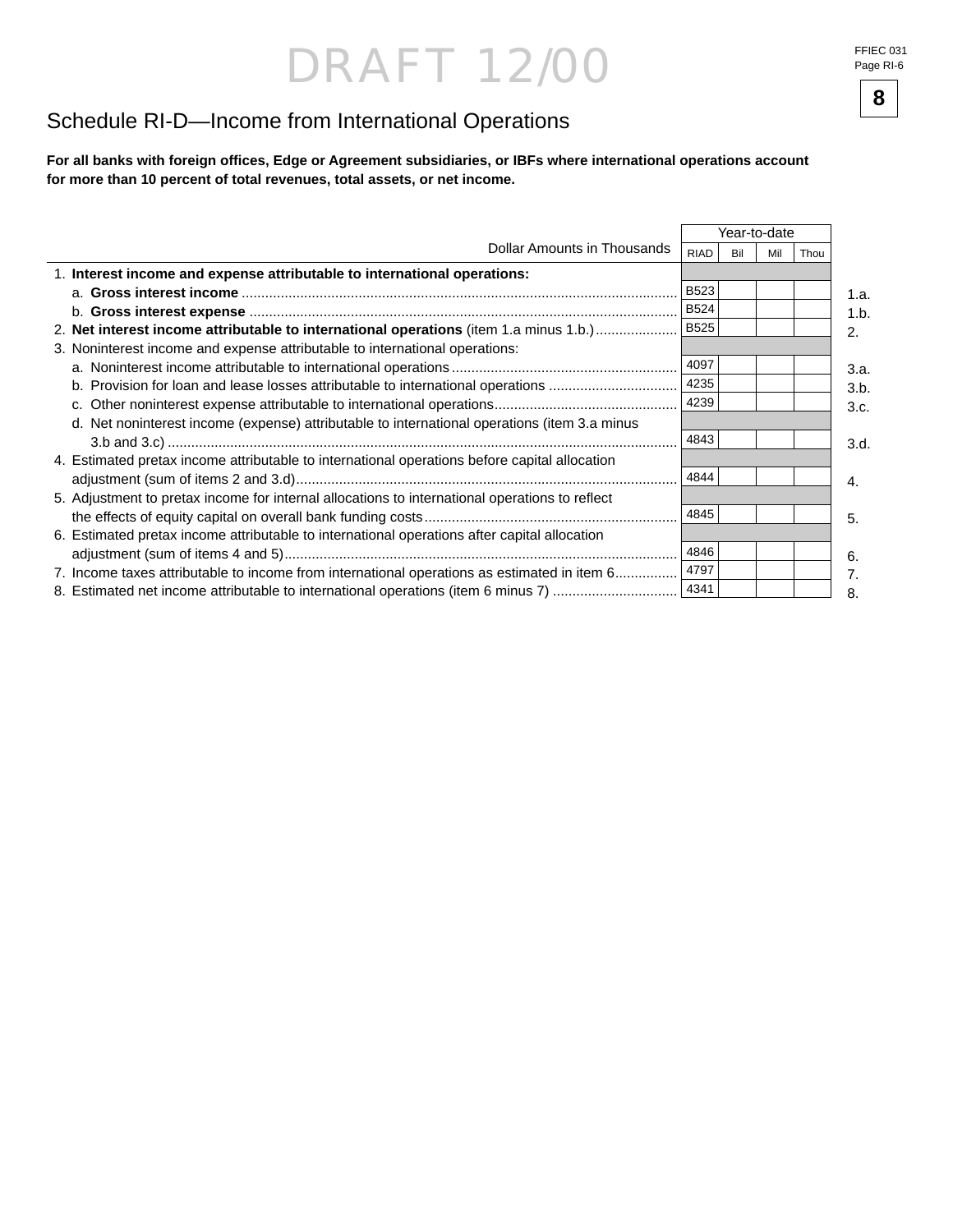DRAFT 12/00

# Schedule RI-D—Income from International Operations

**For all banks with foreign offices, Edge or Agreement subsidiaries, or IBFs where international operations account for more than 10 percent of total revenues, total assets, or net income.**

| Dollar Amounts in Thousands | RIAD | Year-to-date (Bil Mil Thou) | |
|---|---|---|---|
| 1. **Interest income and expense attributable to international operations:** | | | |
| a. **Gross interest income** | B523 | | 1.a. |
| b. **Gross interest expense** | B524 | | 1.b. |
| 2. **Net interest income attributable to international operations** (item 1.a minus 1.b.) | B525 | | 2. |
| 3. Noninterest income and expense attributable to international operations: | | | |
| a. Noninterest income attributable to international operations | 4097 | | 3.a. |
| b. Provision for loan and lease losses attributable to international operations | 4235 | | 3.b. |
| c. Other noninterest expense attributable to international operations | 4239 | | 3.c. |
| d. Net noninterest income (expense) attributable to international operations (item 3.a minus 3.b and 3.c) | 4843 | | 3.d. |
| 4. Estimated pretax income attributable to international operations before capital allocation adjustment (sum of items 2 and 3.d) | 4844 | | 4. |
| 5. Adjustment to pretax income for internal allocations to international operations to reflect the effects of equity capital on overall bank funding costs | 4845 | | 5. |
| 6. Estimated pretax income attributable to international operations after capital allocation adjustment (sum of items 4 and 5) | 4846 | | 6. |
| 7. Income taxes attributable to income from international operations as estimated in item 6 | 4797 | | 7. |
| 8. Estimated net income attributable to international operations (item 6 minus 7) | 4341 | | 8. |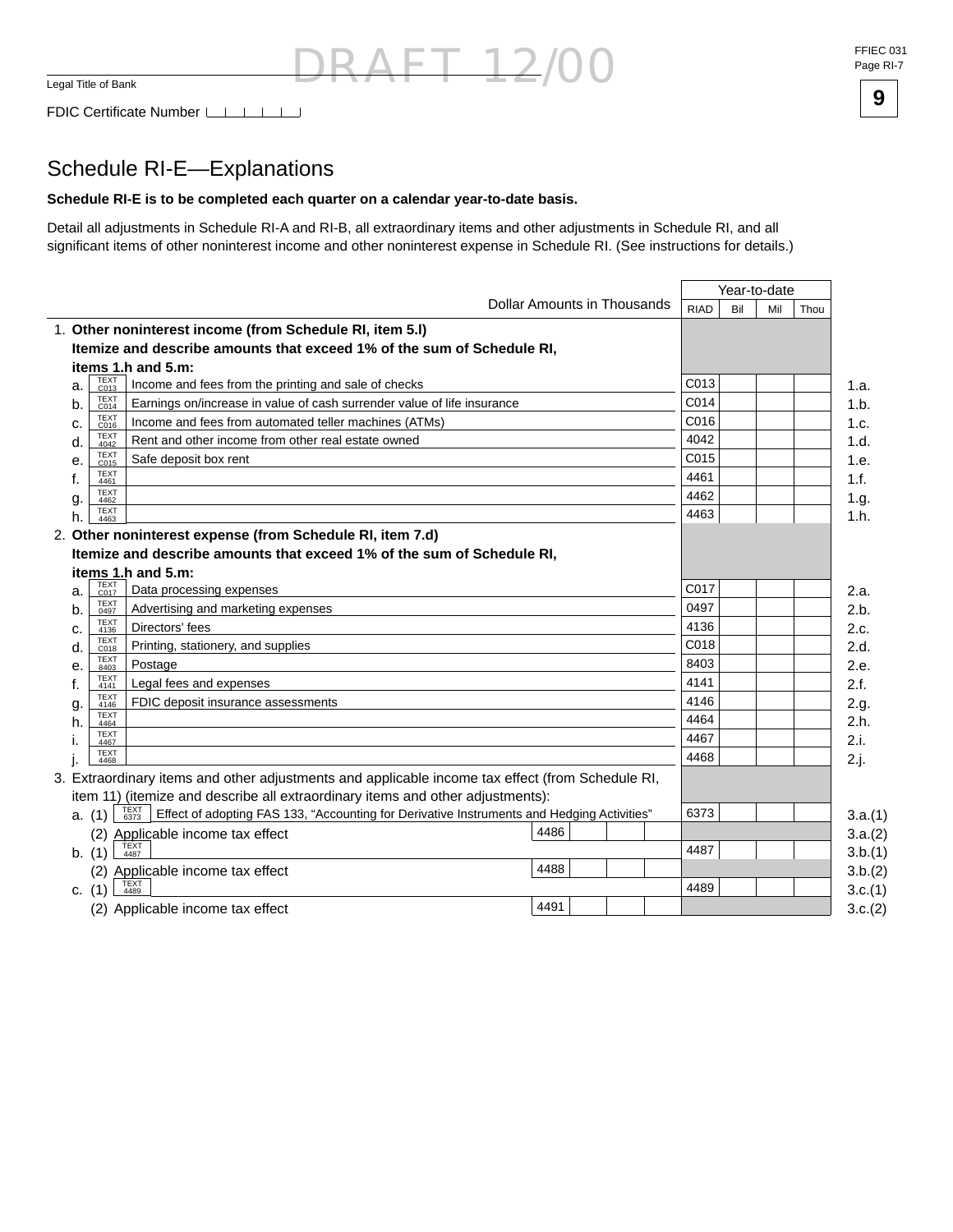Legal Title of Bank

FDIC Certificate Number

DRAFT 12/00

## Schedule RI-E—Explanations

**Schedule RI-E is to be completed each quarter on a calendar year-to-date basis.**

Detail all adjustments in Schedule RI-A and RI-B, all extraordinary items and other adjustments in Schedule RI, and all significant items of other noninterest income and other noninterest expense in Schedule RI. (See instructions for details.)

| Dollar Amounts in Thousands | | | Year-to-date | | | | |
|---|---|---|---|---|---|---|---|
| | | | RIAD | Bil | Mil | Thou | |
| 1. **Other noninterest income (from Schedule RI, item 5.l) Itemize and describe amounts that exceed 1% of the sum of Schedule RI, items 1.h and 5.m:** | | | | | | | |
| a. TEXT C013 Income and fees from the printing and sale of checks | | | C013 | | | | 1.a. |
| b. TEXT C014 Earnings on/increase in value of cash surrender value of life insurance | | | C014 | | | | 1.b. |
| c. TEXT C016 Income and fees from automated teller machines (ATMs) | | | C016 | | | | 1.c. |
| d. TEXT 4042 Rent and other income from other real estate owned | | | 4042 | | | | 1.d. |
| e. TEXT C015 Safe deposit box rent | | | C015 | | | | 1.e. |
| f. TEXT 4461 | | | 4461 | | | | 1.f. |
| g. TEXT 4462 | | | 4462 | | | | 1.g. |
| h. TEXT 4463 | | | 4463 | | | | 1.h. |
| 2. **Other noninterest expense (from Schedule RI, item 7.d) Itemize and describe amounts that exceed 1% of the sum of Schedule RI, items 1.h and 5.m:** | | | | | | | |
| a. TEXT C017 Data processing expenses | | | C017 | | | | 2.a. |
| b. TEXT 0497 Advertising and marketing expenses | | | 0497 | | | | 2.b. |
| c. TEXT 4136 Directors' fees | | | 4136 | | | | 2.c. |
| d. TEXT C018 Printing, stationery, and supplies | | | C018 | | | | 2.d. |
| e. TEXT 8403 Postage | | | 8403 | | | | 2.e. |
| f. TEXT 4141 Legal fees and expenses | | | 4141 | | | | 2.f. |
| g. TEXT 4146 FDIC deposit insurance assessments | | | 4146 | | | | 2.g. |
| h. TEXT 4464 | | | 4464 | | | | 2.h. |
| i. TEXT 4467 | | | 4467 | | | | 2.i. |
| j. TEXT 4468 | | | 4468 | | | | 2.j. |
| 3. Extraordinary items and other adjustments and applicable income tax effect (from Schedule RI, item 11) (itemize and describe all extraordinary items and other adjustments): | | | | | | | |
| a. (1) TEXT 6373 Effect of adopting FAS 133, "Accounting for Derivative Instruments and Hedging Activities" | | | 6373 | | | | 3.a.(1) |
| (2) Applicable income tax effect | 4486 | | | | | | 3.a.(2) |
| b. (1) TEXT 4487 | | | 4487 | | | | 3.b.(1) |
| (2) Applicable income tax effect | 4488 | | | | | | 3.b.(2) |
| c. (1) TEXT 4489 | | | 4489 | | | | 3.c.(1) |
| (2) Applicable income tax effect | 4491 | | | | | | 3.c.(2) |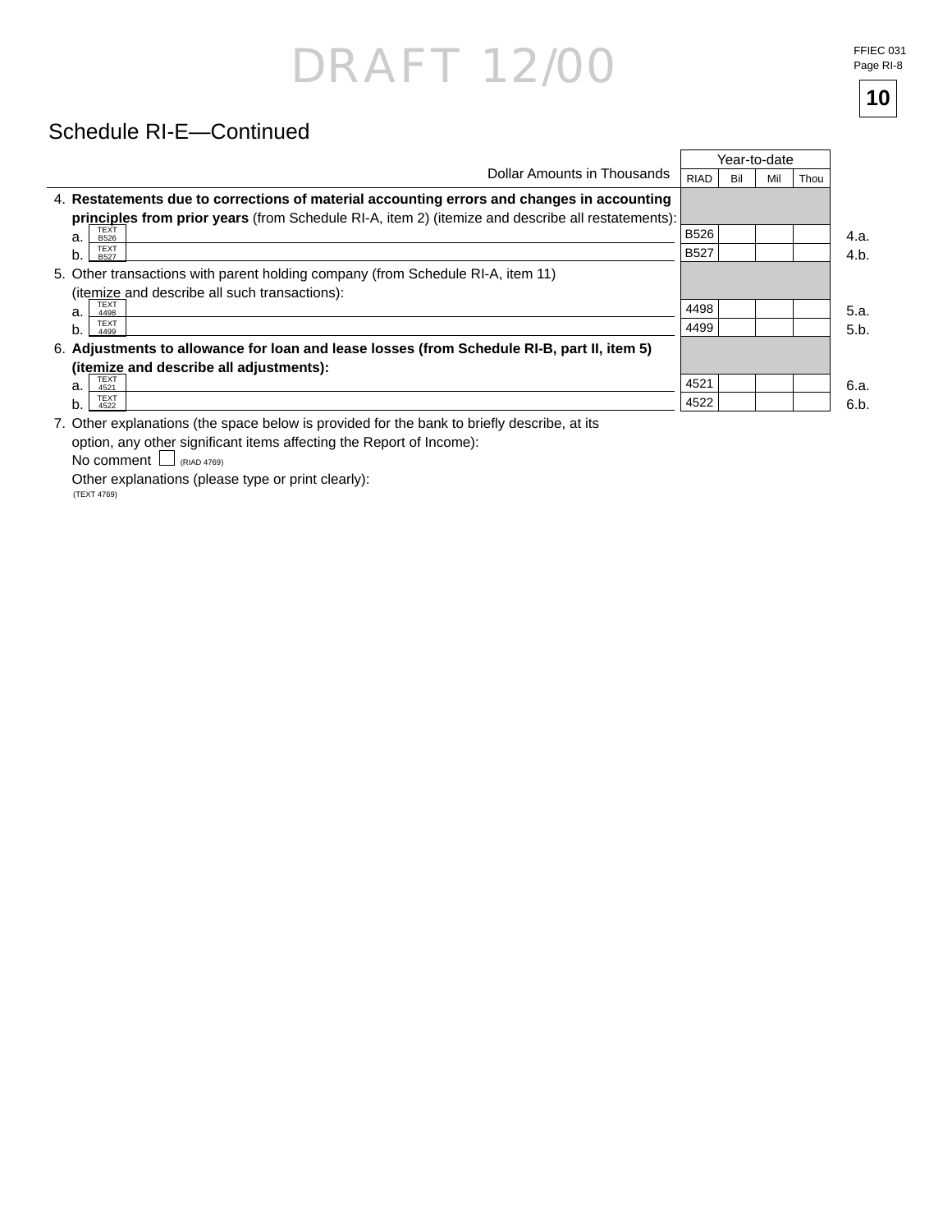DRAFT 12/00

## Schedule RI-E—Continued

| Dollar Amounts in Thousands | Year-to-date | | | | |
|---|---|---|---|---|---|
| | RIAD | Bil | Mil | Thou | |
| 4. **Restatements due to corrections of material accounting errors and changes in accounting principles from prior years** (from Schedule RI-A, item 2) (itemize and describe all restatements): | | | | | |
| a. TEXT B526 | B526 | | | | 4.a. |
| b. TEXT B527 | B527 | | | | 4.b. |
| 5. Other transactions with parent holding company (from Schedule RI-A, item 11) (itemize and describe all such transactions): | | | | | |
| a. TEXT 4498 | 4498 | | | | 5.a. |
| b. TEXT 4499 | 4499 | | | | 5.b. |
| 6. **Adjustments to allowance for loan and lease losses (from Schedule RI-B, part II, item 5) (itemize and describe all adjustments):** | | | | | |
| a. TEXT 4521 | 4521 | | | | 6.a. |
| b. TEXT 4522 | 4522 | | | | 6.b. |

7. Other explanations (the space below is provided for the bank to briefly describe, at its option, any other significant items affecting the Report of Income):

No comment ☐ (RIAD 4769)

Other explanations (please type or print clearly):

(TEXT 4769)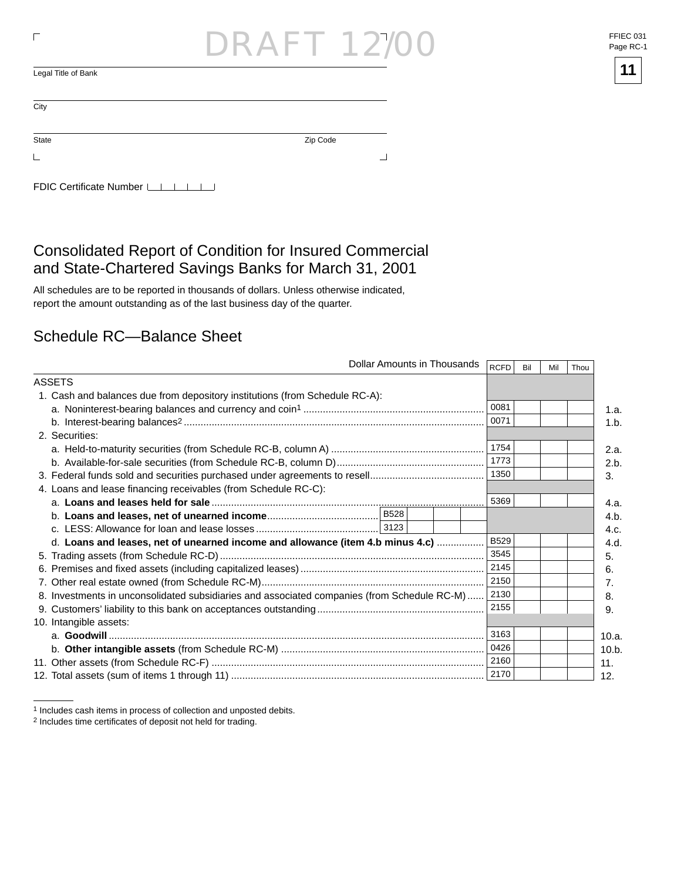DRAFT 12/00

FFIEC 031
Page RC-1

Legal Title of Bank

City

State Zip Code

FDIC Certificate Number

# Consolidated Report of Condition for Insured Commercial and State-Chartered Savings Banks for March 31, 2001

All schedules are to be reported in thousands of dollars. Unless otherwise indicated, report the amount outstanding as of the last business day of the quarter.

## Schedule RC—Balance Sheet

| Dollar Amounts in Thousands | RCFD | | | | RCFD | Bil | Mil | Thou | |
|---|---|---|---|---|---|---|---|---|---|
| ASSETS | | | | | | | | | |
| 1. Cash and balances due from depository institutions (from Schedule RC-A): | | | | | | | | | |
| a. Noninterest-bearing balances and currency and coin[1] | | | | | 0081 | | | | 1.a. |
| b. Interest-bearing balances[2] | | | | | 0071 | | | | 1.b. |
| 2. Securities: | | | | | | | | | |
| a. Held-to-maturity securities (from Schedule RC-B, column A) | | | | | 1754 | | | | 2.a. |
| b. Available-for-sale securities (from Schedule RC-B, column D) | | | | | 1773 | | | | 2.b. |
| 3. Federal funds sold and securities purchased under agreements to resell | | | | | 1350 | | | | 3. |
| 4. Loans and lease financing receivables (from Schedule RC-C): | | | | | | | | | |
| a. **Loans and leases held for sale** | | | | | 5369 | | | | 4.a. |
| b. **Loans and leases, net of unearned income** | B528 | | | | | | | | 4.b. |
| c. LESS: Allowance for loan and lease losses | 3123 | | | | | | | | 4.c. |
| d. **Loans and leases, net of unearned income and allowance (item 4.b minus 4.c)** | | | | | B529 | | | | 4.d. |
| 5. Trading assets (from Schedule RC-D) | | | | | 3545 | | | | 5. |
| 6. Premises and fixed assets (including capitalized leases) | | | | | 2145 | | | | 6. |
| 7. Other real estate owned (from Schedule RC-M) | | | | | 2150 | | | | 7. |
| 8. Investments in unconsolidated subsidiaries and associated companies (from Schedule RC-M) | | | | | 2130 | | | | 8. |
| 9. Customers' liability to this bank on acceptances outstanding | | | | | 2155 | | | | 9. |
| 10. Intangible assets: | | | | | | | | | |
| a. **Goodwill** | | | | | 3163 | | | | 10.a. |
| b. **Other intangible assets** (from Schedule RC-M) | | | | | 0426 | | | | 10.b. |
| 11. Other assets (from Schedule RC-F) | | | | | 2160 | | | | 11. |
| 12. Total assets (sum of items 1 through 11) | | | | | 2170 | | | | 12. |

[1] Includes cash items in process of collection and unposted debits.
[2] Includes time certificates of deposit not held for trading.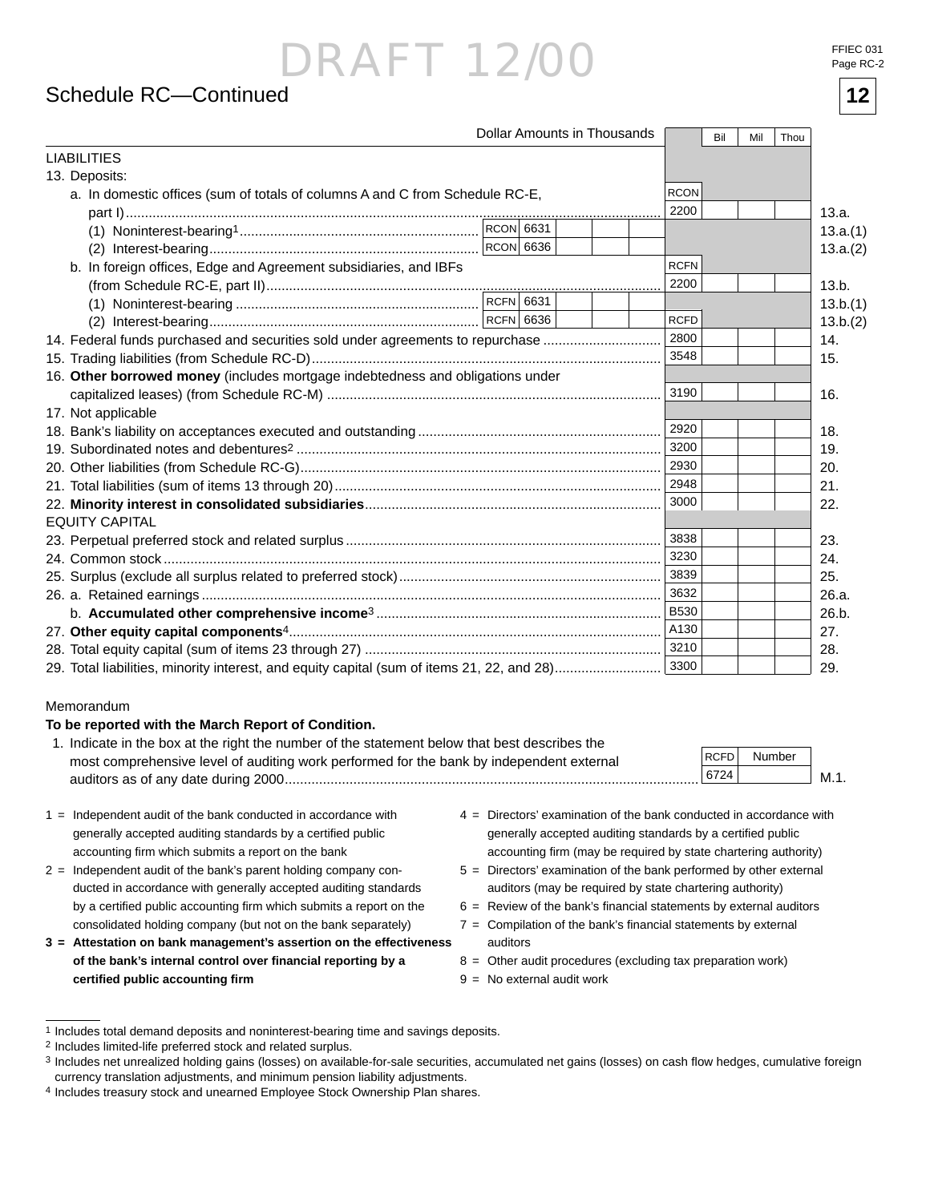# Schedule RC—Continued

| Dollar Amounts in Thousands | | | Bil | Mil | Thou | |
|---|---|---|---|---|---|---|
| **LIABILITIES** | | | | | | |
| 13. Deposits: | | | | | | |
| a. In domestic offices (sum of totals of columns A and C from Schedule RC-E, part I) | | RCON 2200 | | | | 13.a. |
| (1) Noninterest-bearing[1] | RCON 6631 | | | | | 13.a.(1) |
| (2) Interest-bearing | RCON 6636 | | | | | 13.a.(2) |
| b. In foreign offices, Edge and Agreement subsidiaries, and IBFs (from Schedule RC-E, part II) | | RCFN 2200 | | | | 13.b. |
| (1) Noninterest-bearing | RCFN 6631 | | | | | 13.b.(1) |
| (2) Interest-bearing | RCFN 6636 | | | | | 13.b.(2) |
| 14. Federal funds purchased and securities sold under agreements to repurchase | | RCFD 2800 | | | | 14. |
| 15. Trading liabilities (from Schedule RC-D) | | 3548 | | | | 15. |
| 16. **Other borrowed money** (includes mortgage indebtedness and obligations under capitalized leases) (from Schedule RC-M) | | 3190 | | | | 16. |
| 17. Not applicable | | | | | | |
| 18. Bank's liability on acceptances executed and outstanding | | 2920 | | | | 18. |
| 19. Subordinated notes and debentures[2] | | 3200 | | | | 19. |
| 20. Other liabilities (from Schedule RC-G) | | 2930 | | | | 20. |
| 21. Total liabilities (sum of items 13 through 20) | | 2948 | | | | 21. |
| 22. **Minority interest in consolidated subsidiaries** | | 3000 | | | | 22. |
| **EQUITY CAPITAL** | | | | | | |
| 23. Perpetual preferred stock and related surplus | | 3838 | | | | 23. |
| 24. Common stock | | 3230 | | | | 24. |
| 25. Surplus (exclude all surplus related to preferred stock) | | 3839 | | | | 25. |
| 26. a. Retained earnings | | 3632 | | | | 26.a. |
| b. **Accumulated other comprehensive income**[3] | | B530 | | | | 26.b. |
| 27. **Other equity capital components**[4] | | A130 | | | | 27. |
| 28. Total equity capital (sum of items 23 through 27) | | 3210 | | | | 28. |
| 29. Total liabilities, minority interest, and equity capital (sum of items 21, 22, and 28) | | 3300 | | | | 29. |

Memorandum

**To be reported with the March Report of Condition.**

| | RCFD | Number | |
|---|---|---|---|
| 1. Indicate in the box at the right the number of the statement below that best describes the most comprehensive level of auditing work performed for the bank by independent external auditors as of any date during 2000 | 6724 | | M.1. |

1 = Independent audit of the bank conducted in accordance with generally accepted auditing standards by a certified public accounting firm which submits a report on the bank

2 = Independent audit of the bank's parent holding company conducted in accordance with generally accepted auditing standards by a certified public accounting firm which submits a report on the consolidated holding company (but not on the bank separately)

**3 = Attestation on bank management's assertion on the effectiveness of the bank's internal control over financial reporting by a certified public accounting firm**

4 = Directors' examination of the bank conducted in accordance with generally accepted auditing standards by a certified public accounting firm (may be required by state chartering authority)

5 = Directors' examination of the bank performed by other external auditors (may be required by state chartering authority)

6 = Review of the bank's financial statements by external auditors

7 = Compilation of the bank's financial statements by external auditors

8 = Other audit procedures (excluding tax preparation work)

9 = No external audit work

---

[1] Includes total demand deposits and noninterest-bearing time and savings deposits.

[2] Includes limited-life preferred stock and related surplus.

[3] Includes net unrealized holding gains (losses) on available-for-sale securities, accumulated net gains (losses) on cash flow hedges, cumulative foreign currency translation adjustments, and minimum pension liability adjustments.

[4] Includes treasury stock and unearned Employee Stock Ownership Plan shares.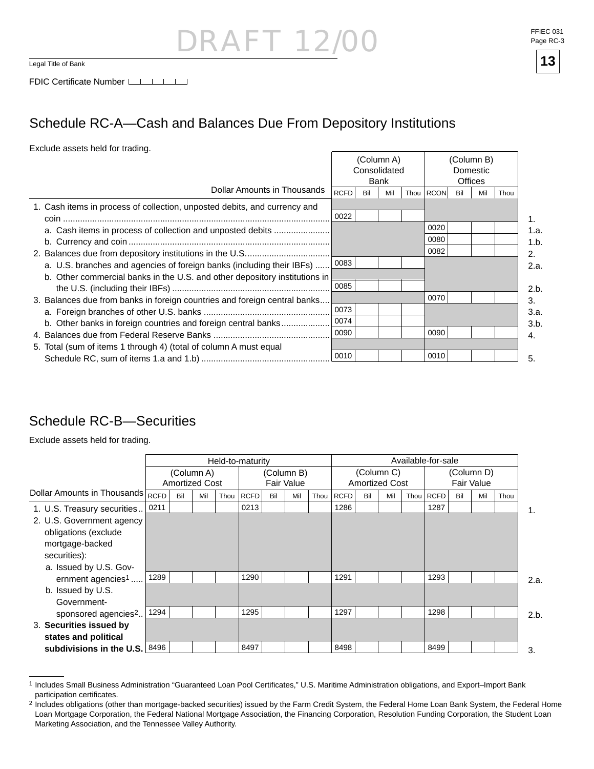DRAFT 12/00

Legal Title of Bank

FDIC Certificate Number

## Schedule RC-A—Cash and Balances Due From Depository Institutions

Exclude assets held for trading.

| Dollar Amounts in Thousands | (Column A) Consolidated Bank RCFD | Bil Mil Thou | (Column B) Domestic Offices RCON | Bil Mil Thou | |
|---|---|---|---|---|---|
| 1. Cash items in process of collection, unposted debits, and currency and coin | 0022 | | | | 1. |
| a. Cash items in process of collection and unposted debits | | | 0020 | | 1.a. |
| b. Currency and coin | | | 0080 | | 1.b. |
| 2. Balances due from depository institutions in the U.S. | | | 0082 | | 2. |
| a. U.S. branches and agencies of foreign banks (including their IBFs) | 0083 | | | | 2.a. |
| b. Other commercial banks in the U.S. and other depository institutions in the U.S. (including their IBFs) | 0085 | | | | 2.b. |
| 3. Balances due from banks in foreign countries and foreign central banks | | | 0070 | | 3. |
| a. Foreign branches of other U.S. banks | 0073 | | | | 3.a. |
| b. Other banks in foreign countries and foreign central banks | 0074 | | | | 3.b. |
| 4. Balances due from Federal Reserve Banks | 0090 | | 0090 | | 4. |
| 5. Total (sum of items 1 through 4) (total of column A must equal Schedule RC, sum of items 1.a and 1.b) | 0010 | | 0010 | | 5. |

## Schedule RC-B—Securities

Exclude assets held for trading.

| | Held-to-maturity | | | | Available-for-sale | | | | |
|---|---|---|---|---|---|---|---|---|---|
| | (Column A) Amortized Cost | | (Column B) Fair Value | | (Column C) Amortized Cost | | (Column D) Fair Value | | |
| Dollar Amounts in Thousands | RCFD | Bil Mil Thou | RCFD | Bil Mil Thou | RCFD | Bil Mil Thou | RCFD | Bil Mil Thou | |
| 1. U.S. Treasury securities | 0211 | | 0213 | | 1286 | | 1287 | | 1. |
| 2. U.S. Government agency obligations (exclude mortgage-backed securities): | | | | | | | | | |
| a. Issued by U.S. Government agencies[1] | 1289 | | 1290 | | 1291 | | 1293 | | 2.a. |
| b. Issued by U.S. Government-sponsored agencies[2] | 1294 | | 1295 | | 1297 | | 1298 | | 2.b. |
| 3. **Securities issued by states and political subdivisions in the U.S.** | 8496 | | 8497 | | 8498 | | 8499 | | 3. |

[1] Includes Small Business Administration "Guaranteed Loan Pool Certificates," U.S. Maritime Administration obligations, and Export–Import Bank participation certificates.

[2] Includes obligations (other than mortgage-backed securities) issued by the Farm Credit System, the Federal Home Loan Bank System, the Federal Home Loan Mortgage Corporation, the Federal National Mortgage Association, the Financing Corporation, Resolution Funding Corporation, the Student Loan Marketing Association, and the Tennessee Valley Authority.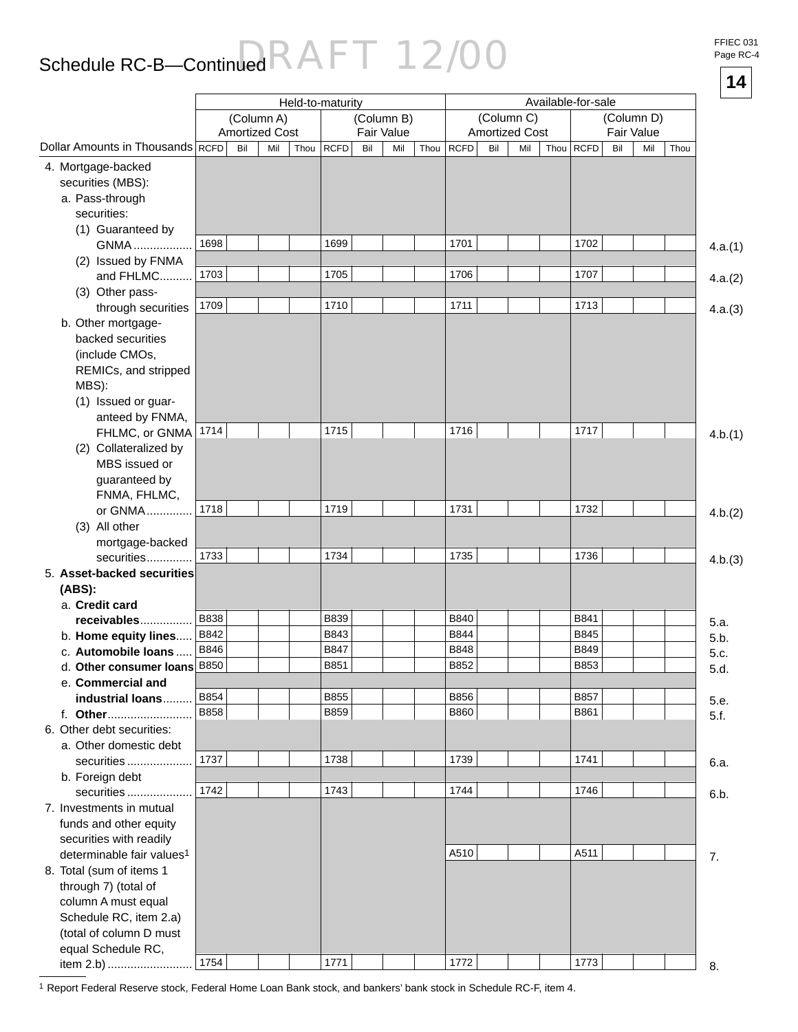## Schedule RC-B—Continued

DRAFT 12/00

| Dollar Amounts in Thousands | Held-to-maturity (Column A) Amortized Cost RCFD | Bil Mil Thou | Held-to-maturity (Column B) Fair Value RCFD | Bil Mil Thou | Available-for-sale (Column C) Amortized Cost RCFD | Bil Mil Thou | Available-for-sale (Column D) Fair Value RCFD | Bil Mil Thou | |
|---|---|---|---|---|---|---|---|---|---|
| 4. Mortgage-backed securities (MBS): | | | | | | | | | |
| a. Pass-through securities: | | | | | | | | | |
| (1) Guaranteed by GNMA | 1698 | | 1699 | | 1701 | | 1702 | | 4.a.(1) |
| (2) Issued by FNMA and FHLMC | 1703 | | 1705 | | 1706 | | 1707 | | 4.a.(2) |
| (3) Other pass-through securities | 1709 | | 1710 | | 1711 | | 1713 | | 4.a.(3) |
| b. Other mortgage-backed securities (include CMOs, REMICs, and stripped MBS): | | | | | | | | | |
| (1) Issued or guaranteed by FNMA, FHLMC, or GNMA | 1714 | | 1715 | | 1716 | | 1717 | | 4.b.(1) |
| (2) Collateralized by MBS issued or guaranteed by FNMA, FHLMC, or GNMA | 1718 | | 1719 | | 1731 | | 1732 | | 4.b.(2) |
| (3) All other mortgage-backed securities | 1733 | | 1734 | | 1735 | | 1736 | | 4.b.(3) |
| 5. **Asset-backed securities (ABS):** | | | | | | | | | |
| a. **Credit card receivables** | B838 | | B839 | | B840 | | B841 | | 5.a. |
| b. **Home equity lines** | B842 | | B843 | | B844 | | B845 | | 5.b. |
| c. **Automobile loans** | B846 | | B847 | | B848 | | B849 | | 5.c. |
| d. **Other consumer loans** | B850 | | B851 | | B852 | | B853 | | 5.d. |
| e. **Commercial and industrial loans** | B854 | | B855 | | B856 | | B857 | | 5.e. |
| f. **Other** | B858 | | B859 | | B860 | | B861 | | 5.f. |
| 6. Other debt securities: | | | | | | | | | |
| a. Other domestic debt securities | 1737 | | 1738 | | 1739 | | 1741 | | 6.a. |
| b. Foreign debt securities | 1742 | | 1743 | | 1744 | | 1746 | | 6.b. |
| 7. Investments in mutual funds and other equity securities with readily determinable fair values[1] | | | | | A510 | | A511 | | 7. |
| 8. Total (sum of items 1 through 7) (total of column A must equal Schedule RC, item 2.a) (total of column D must equal Schedule RC, item 2.b) | 1754 | | 1771 | | 1772 | | 1773 | | 8. |

[1] Report Federal Reserve stock, Federal Home Loan Bank stock, and bankers' bank stock in Schedule RC-F, item 4.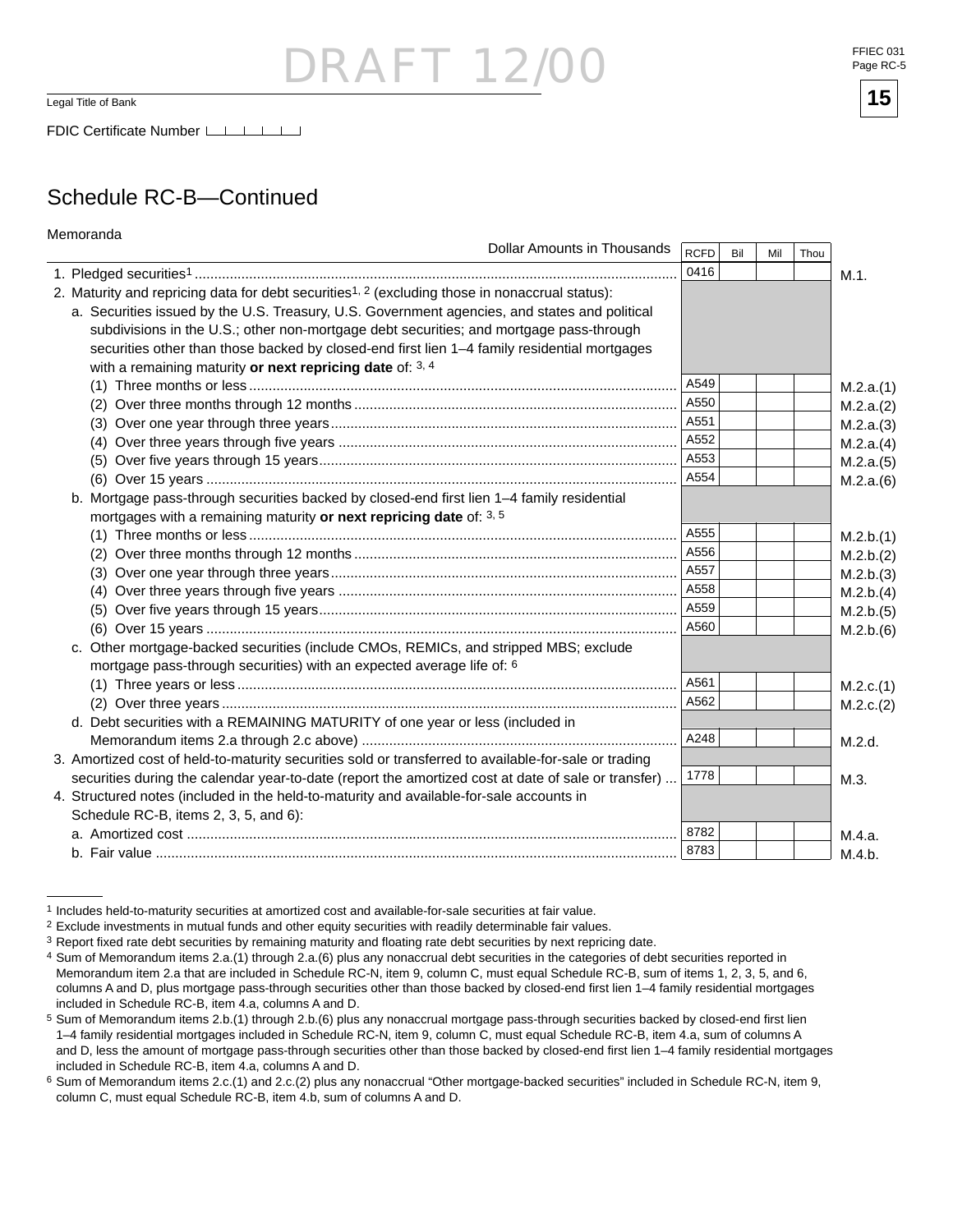DRAFT 12/00

Legal Title of Bank

FDIC Certificate Number

## Schedule RC-B—Continued

Memoranda

| Dollar Amounts in Thousands | RCFD | Bil | Mil | Thou | |
|---|---|---|---|---|---|
| 1. Pledged securities[1] | 0416 | | | | M.1. |
| 2. Maturity and repricing data for debt securities[1, 2] (excluding those in nonaccrual status): | | | | | |
| a. Securities issued by the U.S. Treasury, U.S. Government agencies, and states and political subdivisions in the U.S.; other non-mortgage debt securities; and mortgage pass-through securities other than those backed by closed-end first lien 1–4 family residential mortgages with a remaining maturity **or next repricing date** of: [3, 4] | | | | | |
| (1) Three months or less | A549 | | | | M.2.a.(1) |
| (2) Over three months through 12 months | A550 | | | | M.2.a.(2) |
| (3) Over one year through three years | A551 | | | | M.2.a.(3) |
| (4) Over three years through five years | A552 | | | | M.2.a.(4) |
| (5) Over five years through 15 years | A553 | | | | M.2.a.(5) |
| (6) Over 15 years | A554 | | | | M.2.a.(6) |
| b. Mortgage pass-through securities backed by closed-end first lien 1–4 family residential mortgages with a remaining maturity **or next repricing date** of: [3, 5] | | | | | |
| (1) Three months or less | A555 | | | | M.2.b.(1) |
| (2) Over three months through 12 months | A556 | | | | M.2.b.(2) |
| (3) Over one year through three years | A557 | | | | M.2.b.(3) |
| (4) Over three years through five years | A558 | | | | M.2.b.(4) |
| (5) Over five years through 15 years | A559 | | | | M.2.b.(5) |
| (6) Over 15 years | A560 | | | | M.2.b.(6) |
| c. Other mortgage-backed securities (include CMOs, REMICs, and stripped MBS; exclude mortgage pass-through securities) with an expected average life of: [6] | | | | | |
| (1) Three years or less | A561 | | | | M.2.c.(1) |
| (2) Over three years | A562 | | | | M.2.c.(2) |
| d. Debt securities with a REMAINING MATURITY of one year or less (included in Memorandum items 2.a through 2.c above) | A248 | | | | M.2.d. |
| 3. Amortized cost of held-to-maturity securities sold or transferred to available-for-sale or trading securities during the calendar year-to-date (report the amortized cost at date of sale or transfer) | 1778 | | | | M.3. |
| 4. Structured notes (included in the held-to-maturity and available-for-sale accounts in Schedule RC-B, items 2, 3, 5, and 6): | | | | | |
| a. Amortized cost | 8782 | | | | M.4.a. |
| b. Fair value | 8783 | | | | M.4.b. |

[1] Includes held-to-maturity securities at amortized cost and available-for-sale securities at fair value.

[2] Exclude investments in mutual funds and other equity securities with readily determinable fair values.

[3] Report fixed rate debt securities by remaining maturity and floating rate debt securities by next repricing date.

[4] Sum of Memorandum items 2.a.(1) through 2.a.(6) plus any nonaccrual debt securities in the categories of debt securities reported in Memorandum item 2.a that are included in Schedule RC-N, item 9, column C, must equal Schedule RC-B, sum of items 1, 2, 3, 5, and 6, columns A and D, plus mortgage pass-through securities other than those backed by closed-end first lien 1–4 family residential mortgages included in Schedule RC-B, item 4.a, columns A and D.

[5] Sum of Memorandum items 2.b.(1) through 2.b.(6) plus any nonaccrual mortgage pass-through securities backed by closed-end first lien 1–4 family residential mortgages included in Schedule RC-N, item 9, column C, must equal Schedule RC-B, item 4.a, sum of columns A and D, less the amount of mortgage pass-through securities other than those backed by closed-end first lien 1–4 family residential mortgages included in Schedule RC-B, item 4.a, columns A and D.

[6] Sum of Memorandum items 2.c.(1) and 2.c.(2) plus any nonaccrual "Other mortgage-backed securities" included in Schedule RC-N, item 9, column C, must equal Schedule RC-B, item 4.b, sum of columns A and D.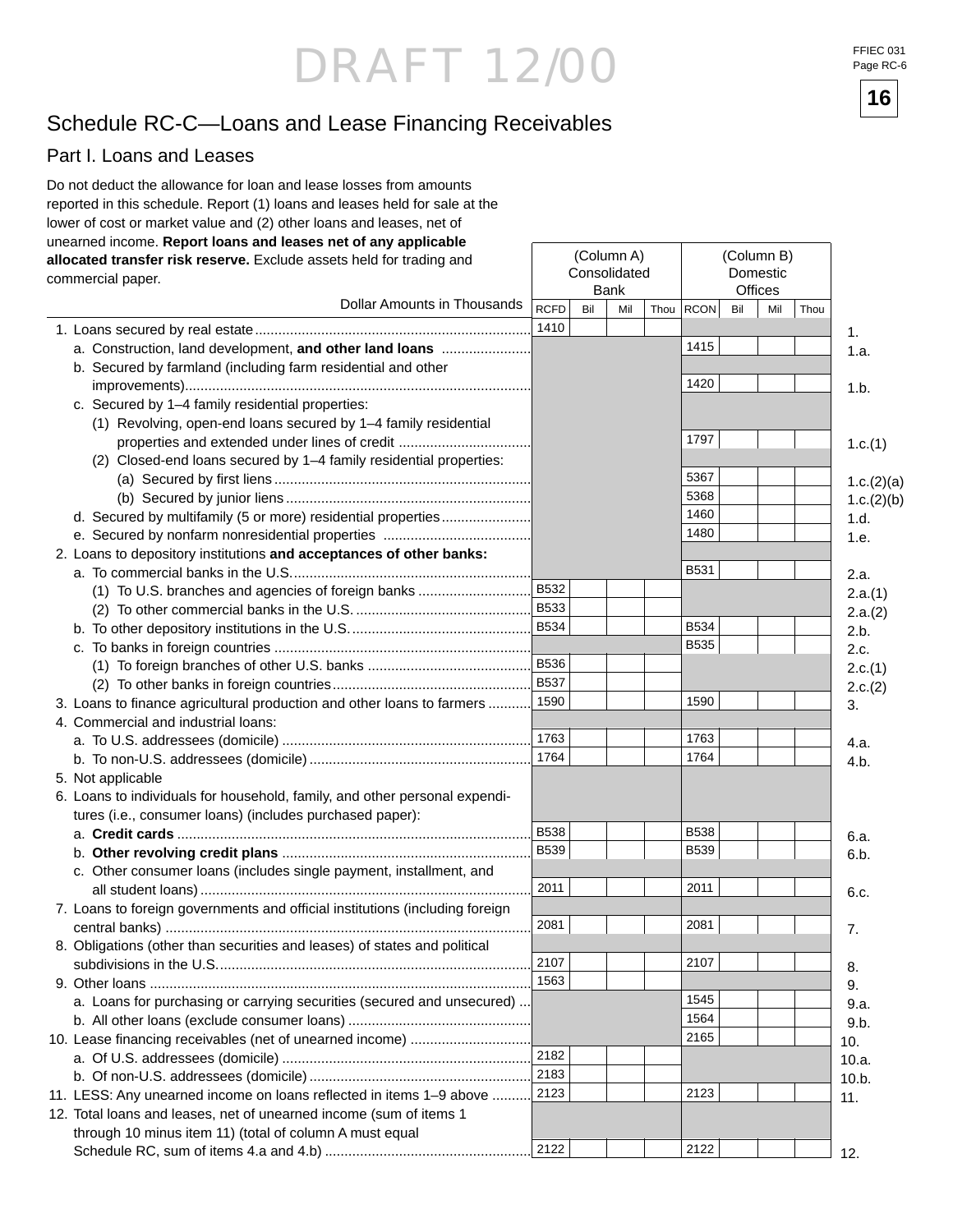DRAFT 12/00

FFIEC 031
Page RC-6

**16**

# Schedule RC-C—Loans and Lease Financing Receivables

## Part I. Loans and Leases

Do not deduct the allowance for loan and lease losses from amounts reported in this schedule. Report (1) loans and leases held for sale at the lower of cost or market value and (2) other loans and leases, net of unearned income. **Report loans and leases net of any applicable allocated transfer risk reserve.** Exclude assets held for trading and commercial paper.

| Dollar Amounts in Thousands | (Column A) Consolidated Bank | | | | (Column B) Domestic Offices | | | | |
|---|---|---|---|---|---|---|---|---|---|
| | RCFD | Bil | Mil | Thou | RCON | Bil | Mil | Thou | |
| 1. Loans secured by real estate | 1410 | | | | | | | | 1. |
| a. Construction, land development, **and other land loans** | | | | | 1415 | | | | 1.a. |
| b. Secured by farmland (including farm residential and other improvements) | | | | | 1420 | | | | 1.b. |
| c. Secured by 1–4 family residential properties: | | | | | | | | | |
| (1) Revolving, open-end loans secured by 1–4 family residential properties and extended under lines of credit | | | | | 1797 | | | | 1.c.(1) |
| (2) Closed-end loans secured by 1–4 family residential properties: | | | | | | | | | |
| (a) Secured by first liens | | | | | 5367 | | | | 1.c.(2)(a) |
| (b) Secured by junior liens | | | | | 5368 | | | | 1.c.(2)(b) |
| d. Secured by multifamily (5 or more) residential properties | | | | | 1460 | | | | 1.d. |
| e. Secured by nonfarm nonresidential properties | | | | | 1480 | | | | 1.e. |
| 2. Loans to depository institutions **and acceptances of other banks:** | | | | | | | | | |
| a. To commercial banks in the U.S. | | | | | B531 | | | | 2.a. |
| (1) To U.S. branches and agencies of foreign banks | B532 | | | | | | | | 2.a.(1) |
| (2) To other commercial banks in the U.S. | B533 | | | | | | | | 2.a.(2) |
| b. To other depository institutions in the U.S. | B534 | | | | B534 | | | | 2.b. |
| c. To banks in foreign countries | | | | | B535 | | | | 2.c. |
| (1) To foreign branches of other U.S. banks | B536 | | | | | | | | 2.c.(1) |
| (2) To other banks in foreign countries | B537 | | | | | | | | 2.c.(2) |
| 3. Loans to finance agricultural production and other loans to farmers | 1590 | | | | 1590 | | | | 3. |
| 4. Commercial and industrial loans: | | | | | | | | | |
| a. To U.S. addressees (domicile) | 1763 | | | | 1763 | | | | 4.a. |
| b. To non-U.S. addressees (domicile) | 1764 | | | | 1764 | | | | 4.b. |
| 5. Not applicable | | | | | | | | | |
| 6. Loans to individuals for household, family, and other personal expenditures (i.e., consumer loans) (includes purchased paper): | | | | | | | | | |
| a. **Credit cards** | B538 | | | | B538 | | | | 6.a. |
| b. **Other revolving credit plans** | B539 | | | | B539 | | | | 6.b. |
| c. Other consumer loans (includes single payment, installment, and all student loans) | 2011 | | | | 2011 | | | | 6.c. |
| 7. Loans to foreign governments and official institutions (including foreign central banks) | 2081 | | | | 2081 | | | | 7. |
| 8. Obligations (other than securities and leases) of states and political subdivisions in the U.S. | 2107 | | | | 2107 | | | | 8. |
| 9. Other loans | 1563 | | | | | | | | 9. |
| a. Loans for purchasing or carrying securities (secured and unsecured) | | | | | 1545 | | | | 9.a. |
| b. All other loans (exclude consumer loans) | | | | | 1564 | | | | 9.b. |
| 10. Lease financing receivables (net of unearned income) | | | | | 2165 | | | | 10. |
| a. Of U.S. addressees (domicile) | 2182 | | | | | | | | 10.a. |
| b. Of non-U.S. addressees (domicile) | 2183 | | | | | | | | 10.b. |
| 11. LESS: Any unearned income on loans reflected in items 1–9 above | 2123 | | | | 2123 | | | | 11. |
| 12. Total loans and leases, net of unearned income (sum of items 1 through 10 minus item 11) (total of column A must equal Schedule RC, sum of items 4.a and 4.b) | 2122 | | | | 2122 | | | | 12. |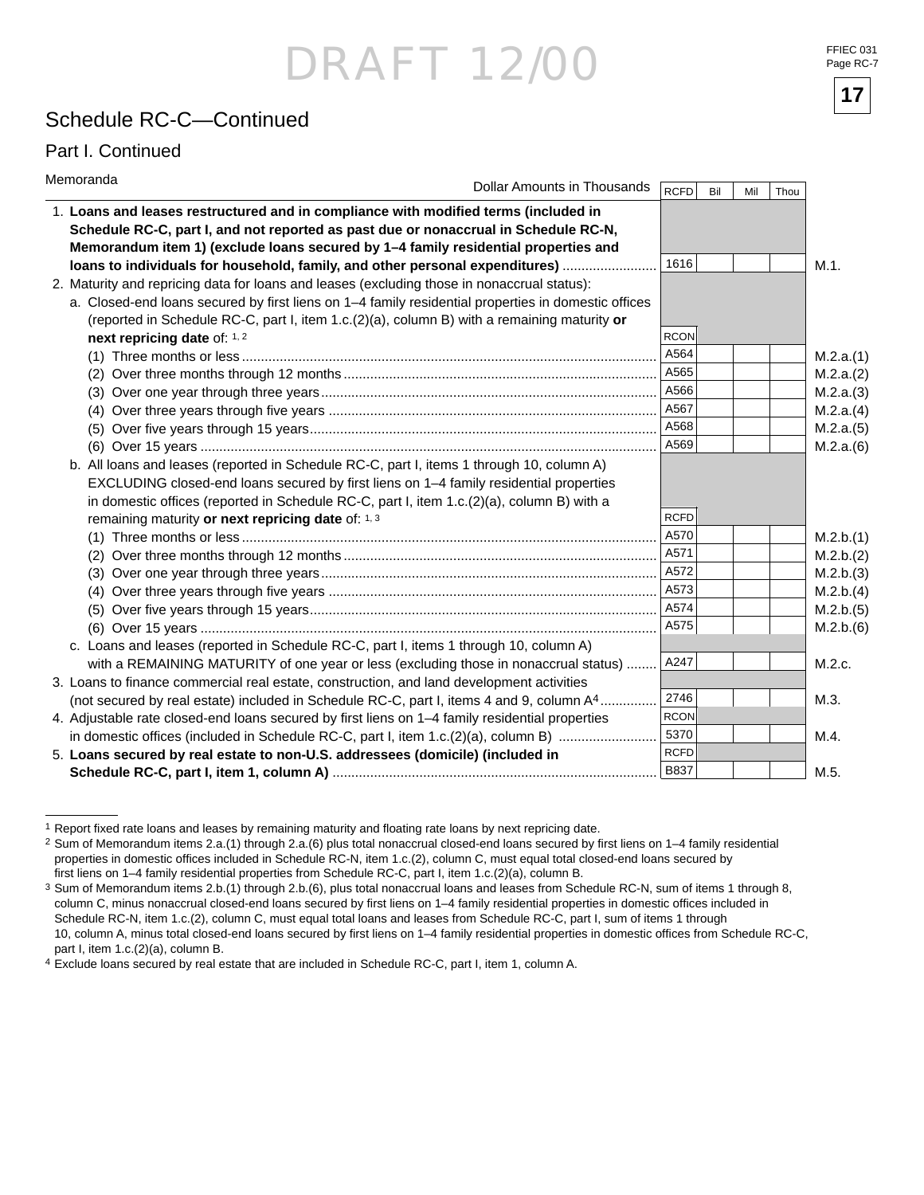DRAFT 12/00

## Schedule RC-C—Continued

### Part I. Continued

Memoranda

| Dollar Amounts in Thousands | | Bil | Mil | Thou | |
|---|---|---|---|---|---|
| | RCFD | | | | |
| 1. **Loans and leases restructured and in compliance with modified terms (included in Schedule RC-C, part I, and not reported as past due or nonaccrual in Schedule RC-N, Memorandum item 1) (exclude loans secured by 1–4 family residential properties and loans to individuals for household, family, and other personal expenditures)** | 1616 | | | | M.1. |
| 2. Maturity and repricing data for loans and leases (excluding those in nonaccrual status): | | | | | |
| a. Closed-end loans secured by first liens on 1–4 family residential properties in domestic offices (reported in Schedule RC-C, part I, item 1.c.(2)(a), column B) with a remaining maturity **or next repricing date** of: [1, 2] | RCON | | | | |
| (1) Three months or less | A564 | | | | M.2.a.(1) |
| (2) Over three months through 12 months | A565 | | | | M.2.a.(2) |
| (3) Over one year through three years | A566 | | | | M.2.a.(3) |
| (4) Over three years through five years | A567 | | | | M.2.a.(4) |
| (5) Over five years through 15 years | A568 | | | | M.2.a.(5) |
| (6) Over 15 years | A569 | | | | M.2.a.(6) |
| b. All loans and leases (reported in Schedule RC-C, part I, items 1 through 10, column A) EXCLUDING closed-end loans secured by first liens on 1–4 family residential properties in domestic offices (reported in Schedule RC-C, part I, item 1.c.(2)(a), column B) with a remaining maturity **or next repricing date** of: [1, 3] | RCFD | | | | |
| (1) Three months or less | A570 | | | | M.2.b.(1) |
| (2) Over three months through 12 months | A571 | | | | M.2.b.(2) |
| (3) Over one year through three years | A572 | | | | M.2.b.(3) |
| (4) Over three years through five years | A573 | | | | M.2.b.(4) |
| (5) Over five years through 15 years | A574 | | | | M.2.b.(5) |
| (6) Over 15 years | A575 | | | | M.2.b.(6) |
| c. Loans and leases (reported in Schedule RC-C, part I, items 1 through 10, column A) with a REMAINING MATURITY of one year or less (excluding those in nonaccrual status) | A247 | | | | M.2.c. |
| 3. Loans to finance commercial real estate, construction, and land development activities (not secured by real estate) included in Schedule RC-C, part I, items 4 and 9, column A[4] | 2746 | | | | M.3. |
| 4. Adjustable rate closed-end loans secured by first liens on 1–4 family residential properties in domestic offices (included in Schedule RC-C, part I, item 1.c.(2)(a), column B) | RCON 5370 | | | | M.4. |
| 5. **Loans secured by real estate to non-U.S. addressees (domicile) (included in Schedule RC-C, part I, item 1, column A)** | RCFD B837 | | | | M.5. |

[1] Report fixed rate loans and leases by remaining maturity and floating rate loans by next repricing date.

[2] Sum of Memorandum items 2.a.(1) through 2.a.(6) plus total nonaccrual closed-end loans secured by first liens on 1–4 family residential properties in domestic offices included in Schedule RC-N, item 1.c.(2), column C, must equal total closed-end loans secured by first liens on 1–4 family residential properties from Schedule RC-C, part I, item 1.c.(2)(a), column B.

[3] Sum of Memorandum items 2.b.(1) through 2.b.(6), plus total nonaccrual loans and leases from Schedule RC-N, sum of items 1 through 8, column C, minus nonaccrual closed-end loans secured by first liens on 1–4 family residential properties in domestic offices included in Schedule RC-N, item 1.c.(2), column C, must equal total loans and leases from Schedule RC-C, part I, sum of items 1 through 10, column A, minus total closed-end loans secured by first liens on 1–4 family residential properties in domestic offices from Schedule RC-C, part I, item 1.c.(2)(a), column B.

[4] Exclude loans secured by real estate that are included in Schedule RC-C, part I, item 1, column A.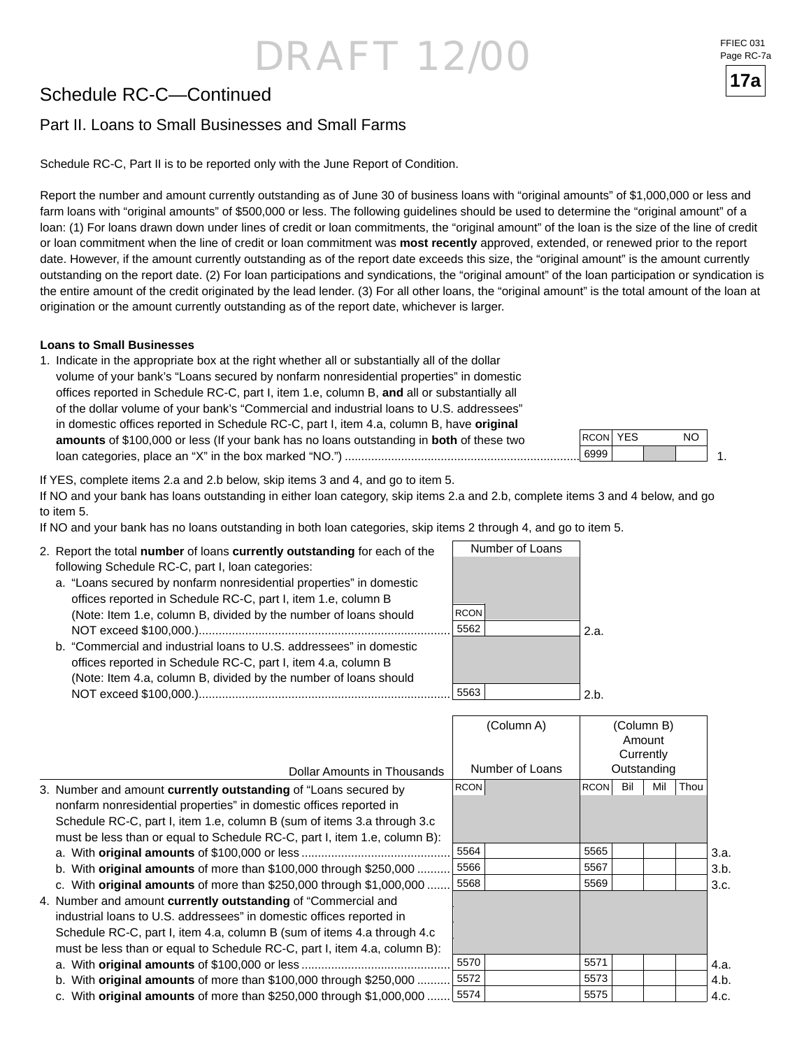# Schedule RC-C—Continued

## Part II. Loans to Small Businesses and Small Farms

Schedule RC-C, Part II is to be reported only with the June Report of Condition.

Report the number and amount currently outstanding as of June 30 of business loans with “original amounts” of $1,000,000 or less and farm loans with “original amounts” of $500,000 or less. The following guidelines should be used to determine the “original amount” of a loan: (1) For loans drawn down under lines of credit or loan commitments, the “original amount” of the loan is the size of the line of credit or loan commitment when the line of credit or loan commitment was **most recently** approved, extended, or renewed prior to the report date. However, if the amount currently outstanding as of the report date exceeds this size, the “original amount” is the amount currently outstanding on the report date. (2) For loan participations and syndications, the “original amount” of the loan participation or syndication is the entire amount of the credit originated by the lead lender. (3) For all other loans, the “original amount” is the total amount of the loan at origination or the amount currently outstanding as of the report date, whichever is larger.

**Loans to Small Businesses**

| | RCON | YES | | NO | |
|---|---|---|---|---|---|
| 1. Indicate in the appropriate box at the right whether all or substantially all of the dollar volume of your bank’s “Loans secured by nonfarm nonresidential properties” in domestic offices reported in Schedule RC-C, part I, item 1.e, column B, **and** all or substantially all of the dollar volume of your bank’s “Commercial and industrial loans to U.S. addressees” in domestic offices reported in Schedule RC-C, part I, item 4.a, column B, have **original amounts** of $100,000 or less (If your bank has no loans outstanding in **both** of these two loan categories, place an “X” in the box marked “NO.”) | 6999 | | | | 1. |

If YES, complete items 2.a and 2.b below, skip items 3 and 4, and go to item 5.
If NO and your bank has loans outstanding in either loan category, skip items 2.a and 2.b, complete items 3 and 4 below, and go to item 5.
If NO and your bank has no loans outstanding in both loan categories, skip items 2 through 4, and go to item 5.

| | RCON | Number of Loans | |
|---|---|---|---|
| 2. Report the total **number** of loans **currently outstanding** for each of the following Schedule RC-C, part I, loan categories: | | | |
| a. “Loans secured by nonfarm nonresidential properties” in domestic offices reported in Schedule RC-C, part I, item 1.e, column B (Note: Item 1.e, column B, divided by the number of loans should NOT exceed $100,000.) | 5562 | | 2.a. |
| b. “Commercial and industrial loans to U.S. addressees” in domestic offices reported in Schedule RC-C, part I, item 4.a, column B (Note: Item 4.a, column B, divided by the number of loans should NOT exceed $100,000.) | 5563 | | 2.b. |

| Dollar Amounts in Thousands | RCON | (Column A) Number of Loans | RCON | (Column B) Amount Currently Outstanding Bil | Mil | Thou | |
|---|---|---|---|---|---|---|---|
| 3. Number and amount **currently outstanding** of “Loans secured by nonfarm nonresidential properties” in domestic offices reported in Schedule RC-C, part I, item 1.e, column B (sum of items 3.a through 3.c must be less than or equal to Schedule RC-C, part I, item 1.e, column B): | | | | | | | |
| a. With **original amounts** of $100,000 or less | 5564 | | 5565 | | | | 3.a. |
| b. With **original amounts** of more than $100,000 through $250,000 | 5566 | | 5567 | | | | 3.b. |
| c. With **original amounts** of more than $250,000 through $1,000,000 | 5568 | | 5569 | | | | 3.c. |
| 4. Number and amount **currently outstanding** of “Commercial and industrial loans to U.S. addressees” in domestic offices reported in Schedule RC-C, part I, item 4.a, column B (sum of items 4.a through 4.c must be less than or equal to Schedule RC-C, part I, item 4.a, column B): | | | | | | | |
| a. With **original amounts** of $100,000 or less | 5570 | | 5571 | | | | 4.a. |
| b. With **original amounts** of more than $100,000 through $250,000 | 5572 | | 5573 | | | | 4.b. |
| c. With **original amounts** of more than $250,000 through $1,000,000 | 5574 | | 5575 | | | | 4.c. |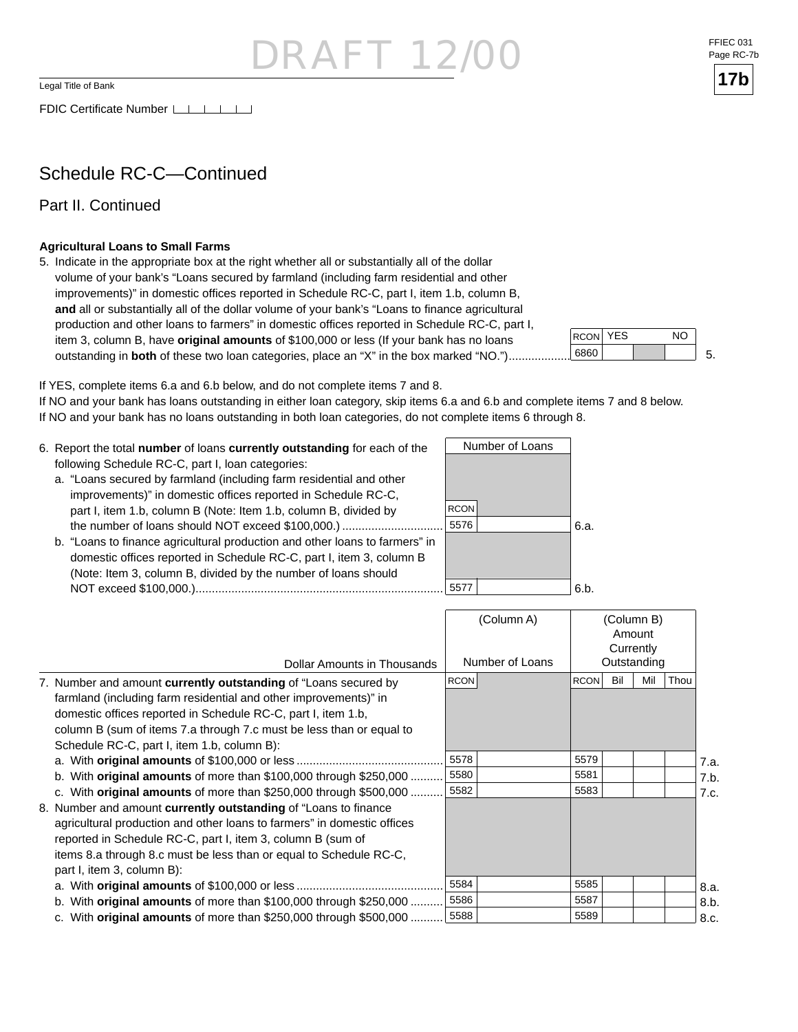DRAFT 12/00

Legal Title of Bank

FDIC Certificate Number

# Schedule RC-C—Continued

## Part II. Continued

**Agricultural Loans to Small Farms**

5. Indicate in the appropriate box at the right whether all or substantially all of the dollar volume of your bank's "Loans secured by farmland (including farm residential and other improvements)" in domestic offices reported in Schedule RC-C, part I, item 1.b, column B, **and** all or substantially all of the dollar volume of your bank's "Loans to finance agricultural production and other loans to farmers" in domestic offices reported in Schedule RC-C, part I, item 3, column B, have **original amounts** of $100,000 or less (If your bank has no loans outstanding in **both** of these two loan categories, place an "X" in the box marked "NO.")..................

| RCON | YES | NO | |
|---|---|---|---|
| 6860 | | | 5. |

If YES, complete items 6.a and 6.b below, and do not complete items 7 and 8.
If NO and your bank has loans outstanding in either loan category, skip items 6.a and 6.b and complete items 7 and 8 below.
If NO and your bank has no loans outstanding in both loan categories, do not complete items 6 through 8.

| | Number of Loans | |
|---|---|---|
| 6. Report the total **number** of loans **currently outstanding** for each of the following Schedule RC-C, part I, loan categories: | | |
| a. "Loans secured by farmland (including farm residential and other improvements)" in domestic offices reported in Schedule RC-C, part I, item 1.b, column B (Note: Item 1.b, column B, divided by the number of loans should NOT exceed $100,000.) .............................. | RCON 5576 | 6.a. |
| b. "Loans to finance agricultural production and other loans to farmers" in domestic offices reported in Schedule RC-C, part I, item 3, column B (Note: Item 3, column B, divided by the number of loans should NOT exceed $100,000.)........................................................................... | 5577 | 6.b. |

| Dollar Amounts in Thousands | (Column A) Number of Loans | (Column B) Amount Currently Outstanding | |
|---|---|---|---|
| 7. Number and amount **currently outstanding** of "Loans secured by farmland (including farm residential and other improvements)" in domestic offices reported in Schedule RC-C, part I, item 1.b, column B (sum of items 7.a through 7.c must be less than or equal to Schedule RC-C, part I, item 1.b, column B): | RCON | RCON Bil Mil Thou | |
| a. With **original amounts** of $100,000 or less ............................................ | 5578 | 5579 | 7.a. |
| b. With **original amounts** of more than $100,000 through $250,000 .......... | 5580 | 5581 | 7.b. |
| c. With **original amounts** of more than $250,000 through $500,000 .......... | 5582 | 5583 | 7.c. |
| 8. Number and amount **currently outstanding** of "Loans to finance agricultural production and other loans to farmers" in domestic offices reported in Schedule RC-C, part I, item 3, column B (sum of items 8.a through 8.c must be less than or equal to Schedule RC-C, part I, item 3, column B): | | | |
| a. With **original amounts** of $100,000 or less ............................................ | 5584 | 5585 | 8.a. |
| b. With **original amounts** of more than $100,000 through $250,000 .......... | 5586 | 5587 | 8.b. |
| c. With **original amounts** of more than $250,000 through $500,000 .......... | 5588 | 5589 | 8.c. |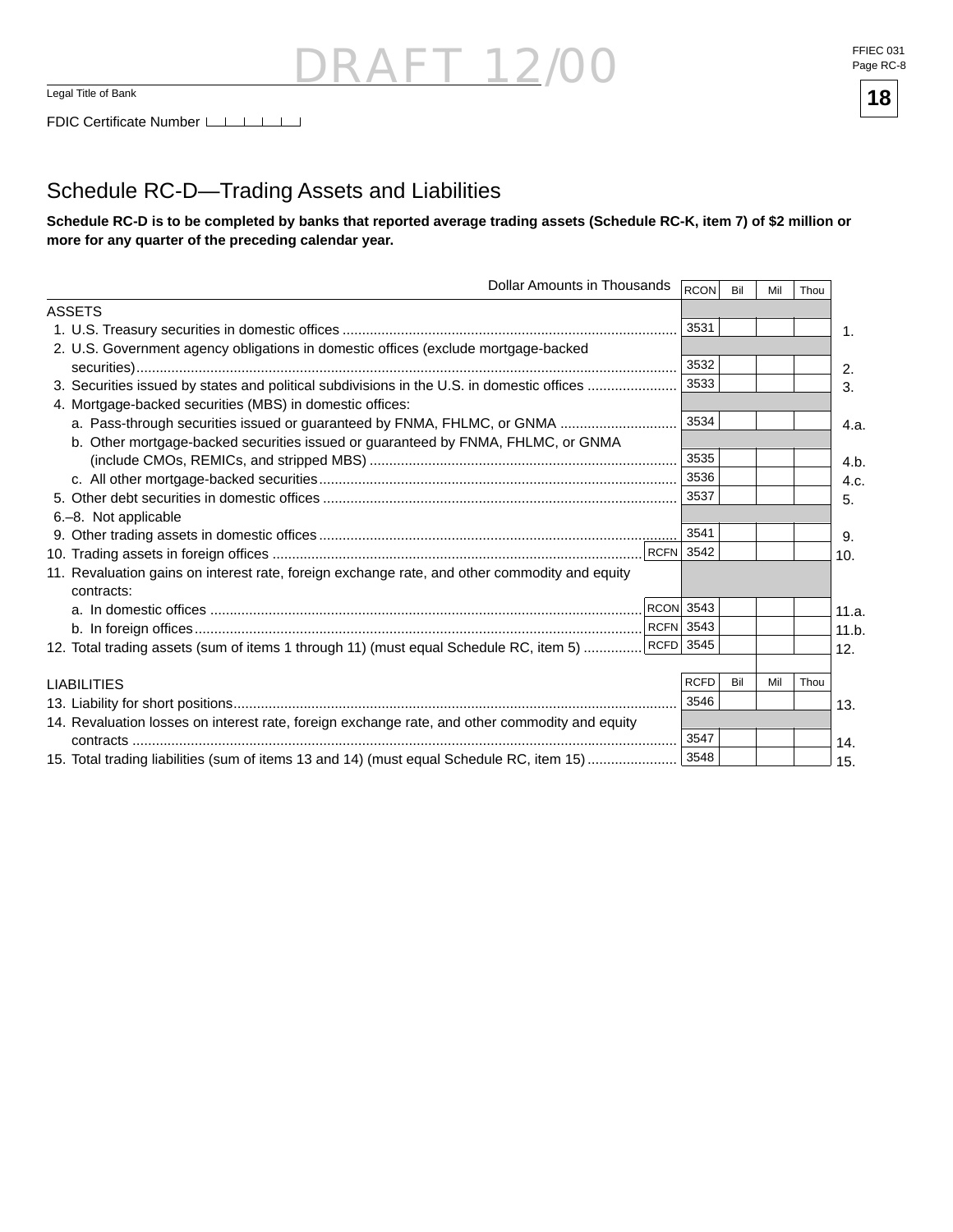DRAFT 12/00

FFIEC 031
Page RC-8

**18**

Legal Title of Bank

FDIC Certificate Number

## Schedule RC-D—Trading Assets and Liabilities

**Schedule RC-D is to be completed by banks that reported average trading assets (Schedule RC-K, item 7) of $2 million or more for any quarter of the preceding calendar year.**

| Dollar Amounts in Thousands | | RCON | Bil | Mil | Thou | |
|---|---|---|---|---|---|---|
| ASSETS | | | | | | |
| 1. U.S. Treasury securities in domestic offices | | 3531 | | | | 1. |
| 2. U.S. Government agency obligations in domestic offices (exclude mortgage-backed securities) | | 3532 | | | | 2. |
| 3. Securities issued by states and political subdivisions in the U.S. in domestic offices | | 3533 | | | | 3. |
| 4. Mortgage-backed securities (MBS) in domestic offices: | | | | | | |
| a. Pass-through securities issued or guaranteed by FNMA, FHLMC, or GNMA | | 3534 | | | | 4.a. |
| b. Other mortgage-backed securities issued or guaranteed by FNMA, FHLMC, or GNMA (include CMOs, REMICs, and stripped MBS) | | 3535 | | | | 4.b. |
| c. All other mortgage-backed securities | | 3536 | | | | 4.c. |
| 5. Other debt securities in domestic offices | | 3537 | | | | 5. |
| 6.–8. Not applicable | | | | | | |
| 9. Other trading assets in domestic offices | | 3541 | | | | 9. |
| 10. Trading assets in foreign offices | RCFN | 3542 | | | | 10. |
| 11. Revaluation gains on interest rate, foreign exchange rate, and other commodity and equity contracts: | | | | | | |
| a. In domestic offices | RCON | 3543 | | | | 11.a. |
| b. In foreign offices | RCFN | 3543 | | | | 11.b. |
| 12. Total trading assets (sum of items 1 through 11) (must equal Schedule RC, item 5) | RCFD | 3545 | | | | 12. |
| LIABILITIES | | RCFD | Bil | Mil | Thou | |
| 13. Liability for short positions | | 3546 | | | | 13. |
| 14. Revaluation losses on interest rate, foreign exchange rate, and other commodity and equity contracts | | 3547 | | | | 14. |
| 15. Total trading liabilities (sum of items 13 and 14) (must equal Schedule RC, item 15) | | 3548 | | | | 15. |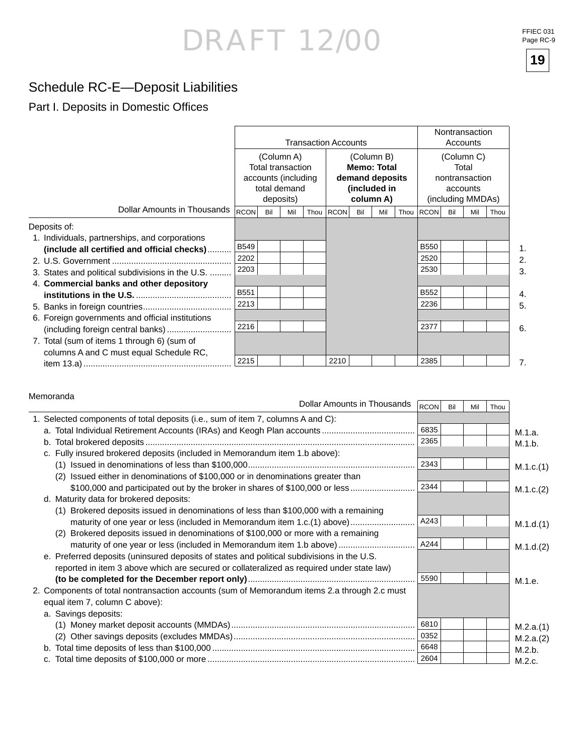DRAFT 12/00

FFIEC 031
Page RC-9

19

# Schedule RC-E—Deposit Liabilities

## Part I. Deposits in Domestic Offices

| Dollar Amounts in Thousands | Transaction Accounts (Column A) Total transaction accounts (including total demand deposits) | Transaction Accounts (Column B) **Memo: Total demand deposits (included in column A)** | Nontransaction Accounts (Column C) Total nontransaction accounts (including MMDAs) | |
|---|---|---|---|---|
| | RCON Bil Mil Thou | RCON Bil Mil Thou | RCON Bil Mil Thou | |
| Deposits of: | | | | |
| 1. Individuals, partnerships, and corporations **(include all certified and official checks)** | B549 | | B550 | 1. |
| 2. U.S. Government | 2202 | | 2520 | 2. |
| 3. States and political subdivisions in the U.S. | 2203 | | 2530 | 3. |
| 4. **Commercial banks and other depository institutions in the U.S.** | B551 | | B552 | 4. |
| 5. Banks in foreign countries | 2213 | | 2236 | 5. |
| 6. Foreign governments and official institutions (including foreign central banks) | 2216 | | 2377 | 6. |
| 7. Total (sum of items 1 through 6) (sum of columns A and C must equal Schedule RC, item 13.a) | 2215 | 2210 | 2385 | 7. |

Memoranda

| Dollar Amounts in Thousands | RCON Bil Mil Thou | |
|---|---|---|
| 1. Selected components of total deposits (i.e., sum of item 7, columns A and C): | | |
| a. Total Individual Retirement Accounts (IRAs) and Keogh Plan accounts | 6835 | M.1.a. |
| b. Total brokered deposits | 2365 | M.1.b. |
| c. Fully insured brokered deposits (included in Memorandum item 1.b above): | | |
| (1) Issued in denominations of less than $100,000 | 2343 | M.1.c.(1) |
| (2) Issued either in denominations of $100,000 or in denominations greater than $100,000 and participated out by the broker in shares of $100,000 or less | 2344 | M.1.c.(2) |
| d. Maturity data for brokered deposits: | | |
| (1) Brokered deposits issued in denominations of less than $100,000 with a remaining maturity of one year or less (included in Memorandum item 1.c.(1) above) | A243 | M.1.d.(1) |
| (2) Brokered deposits issued in denominations of $100,000 or more with a remaining maturity of one year or less (included in Memorandum item 1.b above) | A244 | M.1.d.(2) |
| e. Preferred deposits (uninsured deposits of states and political subdivisions in the U.S. reported in item 3 above which are secured or collateralized as required under state law) **(to be completed for the December report only)** | 5590 | M.1.e. |
| 2. Components of total nontransaction accounts (sum of Memorandum items 2.a through 2.c must equal item 7, column C above): | | |
| a. Savings deposits: | | |
| (1) Money market deposit accounts (MMDAs) | 6810 | M.2.a.(1) |
| (2) Other savings deposits (excludes MMDAs) | 0352 | M.2.a.(2) |
| b. Total time deposits of less than $100,000 | 6648 | M.2.b. |
| c. Total time deposits of $100,000 or more | 2604 | M.2.c. |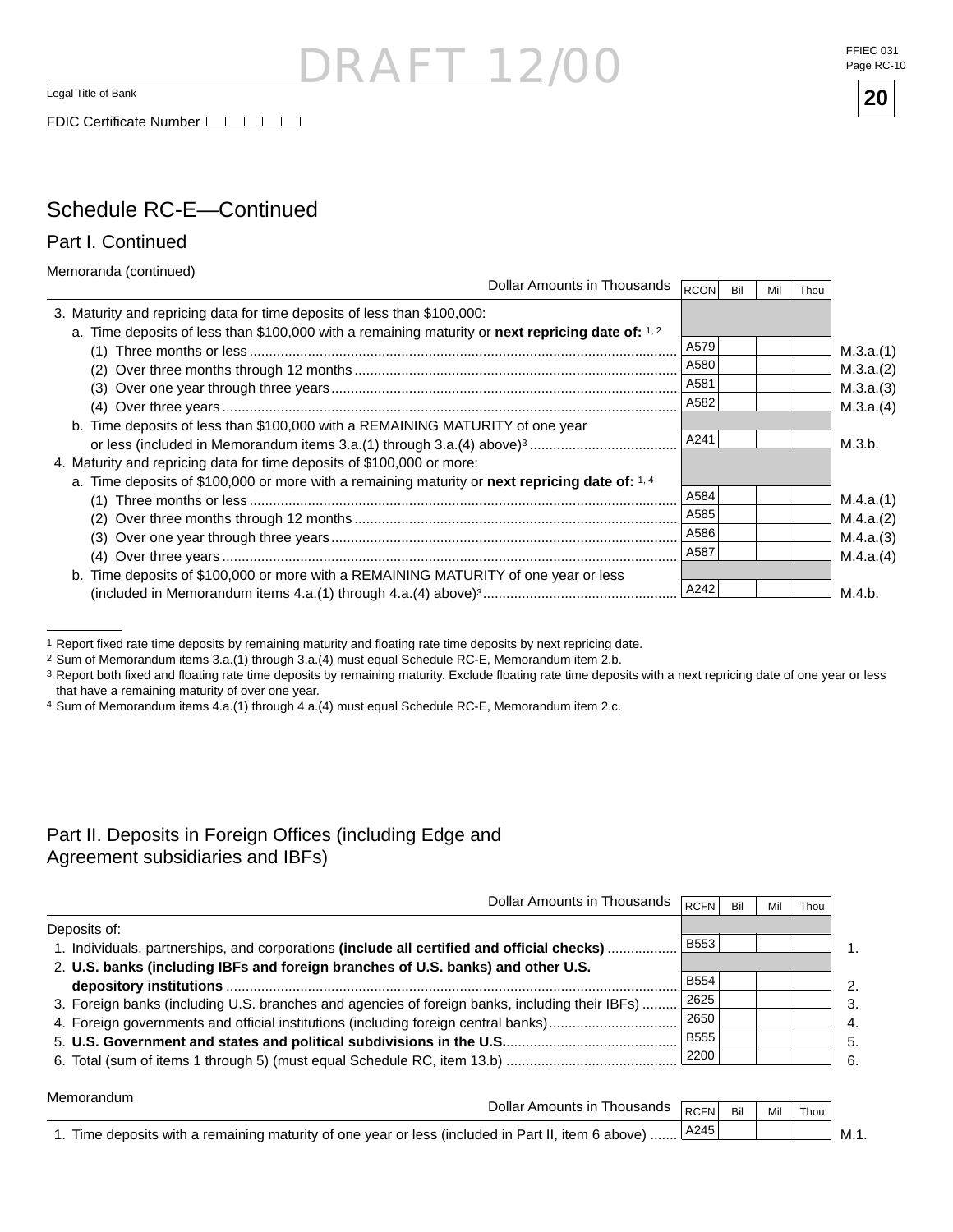DRAFT 12/00

Legal Title of Bank

FDIC Certificate Number

## Schedule RC-E—Continued

### Part I. Continued

Memoranda (continued)

| Dollar Amounts in Thousands | RCON | Bil | Mil | Thou | |
|---|---|---|---|---|---|
| 3. Maturity and repricing data for time deposits of less than $100,000: | | | | | |
| a. Time deposits of less than $100,000 with a remaining maturity or **next repricing date of:** [1, 2] | | | | | |
| (1) Three months or less | A579 | | | | M.3.a.(1) |
| (2) Over three months through 12 months | A580 | | | | M.3.a.(2) |
| (3) Over one year through three years | A581 | | | | M.3.a.(3) |
| (4) Over three years | A582 | | | | M.3.a.(4) |
| b. Time deposits of less than $100,000 with a REMAINING MATURITY of one year or less (included in Memorandum items 3.a.(1) through 3.a.(4) above)[3] | A241 | | | | M.3.b. |
| 4. Maturity and repricing data for time deposits of $100,000 or more: | | | | | |
| a. Time deposits of $100,000 or more with a remaining maturity or **next repricing date of:** [1, 4] | | | | | |
| (1) Three months or less | A584 | | | | M.4.a.(1) |
| (2) Over three months through 12 months | A585 | | | | M.4.a.(2) |
| (3) Over one year through three years | A586 | | | | M.4.a.(3) |
| (4) Over three years | A587 | | | | M.4.a.(4) |
| b. Time deposits of $100,000 or more with a REMAINING MATURITY of one year or less (included in Memorandum items 4.a.(1) through 4.a.(4) above)[3] | A242 | | | | M.4.b. |

1 Report fixed rate time deposits by remaining maturity and floating rate time deposits by next repricing date.
2 Sum of Memorandum items 3.a.(1) through 3.a.(4) must equal Schedule RC-E, Memorandum item 2.b.
3 Report both fixed and floating rate time deposits by remaining maturity. Exclude floating rate time deposits with a next repricing date of one year or less that have a remaining maturity of over one year.
4 Sum of Memorandum items 4.a.(1) through 4.a.(4) must equal Schedule RC-E, Memorandum item 2.c.

### Part II. Deposits in Foreign Offices (including Edge and Agreement subsidiaries and IBFs)

| Dollar Amounts in Thousands | RCFN | Bil | Mil | Thou | |
|---|---|---|---|---|---|
| Deposits of: | | | | | |
| 1. Individuals, partnerships, and corporations **(include all certified and official checks)** | B553 | | | | 1. |
| 2. **U.S. banks (including IBFs and foreign branches of U.S. banks) and other U.S. depository institutions** | B554 | | | | 2. |
| 3. Foreign banks (including U.S. branches and agencies of foreign banks, including their IBFs) | 2625 | | | | 3. |
| 4. Foreign governments and official institutions (including foreign central banks) | 2650 | | | | 4. |
| 5. **U.S. Government and states and political subdivisions in the U.S.** | B555 | | | | 5. |
| 6. Total (sum of items 1 through 5) (must equal Schedule RC, item 13.b) | 2200 | | | | 6. |

Memorandum

| Dollar Amounts in Thousands | RCFN | Bil | Mil | Thou | |
|---|---|---|---|---|---|
| 1. Time deposits with a remaining maturity of one year or less (included in Part II, item 6 above) | A245 | | | | M.1. |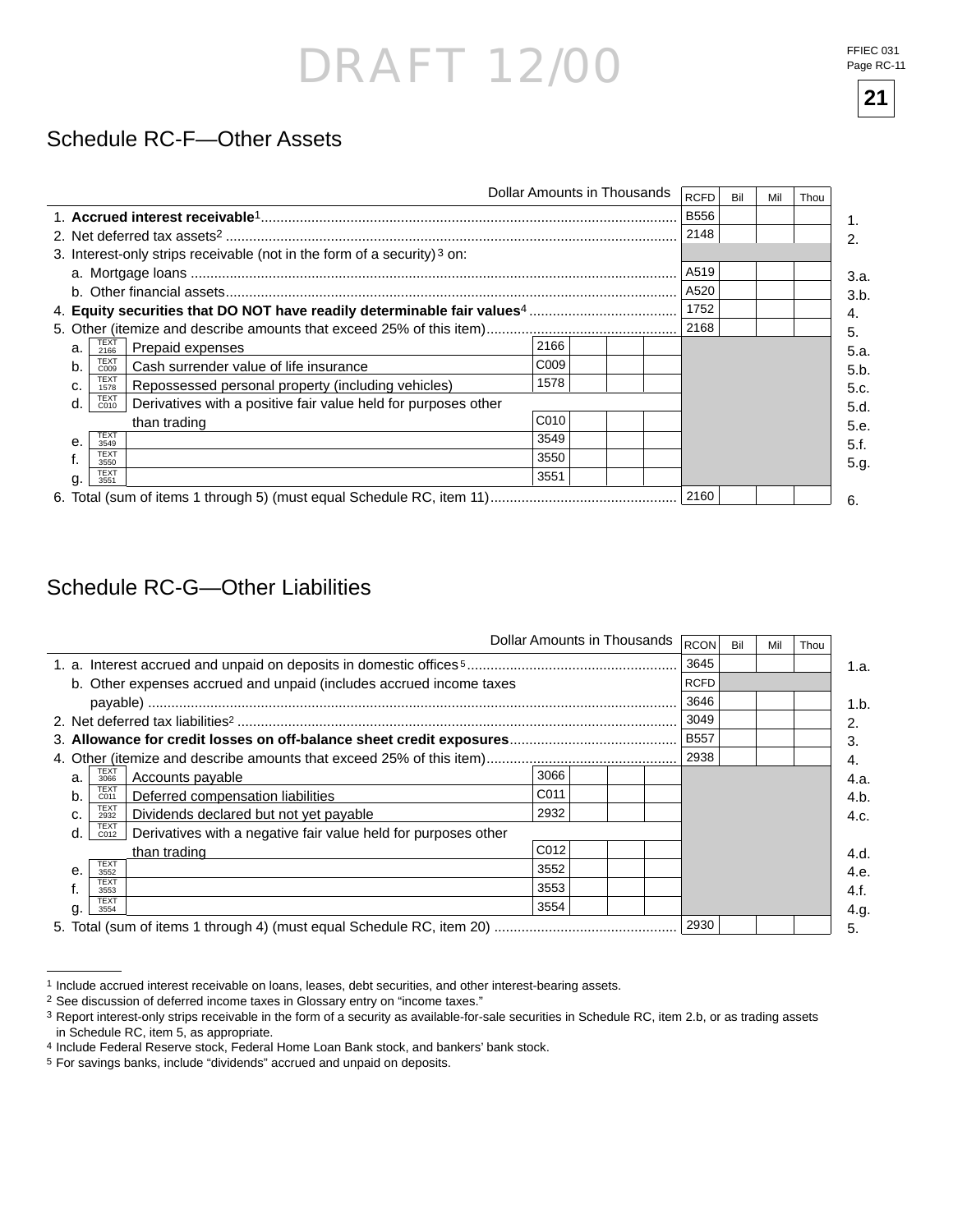DRAFT 12/00

# Schedule RC-F—Other Assets

| | Dollar Amounts in Thousands | RCFD | Bil | Mil | Thou | |
|---|---|---|---|---|---|---|
| 1. | **Accrued interest receivable**[1] | B556 | | | | 1. |
| 2. | Net deferred tax assets[2] | 2148 | | | | 2. |
| 3. | Interest-only strips receivable (not in the form of a security)[3] on: | | | | | |
| | a. Mortgage loans | A519 | | | | 3.a. |
| | b. Other financial assets | A520 | | | | 3.b. |
| 4. | **Equity securities that DO NOT have readily determinable fair values**[4] | 1752 | | | | 4. |
| 5. | Other (itemize and describe amounts that exceed 25% of this item) | 2168 | | | | 5. |
| | a. TEXT 2166 Prepaid expenses — 2166 | | | | | 5.a. |
| | b. TEXT C009 Cash surrender value of life insurance — C009 | | | | | 5.b. |
| | c. TEXT 1578 Repossessed personal property (including vehicles) — 1578 | | | | | 5.c. |
| | d. TEXT C010 Derivatives with a positive fair value held for purposes other than trading — C010 | | | | | 5.d. |
| | e. TEXT 3549 — 3549 | | | | | 5.e. |
| | f. TEXT 3550 — 3550 | | | | | 5.f. |
| | g. TEXT 3551 — 3551 | | | | | 5.g. |
| 6. | Total (sum of items 1 through 5) (must equal Schedule RC, item 11) | 2160 | | | | 6. |

# Schedule RC-G—Other Liabilities

| | Dollar Amounts in Thousands | RCON | Bil | Mil | Thou | |
|---|---|---|---|---|---|---|
| 1. | a. Interest accrued and unpaid on deposits in domestic offices[5] | 3645 | | | | 1.a. |
| | b. Other expenses accrued and unpaid (includes accrued income taxes payable) | RCFD 3646 | | | | 1.b. |
| 2. | Net deferred tax liabilities[2] | 3049 | | | | 2. |
| 3. | **Allowance for credit losses on off-balance sheet credit exposures** | B557 | | | | 3. |
| 4. | Other (itemize and describe amounts that exceed 25% of this item) | 2938 | | | | 4. |
| | a. TEXT 3066 Accounts payable — 3066 | | | | | 4.a. |
| | b. TEXT C011 Deferred compensation liabilities — C011 | | | | | 4.b. |
| | c. TEXT 2932 Dividends declared but not yet payable — 2932 | | | | | 4.c. |
| | d. TEXT C012 Derivatives with a negative fair value held for purposes other than trading — C012 | | | | | 4.d. |
| | e. TEXT 3552 — 3552 | | | | | 4.e. |
| | f. TEXT 3553 — 3553 | | | | | 4.f. |
| | g. TEXT 3554 — 3554 | | | | | 4.g. |
| 5. | Total (sum of items 1 through 4) (must equal Schedule RC, item 20) | 2930 | | | | 5. |

---

[1] Include accrued interest receivable on loans, leases, debt securities, and other interest-bearing assets.
[2] See discussion of deferred income taxes in Glossary entry on "income taxes."
[3] Report interest-only strips receivable in the form of a security as available-for-sale securities in Schedule RC, item 2.b, or as trading assets in Schedule RC, item 5, as appropriate.
[4] Include Federal Reserve stock, Federal Home Loan Bank stock, and bankers' bank stock.
[5] For savings banks, include "dividends" accrued and unpaid on deposits.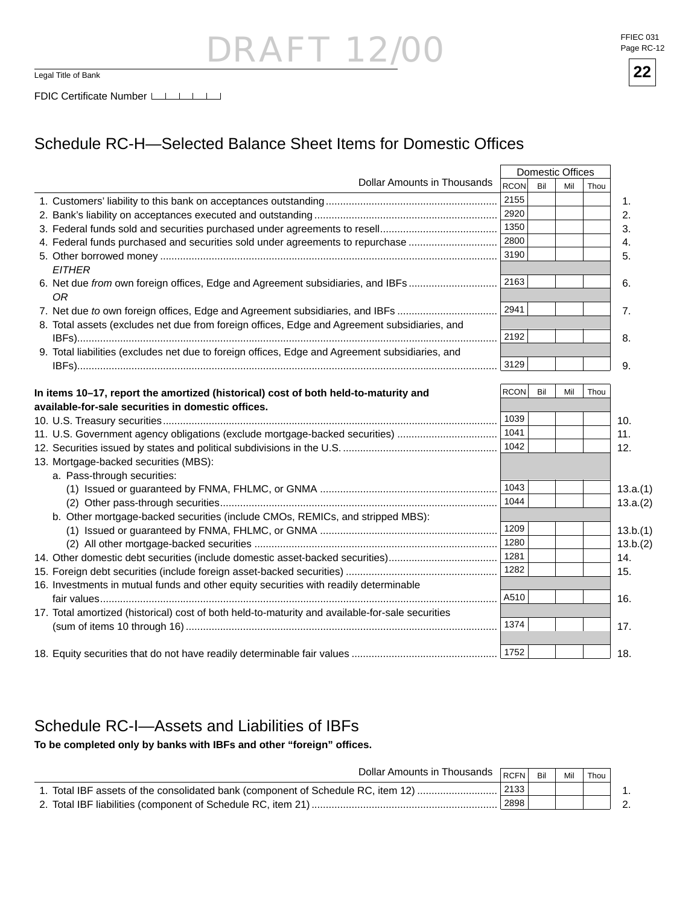DRAFT 12/00

Legal Title of Bank

FDIC Certificate Number

## Schedule RC-H—Selected Balance Sheet Items for Domestic Offices

| Dollar Amounts in Thousands | Domestic Offices | | | | |
|---|---|---|---|---|---|
| | RCON | Bil | Mil | Thou | |
| 1. Customers' liability to this bank on acceptances outstanding | 2155 | | | | 1. |
| 2. Bank's liability on acceptances executed and outstanding | 2920 | | | | 2. |
| 3. Federal funds sold and securities purchased under agreements to resell | 1350 | | | | 3. |
| 4. Federal funds purchased and securities sold under agreements to repurchase | 2800 | | | | 4. |
| 5. Other borrowed money | 3190 | | | | 5. |
| *EITHER* | | | | | |
| 6. Net due *from* own foreign offices, Edge and Agreement subsidiaries, and IBFs | 2163 | | | | 6. |
| *OR* | | | | | |
| 7. Net due *to* own foreign offices, Edge and Agreement subsidiaries, and IBFs | 2941 | | | | 7. |
| 8. Total assets (excludes net due from foreign offices, Edge and Agreement subsidiaries, and IBFs) | 2192 | | | | 8. |
| 9. Total liabilities (excludes net due to foreign offices, Edge and Agreement subsidiaries, and IBFs) | 3129 | | | | 9. |

| **In items 10–17, report the amortized (historical) cost of both held-to-maturity and available-for-sale securities in domestic offices.** | RCON | Bil | Mil | Thou | |
|---|---|---|---|---|---|
| 10. U.S. Treasury securities | 1039 | | | | 10. |
| 11. U.S. Government agency obligations (exclude mortgage-backed securities) | 1041 | | | | 11. |
| 12. Securities issued by states and political subdivisions in the U.S. | 1042 | | | | 12. |
| 13. Mortgage-backed securities (MBS): | | | | | |
| a. Pass-through securities: | | | | | |
| (1) Issued or guaranteed by FNMA, FHLMC, or GNMA | 1043 | | | | 13.a.(1) |
| (2) Other pass-through securities | 1044 | | | | 13.a.(2) |
| b. Other mortgage-backed securities (include CMOs, REMICs, and stripped MBS): | | | | | |
| (1) Issued or guaranteed by FNMA, FHLMC, or GNMA | 1209 | | | | 13.b.(1) |
| (2) All other mortgage-backed securities | 1280 | | | | 13.b.(2) |
| 14. Other domestic debt securities (include domestic asset-backed securities) | 1281 | | | | 14. |
| 15. Foreign debt securities (include foreign asset-backed securities) | 1282 | | | | 15. |
| 16. Investments in mutual funds and other equity securities with readily determinable fair values | A510 | | | | 16. |
| 17. Total amortized (historical) cost of both held-to-maturity and available-for-sale securities (sum of items 10 through 16) | 1374 | | | | 17. |
| 18. Equity securities that do not have readily determinable fair values | 1752 | | | | 18. |

## Schedule RC-I—Assets and Liabilities of IBFs

**To be completed only by banks with IBFs and other "foreign" offices.**

| Dollar Amounts in Thousands | RCFN | Bil | Mil | Thou | |
|---|---|---|---|---|---|
| 1. Total IBF assets of the consolidated bank (component of Schedule RC, item 12) | 2133 | | | | 1. |
| 2. Total IBF liabilities (component of Schedule RC, item 21) | 2898 | | | | 2. |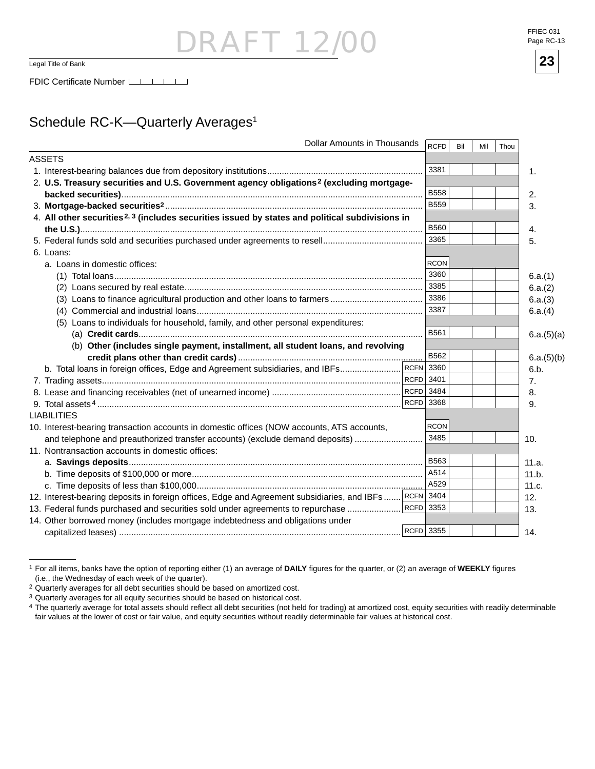DRAFT 12/00

Legal Title of Bank

FDIC Certificate Number

23

## Schedule RC-K—Quarterly Averages[1]

| Dollar Amounts in Thousands | | RCFD | Bil | Mil | Thou | |
|---|---|---|---|---|---|---|
| ASSETS | | | | | | |
| 1. Interest-bearing balances due from depository institutions | | 3381 | | | | 1. |
| 2. **U.S. Treasury securities and U.S. Government agency obligations[2] (excluding mortgage-backed securities)** | | B558 | | | | 2. |
| 3. **Mortgage-backed securities[2]** | | B559 | | | | 3. |
| 4. **All other securities[2, 3] (includes securities issued by states and political subdivisions in the U.S.)** | | B560 | | | | 4. |
| 5. Federal funds sold and securities purchased under agreements to resell | | 3365 | | | | 5. |
| 6. Loans: | | | | | | |
| a. Loans in domestic offices: | | RCON | | | | |
| (1) Total loans | | 3360 | | | | 6.a.(1) |
| (2) Loans secured by real estate | | 3385 | | | | 6.a.(2) |
| (3) Loans to finance agricultural production and other loans to farmers | | 3386 | | | | 6.a.(3) |
| (4) Commercial and industrial loans | | 3387 | | | | 6.a.(4) |
| (5) Loans to individuals for household, family, and other personal expenditures: | | | | | | |
| (a) **Credit cards** | | B561 | | | | 6.a.(5)(a) |
| (b) **Other (includes single payment, installment, all student loans, and revolving credit plans other than credit cards)** | | B562 | | | | 6.a.(5)(b) |
| b. Total loans in foreign offices, Edge and Agreement subsidiaries, and IBFs | RCFN | 3360 | | | | 6.b. |
| 7. Trading assets | RCFD | 3401 | | | | 7. |
| 8. Lease and financing receivables (net of unearned income) | RCFD | 3484 | | | | 8. |
| 9. Total assets[4] | RCFD | 3368 | | | | 9. |
| LIABILITIES | | | | | | |
| 10. Interest-bearing transaction accounts in domestic offices (NOW accounts, ATS accounts, and telephone and preauthorized transfer accounts) (exclude demand deposits) | | RCON 3485 | | | | 10. |
| 11. Nontransaction accounts in domestic offices: | | | | | | |
| a. **Savings deposits** | | B563 | | | | 11.a. |
| b. Time deposits of $100,000 or more | | A514 | | | | 11.b. |
| c. Time deposits of less than $100,000 | | A529 | | | | 11.c. |
| 12. Interest-bearing deposits in foreign offices, Edge and Agreement subsidiaries, and IBFs | RCFN | 3404 | | | | 12. |
| 13. Federal funds purchased and securities sold under agreements to repurchase | RCFD | 3353 | | | | 13. |
| 14. Other borrowed money (includes mortgage indebtedness and obligations under capitalized leases) | RCFD | 3355 | | | | 14. |

[1] For all items, banks have the option of reporting either (1) an average of **DAILY** figures for the quarter, or (2) an average of **WEEKLY** figures (i.e., the Wednesday of each week of the quarter).

[2] Quarterly averages for all debt securities should be based on amortized cost.

[3] Quarterly averages for all equity securities should be based on historical cost.

[4] The quarterly average for total assets should reflect all debt securities (not held for trading) at amortized cost, equity securities with readily determinable fair values at the lower of cost or fair value, and equity securities without readily determinable fair values at historical cost.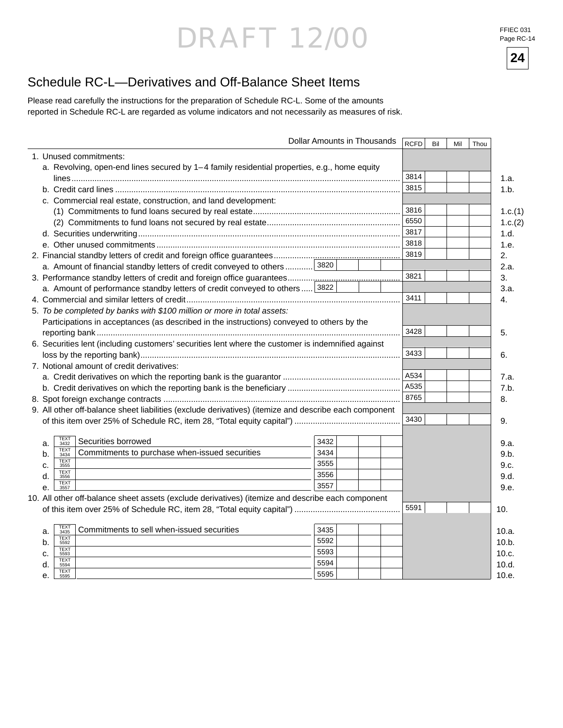DRAFT 12/00

# Schedule RC-L—Derivatives and Off-Balance Sheet Items

Please read carefully the instructions for the preparation of Schedule RC-L. Some of the amounts reported in Schedule RC-L are regarded as volume indicators and not necessarily as measures of risk.

| Dollar Amounts in Thousands | | RCFD | Bil Mil Thou | |
|---|---|---|---|---|
| 1. Unused commitments: | | | | |
| a. Revolving, open-end lines secured by 1–4 family residential properties, e.g., home equity lines | | 3814 | | 1.a. |
| b. Credit card lines | | 3815 | | 1.b. |
| c. Commercial real estate, construction, and land development: | | | | |
| (1) Commitments to fund loans secured by real estate | | 3816 | | 1.c.(1) |
| (2) Commitments to fund loans not secured by real estate | | 6550 | | 1.c.(2) |
| d. Securities underwriting | | 3817 | | 1.d. |
| e. Other unused commitments | | 3818 | | 1.e. |
| 2. Financial standby letters of credit and foreign office guarantees | | 3819 | | 2. |
| a. Amount of financial standby letters of credit conveyed to others | 3820 | | | 2.a. |
| 3. Performance standby letters of credit and foreign office guarantees | | 3821 | | 3. |
| a. Amount of performance standby letters of credit conveyed to others | 3822 | | | 3.a. |
| 4. Commercial and similar letters of credit | | 3411 | | 4. |
| 5. *To be completed by banks with $100 million or more in total assets:* Participations in acceptances (as described in the instructions) conveyed to others by the reporting bank | | 3428 | | 5. |
| 6. Securities lent (including customers' securities lent where the customer is indemnified against loss by the reporting bank) | | 3433 | | 6. |
| 7. Notional amount of credit derivatives: | | | | |
| a. Credit derivatives on which the reporting bank is the guarantor | | A534 | | 7.a. |
| b. Credit derivatives on which the reporting bank is the beneficiary | | A535 | | 7.b. |
| 8. Spot foreign exchange contracts | | 8765 | | 8. |
| 9. All other off-balance sheet liabilities (exclude derivatives) (itemize and describe each component of this item over 25% of Schedule RC, item 28, "Total equity capital") | | 3430 | | 9. |
| a. TEXT 3432 Securities borrowed | 3432 | | | 9.a. |
| b. TEXT 3434 Commitments to purchase when-issued securities | 3434 | | | 9.b. |
| c. TEXT 3555 | 3555 | | | 9.c. |
| d. TEXT 3556 | 3556 | | | 9.d. |
| e. TEXT 3557 | 3557 | | | 9.e. |
| 10. All other off-balance sheet assets (exclude derivatives) (itemize and describe each component of this item over 25% of Schedule RC, item 28, "Total equity capital") | | 5591 | | 10. |
| a. TEXT 3435 Commitments to sell when-issued securities | 3435 | | | 10.a. |
| b. TEXT 5592 | 5592 | | | 10.b. |
| c. TEXT 5593 | 5593 | | | 10.c. |
| d. TEXT 5594 | 5594 | | | 10.d. |
| e. TEXT 5595 | 5595 | | | 10.e. |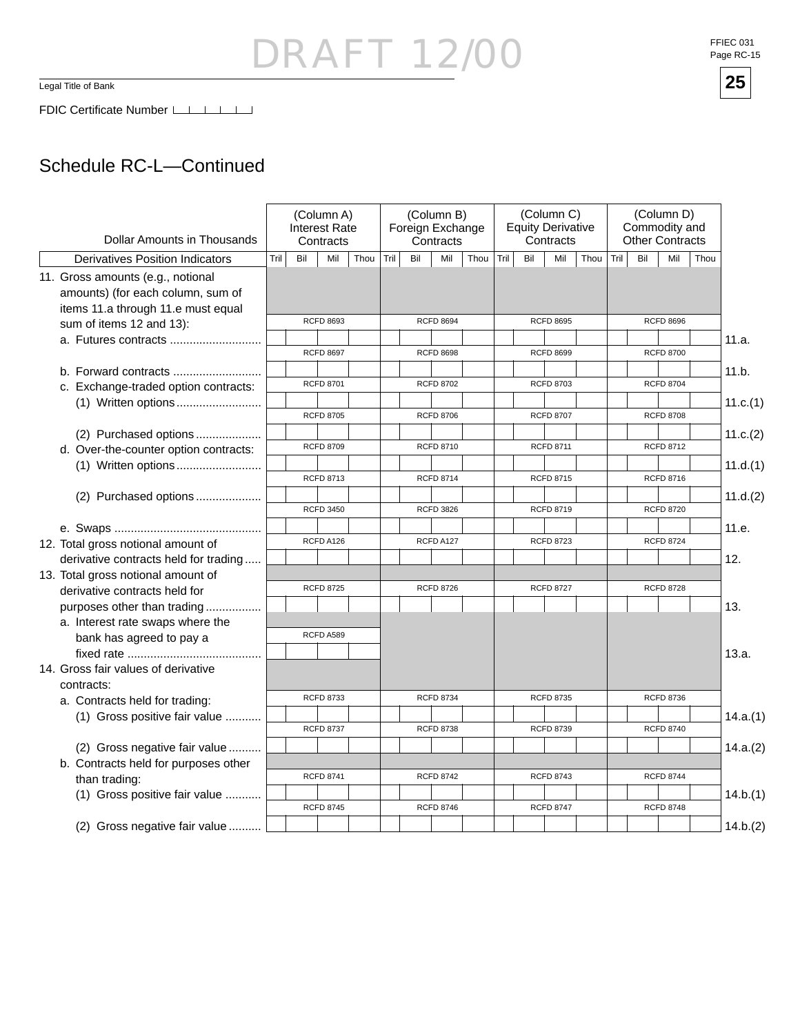Legal Title of Bank

FDIC Certificate Number

## Schedule RC-L—Continued

| Dollar Amounts in Thousands | (Column A) Interest Rate Contracts | (Column B) Foreign Exchange Contracts | (Column C) Equity Derivative Contracts | (Column D) Commodity and Other Contracts | |
|---|---|---|---|---|---|
| **Derivatives Position Indicators** | Tril Bil Mil Thou | Tril Bil Mil Thou | Tril Bil Mil Thou | Tril Bil Mil Thou | |
| 11. Gross amounts (e.g., notional amounts) (for each column, sum of items 11.a through 11.e must equal sum of items 12 and 13): | | | | | |
| a. Futures contracts | RCFD 8693 | RCFD 8694 | RCFD 8695 | RCFD 8696 | 11.a. |
| b. Forward contracts | RCFD 8697 | RCFD 8698 | RCFD 8699 | RCFD 8700 | 11.b. |
| c. Exchange-traded option contracts: | | | | | |
| (1) Written options | RCFD 8701 | RCFD 8702 | RCFD 8703 | RCFD 8704 | 11.c.(1) |
| (2) Purchased options | RCFD 8705 | RCFD 8706 | RCFD 8707 | RCFD 8708 | 11.c.(2) |
| d. Over-the-counter option contracts: | | | | | |
| (1) Written options | RCFD 8709 | RCFD 8710 | RCFD 8711 | RCFD 8712 | 11.d.(1) |
| (2) Purchased options | RCFD 8713 | RCFD 8714 | RCFD 8715 | RCFD 8716 | 11.d.(2) |
| e. Swaps | RCFD 3450 | RCFD 3826 | RCFD 8719 | RCFD 8720 | 11.e. |
| 12. Total gross notional amount of derivative contracts held for trading | RCFD A126 | RCFD A127 | RCFD 8723 | RCFD 8724 | 12. |
| 13. Total gross notional amount of derivative contracts held for purposes other than trading | RCFD 8725 | RCFD 8726 | RCFD 8727 | RCFD 8728 | 13. |
| a. Interest rate swaps where the bank has agreed to pay a fixed rate | RCFD A589 | | | | 13.a. |
| 14. Gross fair values of derivative contracts: | | | | | |
| a. Contracts held for trading: | | | | | |
| (1) Gross positive fair value | RCFD 8733 | RCFD 8734 | RCFD 8735 | RCFD 8736 | 14.a.(1) |
| (2) Gross negative fair value | RCFD 8737 | RCFD 8738 | RCFD 8739 | RCFD 8740 | 14.a.(2) |
| b. Contracts held for purposes other than trading: | | | | | |
| (1) Gross positive fair value | RCFD 8741 | RCFD 8742 | RCFD 8743 | RCFD 8744 | 14.b.(1) |
| (2) Gross negative fair value | RCFD 8745 | RCFD 8746 | RCFD 8747 | RCFD 8748 | 14.b.(2) |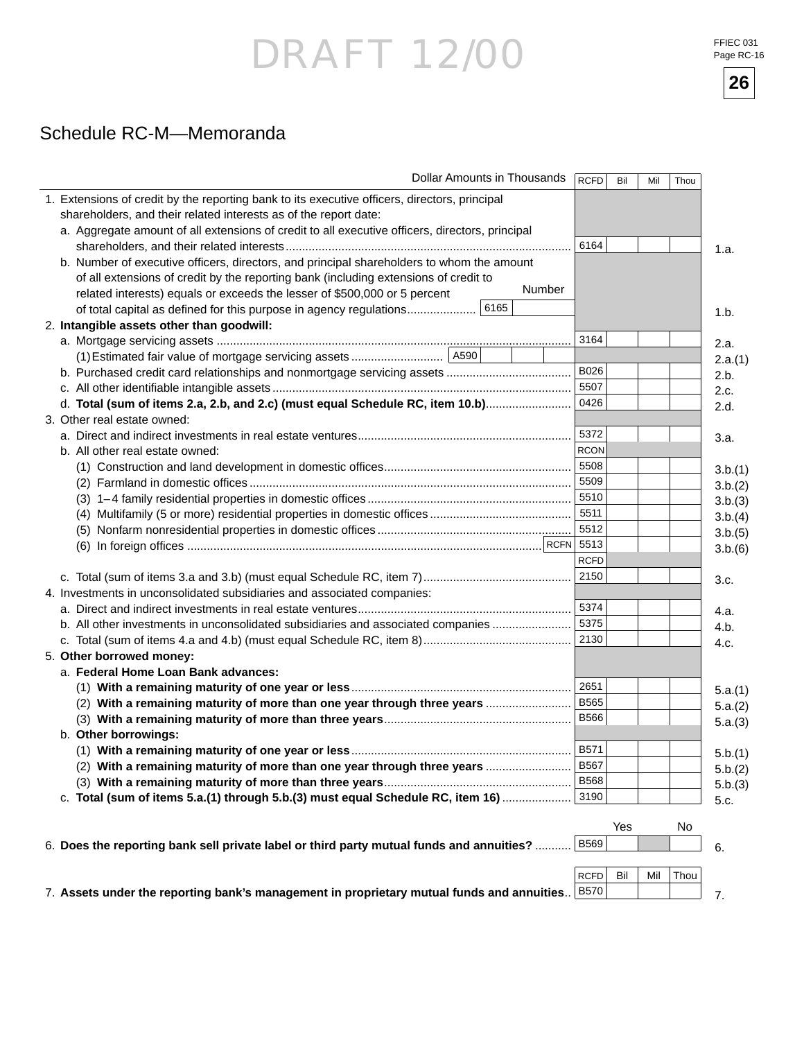DRAFT 12/00

FFIEC 031
Page RC-16

**26**

## Schedule RC-M—Memoranda

| Dollar Amounts in Thousands | RCFD | Bil | Mil | Thou | |
|---|---|---|---|---|---|
| 1. Extensions of credit by the reporting bank to its executive officers, directors, principal shareholders, and their related interests as of the report date: | | | | | |
| a. Aggregate amount of all extensions of credit to all executive officers, directors, principal shareholders, and their related interests | 6164 | | | | 1.a. |
| b. Number of executive officers, directors, and principal shareholders to whom the amount of all extensions of credit by the reporting bank (including extensions of credit to related interests) equals or exceeds the lesser of $500,000 or 5 percent of total capital as defined for this purpose in agency regulations — Number: 6165 | | | | | 1.b. |
| 2. **Intangible assets other than goodwill:** | | | | | |
| a. Mortgage servicing assets | 3164 | | | | 2.a. |
| (1) Estimated fair value of mortgage servicing assets — A590 | | | | | 2.a.(1) |
| b. Purchased credit card relationships and nonmortgage servicing assets | B026 | | | | 2.b. |
| c. All other identifiable intangible assets | 5507 | | | | 2.c. |
| d. **Total (sum of items 2.a, 2.b, and 2.c) (must equal Schedule RC, item 10.b)** | 0426 | | | | 2.d. |
| 3. Other real estate owned: | | | | | |
| a. Direct and indirect investments in real estate ventures | 5372 | | | | 3.a. |
| b. All other real estate owned: | RCON | | | | |
| (1) Construction and land development in domestic offices | 5508 | | | | 3.b.(1) |
| (2) Farmland in domestic offices | 5509 | | | | 3.b.(2) |
| (3) 1–4 family residential properties in domestic offices | 5510 | | | | 3.b.(3) |
| (4) Multifamily (5 or more) residential properties in domestic offices | 5511 | | | | 3.b.(4) |
| (5) Nonfarm nonresidential properties in domestic offices | 5512 | | | | 3.b.(5) |
| (6) In foreign offices | RCFN 5513 | | | | 3.b.(6) |
| | RCFD | | | | |
| c. Total (sum of items 3.a and 3.b) (must equal Schedule RC, item 7) | 2150 | | | | 3.c. |
| 4. Investments in unconsolidated subsidiaries and associated companies: | | | | | |
| a. Direct and indirect investments in real estate ventures | 5374 | | | | 4.a. |
| b. All other investments in unconsolidated subsidiaries and associated companies | 5375 | | | | 4.b. |
| c. Total (sum of items 4.a and 4.b) (must equal Schedule RC, item 8) | 2130 | | | | 4.c. |
| 5. **Other borrowed money:** | | | | | |
| a. **Federal Home Loan Bank advances:** | | | | | |
| (1) **With a remaining maturity of one year or less** | 2651 | | | | 5.a.(1) |
| (2) **With a remaining maturity of more than one year through three years** | B565 | | | | 5.a.(2) |
| (3) **With a remaining maturity of more than three years** | B566 | | | | 5.a.(3) |
| b. **Other borrowings:** | | | | | |
| (1) **With a remaining maturity of one year or less** | B571 | | | | 5.b.(1) |
| (2) **With a remaining maturity of more than one year through three years** | B567 | | | | 5.b.(2) |
| (3) **With a remaining maturity of more than three years** | B568 | | | | 5.b.(3) |
| c. **Total (sum of items 5.a.(1) through 5.b.(3) must equal Schedule RC, item 16)** | 3190 | | | | 5.c. |

| | | Yes | | No | |
|---|---|---|---|---|---|
| 6. **Does the reporting bank sell private label or third party mutual funds and annuities?** | B569 | | | | 6. |

| | RCFD | Bil | Mil | Thou | |
|---|---|---|---|---|---|
| 7. **Assets under the reporting bank's management in proprietary mutual funds and annuities** | B570 | | | | 7. |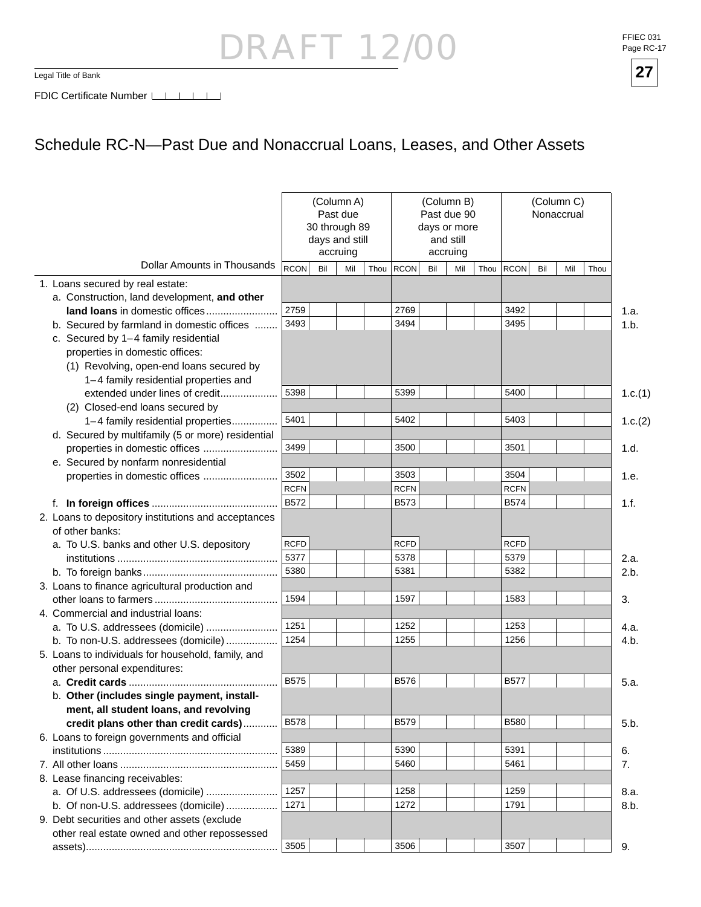DRAFT 12/00

Legal Title of Bank

FDIC Certificate Number

## Schedule RC-N—Past Due and Nonaccrual Loans, Leases, and Other Assets

| Dollar Amounts in Thousands | (Column A) Past due 30 through 89 days and still accruing | | (Column B) Past due 90 days or more and still accruing | | (Column C) Nonaccrual | | |
|---|---|---|---|---|---|---|---|
| | RCON | Bil Mil Thou | RCON | Bil Mil Thou | RCON | Bil Mil Thou | |
| 1. Loans secured by real estate: | | | | | | | |
| a. Construction, land development, **and other land loans** in domestic offices | 2759 | | 2769 | | 3492 | | 1.a. |
| b. Secured by farmland in domestic offices | 3493 | | 3494 | | 3495 | | 1.b. |
| c. Secured by 1–4 family residential properties in domestic offices: | | | | | | | |
| (1) Revolving, open-end loans secured by 1–4 family residential properties and extended under lines of credit | 5398 | | 5399 | | 5400 | | 1.c.(1) |
| (2) Closed-end loans secured by 1–4 family residential properties | 5401 | | 5402 | | 5403 | | 1.c.(2) |
| d. Secured by multifamily (5 or more) residential properties in domestic offices | 3499 | | 3500 | | 3501 | | 1.d. |
| e. Secured by nonfarm nonresidential properties in domestic offices | 3502 | | 3503 | | 3504 | | 1.e. |
| | RCFN | | RCFN | | RCFN | | |
| f. **In foreign offices** | B572 | | B573 | | B574 | | 1.f. |
| 2. Loans to depository institutions and acceptances of other banks: | | | | | | | |
| | RCFD | | RCFD | | RCFD | | |
| a. To U.S. banks and other U.S. depository institutions | 5377 | | 5378 | | 5379 | | 2.a. |
| b. To foreign banks | 5380 | | 5381 | | 5382 | | 2.b. |
| 3. Loans to finance agricultural production and other loans to farmers | 1594 | | 1597 | | 1583 | | 3. |
| 4. Commercial and industrial loans: | | | | | | | |
| a. To U.S. addressees (domicile) | 1251 | | 1252 | | 1253 | | 4.a. |
| b. To non-U.S. addressees (domicile) | 1254 | | 1255 | | 1256 | | 4.b. |
| 5. Loans to individuals for household, family, and other personal expenditures: | | | | | | | |
| a. **Credit cards** | B575 | | B576 | | B577 | | 5.a. |
| b. **Other (includes single payment, installment, all student loans, and revolving credit plans other than credit cards)** | B578 | | B579 | | B580 | | 5.b. |
| 6. Loans to foreign governments and official institutions | 5389 | | 5390 | | 5391 | | 6. |
| 7. All other loans | 5459 | | 5460 | | 5461 | | 7. |
| 8. Lease financing receivables: | | | | | | | |
| a. Of U.S. addressees (domicile) | 1257 | | 1258 | | 1259 | | 8.a. |
| b. Of non-U.S. addressees (domicile) | 1271 | | 1272 | | 1791 | | 8.b. |
| 9. Debt securities and other assets (exclude other real estate owned and other repossessed assets) | 3505 | | 3506 | | 3507 | | 9. |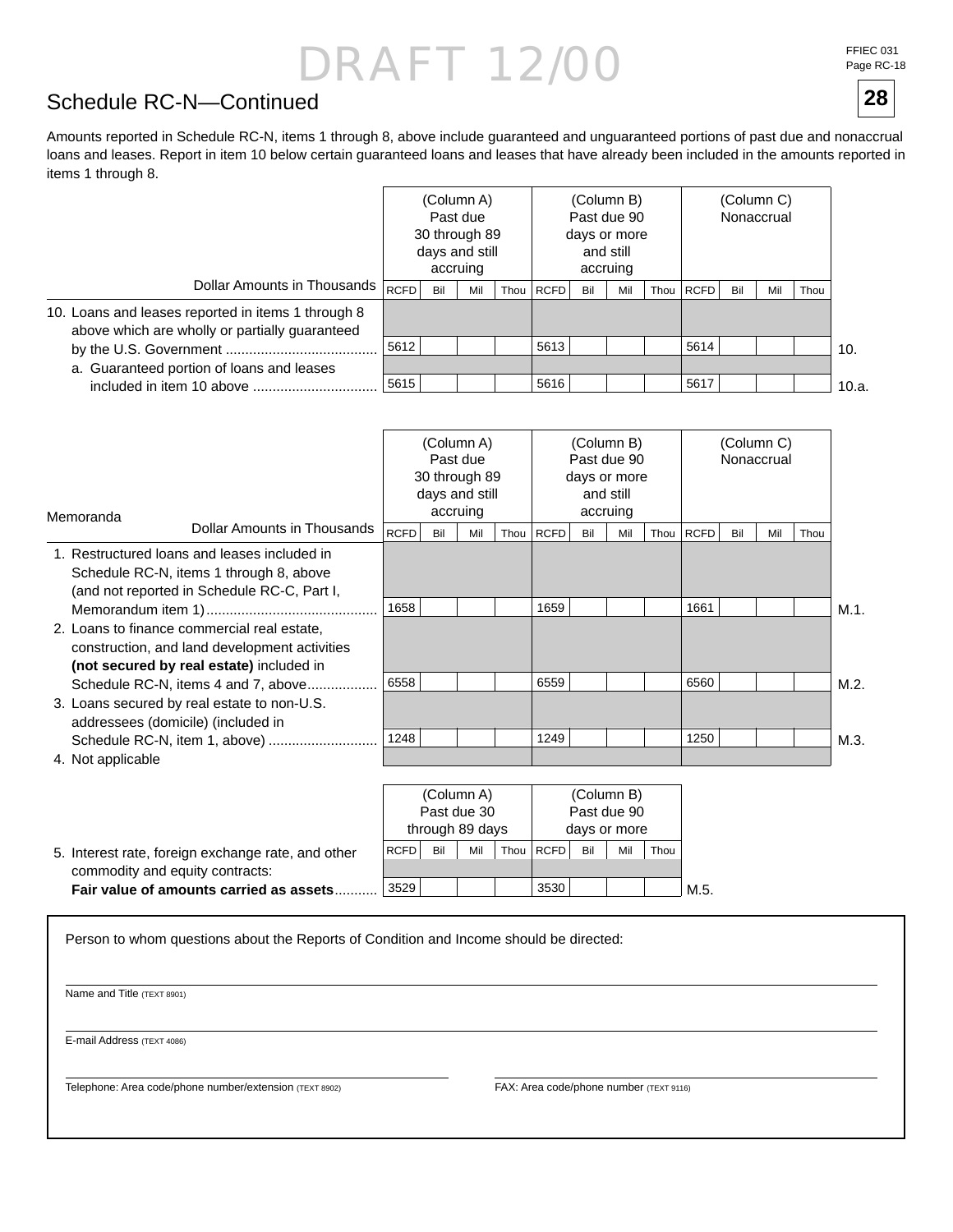DRAFT 12/00

FFIEC 031
Page RC-18

**28**

## Schedule RC-N—Continued

Amounts reported in Schedule RC-N, items 1 through 8, above include guaranteed and unguaranteed portions of past due and nonaccrual loans and leases. Report in item 10 below certain guaranteed loans and leases that have already been included in the amounts reported in items 1 through 8.

| Dollar Amounts in Thousands | (Column A) Past due 30 through 89 days and still accruing | | (Column B) Past due 90 days or more and still accruing | | (Column C) Nonaccrual | | |
|---|---|---|---|---|---|---|---|
| | RCFD | Bil Mil Thou | RCFD | Bil Mil Thou | RCFD | Bil Mil Thou | |
| 10. Loans and leases reported in items 1 through 8 above which are wholly or partially guaranteed by the U.S. Government | 5612 | | 5613 | | 5614 | | 10. |
| a. Guaranteed portion of loans and leases included in item 10 above | 5615 | | 5616 | | 5617 | | 10.a. |

| Memoranda — Dollar Amounts in Thousands | (Column A) Past due 30 through 89 days and still accruing | | (Column B) Past due 90 days or more and still accruing | | (Column C) Nonaccrual | | |
|---|---|---|---|---|---|---|---|
| | RCFD | Bil Mil Thou | RCFD | Bil Mil Thou | RCFD | Bil Mil Thou | |
| 1. Restructured loans and leases included in Schedule RC-N, items 1 through 8, above (and not reported in Schedule RC-C, Part I, Memorandum item 1) | 1658 | | 1659 | | 1661 | | M.1. |
| 2. Loans to finance commercial real estate, construction, and land development activities **(not secured by real estate)** included in Schedule RC-N, items 4 and 7, above | 6558 | | 6559 | | 6560 | | M.2. |
| 3. Loans secured by real estate to non-U.S. addressees (domicile) (included in Schedule RC-N, item 1, above) | 1248 | | 1249 | | 1250 | | M.3. |
| 4. Not applicable | | | | | | | |

| | (Column A) Past due 30 through 89 days | | (Column B) Past due 90 days or more | | |
|---|---|---|---|---|---|
| | RCFD | Bil Mil Thou | RCFD | Bil Mil Thou | |
| 5. Interest rate, foreign exchange rate, and other commodity and equity contracts: **Fair value of amounts carried as assets** | 3529 | | 3530 | | M.5. |

Person to whom questions about the Reports of Condition and Income should be directed:

Name and Title (TEXT 8901)

E-mail Address (TEXT 4086)

Telephone: Area code/phone number/extension (TEXT 8902)

FAX: Area code/phone number (TEXT 9116)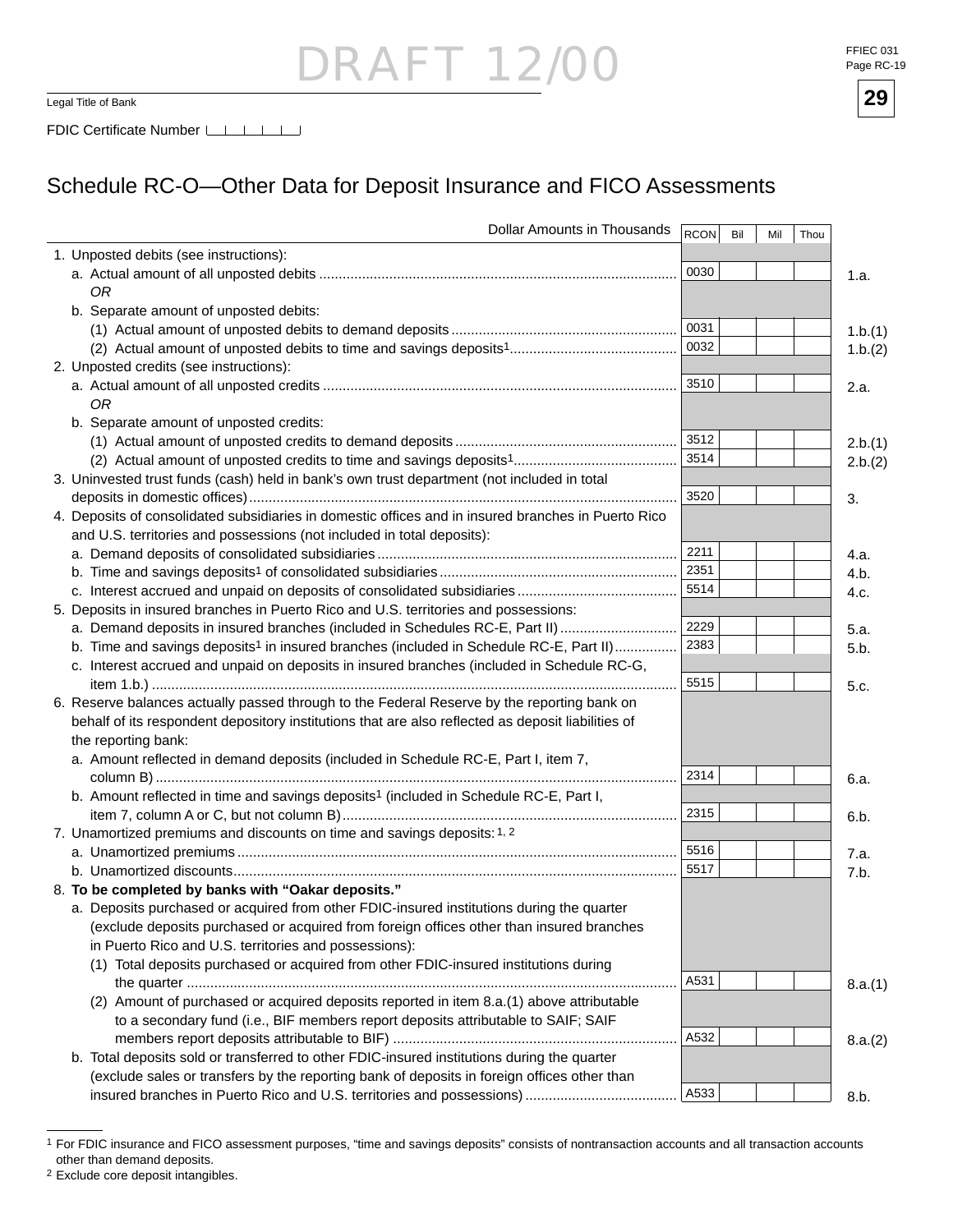DRAFT 12/00

Legal Title of Bank

FDIC Certificate Number

# Schedule RC-O—Other Data for Deposit Insurance and FICO Assessments

| Dollar Amounts in Thousands | RCON | Bil | Mil | Thou | |
|---|---|---|---|---|---|
| 1. Unposted debits (see instructions): | | | | | |
| a. Actual amount of all unposted debits | 0030 | | | | 1.a. |
| *OR* | | | | | |
| b. Separate amount of unposted debits: | | | | | |
| (1) Actual amount of unposted debits to demand deposits | 0031 | | | | 1.b.(1) |
| (2) Actual amount of unposted debits to time and savings deposits[1] | 0032 | | | | 1.b.(2) |
| 2. Unposted credits (see instructions): | | | | | |
| a. Actual amount of all unposted credits | 3510 | | | | 2.a. |
| *OR* | | | | | |
| b. Separate amount of unposted credits: | | | | | |
| (1) Actual amount of unposted credits to demand deposits | 3512 | | | | 2.b.(1) |
| (2) Actual amount of unposted credits to time and savings deposits[1] | 3514 | | | | 2.b.(2) |
| 3. Uninvested trust funds (cash) held in bank's own trust department (not included in total deposits in domestic offices) | 3520 | | | | 3. |
| 4. Deposits of consolidated subsidiaries in domestic offices and in insured branches in Puerto Rico and U.S. territories and possessions (not included in total deposits): | | | | | |
| a. Demand deposits of consolidated subsidiaries | 2211 | | | | 4.a. |
| b. Time and savings deposits[1] of consolidated subsidiaries | 2351 | | | | 4.b. |
| c. Interest accrued and unpaid on deposits of consolidated subsidiaries | 5514 | | | | 4.c. |
| 5. Deposits in insured branches in Puerto Rico and U.S. territories and possessions: | | | | | |
| a. Demand deposits in insured branches (included in Schedules RC-E, Part II) | 2229 | | | | 5.a. |
| b. Time and savings deposits[1] in insured branches (included in Schedule RC-E, Part II) | 2383 | | | | 5.b. |
| c. Interest accrued and unpaid on deposits in insured branches (included in Schedule RC-G, item 1.b.) | 5515 | | | | 5.c. |
| 6. Reserve balances actually passed through to the Federal Reserve by the reporting bank on behalf of its respondent depository institutions that are also reflected as deposit liabilities of the reporting bank: | | | | | |
| a. Amount reflected in demand deposits (included in Schedule RC-E, Part I, item 7, column B) | 2314 | | | | 6.a. |
| b. Amount reflected in time and savings deposits[1] (included in Schedule RC-E, Part I, item 7, column A or C, but not column B) | 2315 | | | | 6.b. |
| 7. Unamortized premiums and discounts on time and savings deposits:[1, 2] | | | | | |
| a. Unamortized premiums | 5516 | | | | 7.a. |
| b. Unamortized discounts | 5517 | | | | 7.b. |
| 8. **To be completed by banks with "Oakar deposits."** | | | | | |
| a. Deposits purchased or acquired from other FDIC-insured institutions during the quarter (exclude deposits purchased or acquired from foreign offices other than insured branches in Puerto Rico and U.S. territories and possessions): | | | | | |
| (1) Total deposits purchased or acquired from other FDIC-insured institutions during the quarter | A531 | | | | 8.a.(1) |
| (2) Amount of purchased or acquired deposits reported in item 8.a.(1) above attributable to a secondary fund (i.e., BIF members report deposits attributable to SAIF; SAIF members report deposits attributable to BIF) | A532 | | | | 8.a.(2) |
| b. Total deposits sold or transferred to other FDIC-insured institutions during the quarter (exclude sales or transfers by the reporting bank of deposits in foreign offices other than insured branches in Puerto Rico and U.S. territories and possessions) | A533 | | | | 8.b. |

[1] For FDIC insurance and FICO assessment purposes, "time and savings deposits" consists of nontransaction accounts and all transaction accounts other than demand deposits.

[2] Exclude core deposit intangibles.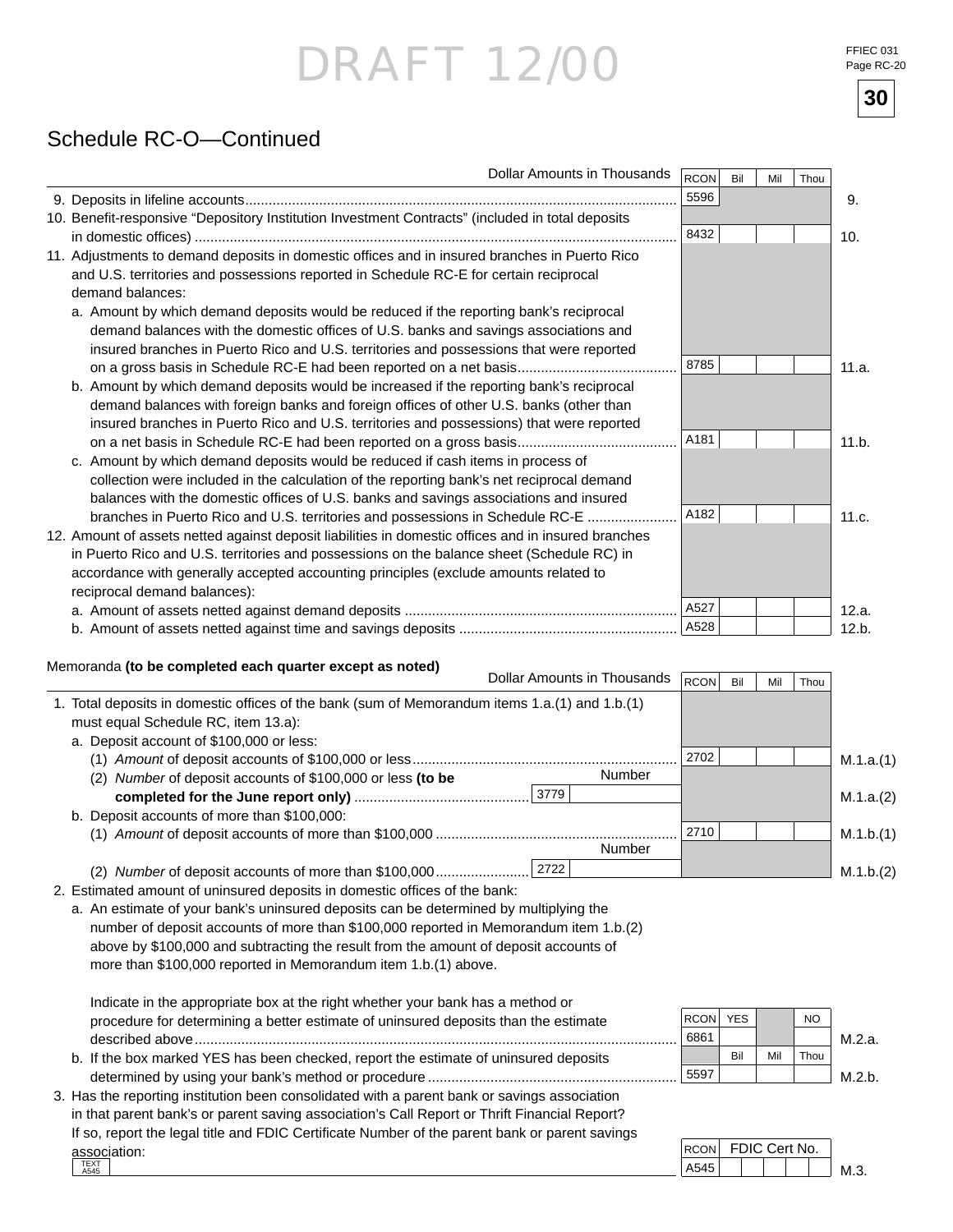DRAFT 12/00

# Schedule RC-O—Continued

| Dollar Amounts in Thousands | RCON | Bil | Mil | Thou | |
|---|---|---|---|---|---|
| 9. Deposits in lifeline accounts | 5596 | | | | 9. |
| 10. Benefit-responsive "Depository Institution Investment Contracts" (included in total deposits in domestic offices) | 8432 | | | | 10. |
| 11. Adjustments to demand deposits in domestic offices and in insured branches in Puerto Rico and U.S. territories and possessions reported in Schedule RC-E for certain reciprocal demand balances: | | | | | |
| a. Amount by which demand deposits would be reduced if the reporting bank's reciprocal demand balances with the domestic offices of U.S. banks and savings associations and insured branches in Puerto Rico and U.S. territories and possessions that were reported on a gross basis in Schedule RC-E had been reported on a net basis | 8785 | | | | 11.a. |
| b. Amount by which demand deposits would be increased if the reporting bank's reciprocal demand balances with foreign banks and foreign offices of other U.S. banks (other than insured branches in Puerto Rico and U.S. territories and possessions) that were reported on a net basis in Schedule RC-E had been reported on a gross basis | A181 | | | | 11.b. |
| c. Amount by which demand deposits would be reduced if cash items in process of collection were included in the calculation of the reporting bank's net reciprocal demand balances with the domestic offices of U.S. banks and savings associations and insured branches in Puerto Rico and U.S. territories and possessions in Schedule RC-E | A182 | | | | 11.c. |
| 12. Amount of assets netted against deposit liabilities in domestic offices and in insured branches in Puerto Rico and U.S. territories and possessions on the balance sheet (Schedule RC) in accordance with generally accepted accounting principles (exclude amounts related to reciprocal demand balances): | | | | | |
| a. Amount of assets netted against demand deposits | A527 | | | | 12.a. |
| b. Amount of assets netted against time and savings deposits | A528 | | | | 12.b. |

Memoranda **(to be completed each quarter except as noted)**

| Dollar Amounts in Thousands | Number | RCON | Bil | Mil | Thou | |
|---|---|---|---|---|---|---|
| 1. Total deposits in domestic offices of the bank (sum of Memorandum items 1.a.(1) and 1.b.(1) must equal Schedule RC, item 13.a): | | | | | | |
| a. Deposit account of $100,000 or less: | | | | | | |
| (1) *Amount* of deposit accounts of $100,000 or less | | 2702 | | | | M.1.a.(1) |
| (2) *Number* of deposit accounts of $100,000 or less **(to be completed for the June report only)** | 3779 | | | | | M.1.a.(2) |
| b. Deposit accounts of more than $100,000: | | | | | | |
| (1) *Amount* of deposit accounts of more than $100,000 | | 2710 | | | | M.1.b.(1) |
| (2) *Number* of deposit accounts of more than $100,000 | 2722 | | | | | M.1.b.(2) |

2. Estimated amount of uninsured deposits in domestic offices of the bank:

a. An estimate of your bank's uninsured deposits can be determined by multiplying the number of deposit accounts of more than $100,000 reported in Memorandum item 1.b.(2) above by $100,000 and subtracting the result from the amount of deposit accounts of more than $100,000 reported in Memorandum item 1.b.(1) above.

| | RCON | YES | | NO | |
|---|---|---|---|---|---|
| Indicate in the appropriate box at the right whether your bank has a method or procedure for determining a better estimate of uninsured deposits than the estimate described above | 6861 | | | | M.2.a. |
| | | **Bil** | **Mil** | **Thou** | |
| b. If the box marked YES has been checked, report the estimate of uninsured deposits determined by using your bank's method or procedure | 5597 | | | | M.2.b. |

| | RCON | FDIC Cert No. | |
|---|---|---|---|
| 3. Has the reporting institution been consolidated with a parent bank or savings association in that parent bank's or parent saving association's Call Report or Thrift Financial Report? If so, report the legal title and FDIC Certificate Number of the parent bank or parent savings association: TEXT A545 | A545 | | M.3. |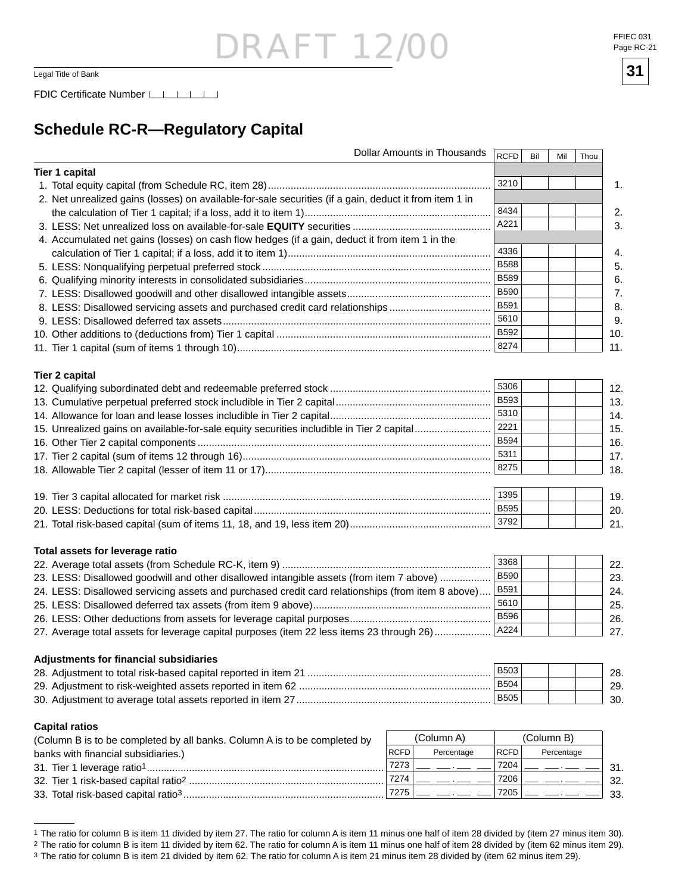DRAFT 12/00

FFIEC 031
Page RC-21

**31**

Legal Title of Bank

FDIC Certificate Number

## Schedule RC-R—Regulatory Capital

| Dollar Amounts in Thousands | RCFD | Bil | Mil | Thou | |
|---|---|---|---|---|---|
| **Tier 1 capital** | | | | | |
| 1. Total equity capital (from Schedule RC, item 28) | 3210 | | | | 1. |
| 2. Net unrealized gains (losses) on available-for-sale securities (if a gain, deduct it from item 1 in the calculation of Tier 1 capital; if a loss, add it to item 1) | 8434 | | | | 2. |
| 3. LESS: Net unrealized loss on available-for-sale **EQUITY** securities | A221 | | | | 3. |
| 4. Accumulated net gains (losses) on cash flow hedges (if a gain, deduct it from item 1 in the calculation of Tier 1 capital; if a loss, add it to item 1) | 4336 | | | | 4. |
| 5. LESS: Nonqualifying perpetual preferred stock | B588 | | | | 5. |
| 6. Qualifying minority interests in consolidated subsidiaries | B589 | | | | 6. |
| 7. LESS: Disallowed goodwill and other disallowed intangible assets | B590 | | | | 7. |
| 8. LESS: Disallowed servicing assets and purchased credit card relationships | B591 | | | | 8. |
| 9. LESS: Disallowed deferred tax assets | 5610 | | | | 9. |
| 10. Other additions to (deductions from) Tier 1 capital | B592 | | | | 10. |
| 11. Tier 1 capital (sum of items 1 through 10) | 8274 | | | | 11. |
| **Tier 2 capital** | | | | | |
| 12. Qualifying subordinated debt and redeemable preferred stock | 5306 | | | | 12. |
| 13. Cumulative perpetual preferred stock includible in Tier 2 capital | B593 | | | | 13. |
| 14. Allowance for loan and lease losses includible in Tier 2 capital | 5310 | | | | 14. |
| 15. Unrealized gains on available-for-sale equity securities includible in Tier 2 capital | 2221 | | | | 15. |
| 16. Other Tier 2 capital components | B594 | | | | 16. |
| 17. Tier 2 capital (sum of items 12 through 16) | 5311 | | | | 17. |
| 18. Allowable Tier 2 capital (lesser of item 11 or 17) | 8275 | | | | 18. |
| 19. Tier 3 capital allocated for market risk | 1395 | | | | 19. |
| 20. LESS: Deductions for total risk-based capital | B595 | | | | 20. |
| 21. Total risk-based capital (sum of items 11, 18, and 19, less item 20) | 3792 | | | | 21. |
| **Total assets for leverage ratio** | | | | | |
| 22. Average total assets (from Schedule RC-K, item 9) | 3368 | | | | 22. |
| 23. LESS: Disallowed goodwill and other disallowed intangible assets (from item 7 above) | B590 | | | | 23. |
| 24. LESS: Disallowed servicing assets and purchased credit card relationships (from item 8 above) | B591 | | | | 24. |
| 25. LESS: Disallowed deferred tax assets (from item 9 above) | 5610 | | | | 25. |
| 26. LESS: Other deductions from assets for leverage capital purposes | B596 | | | | 26. |
| 27. Average total assets for leverage capital purposes (item 22 less items 23 through 26) | A224 | | | | 27. |
| **Adjustments for financial subsidiaries** | | | | | |
| 28. Adjustment to total risk-based capital reported in item 21 | B503 | | | | 28. |
| 29. Adjustment to risk-weighted assets reported in item 62 | B504 | | | | 29. |
| 30. Adjustment to average total assets reported in item 27 | B505 | | | | 30. |

**Capital ratios**

| (Column B is to be completed by all banks. Column A is to be completed by banks with financial subsidiaries.) | (Column A) | | (Column B) | | |
|---|---|---|---|---|---|
| | RCFD | Percentage | RCFD | Percentage | |
| 31. Tier 1 leverage ratio[1] | 7273 | . | 7204 | . | 31. |
| 32. Tier 1 risk-based capital ratio[2] | 7274 | . | 7206 | . | 32. |
| 33. Total risk-based capital ratio[3] | 7275 | . | 7205 | . | 33. |

[1] The ratio for column B is item 11 divided by item 27. The ratio for column A is item 11 minus one half of item 28 divided by (item 27 minus item 30).
[2] The ratio for column B is item 11 divided by item 62. The ratio for column A is item 11 minus one half of item 28 divided by (item 62 minus item 29).
[3] The ratio for column B is item 21 divided by item 62. The ratio for column A is item 21 minus item 28 divided by (item 62 minus item 29).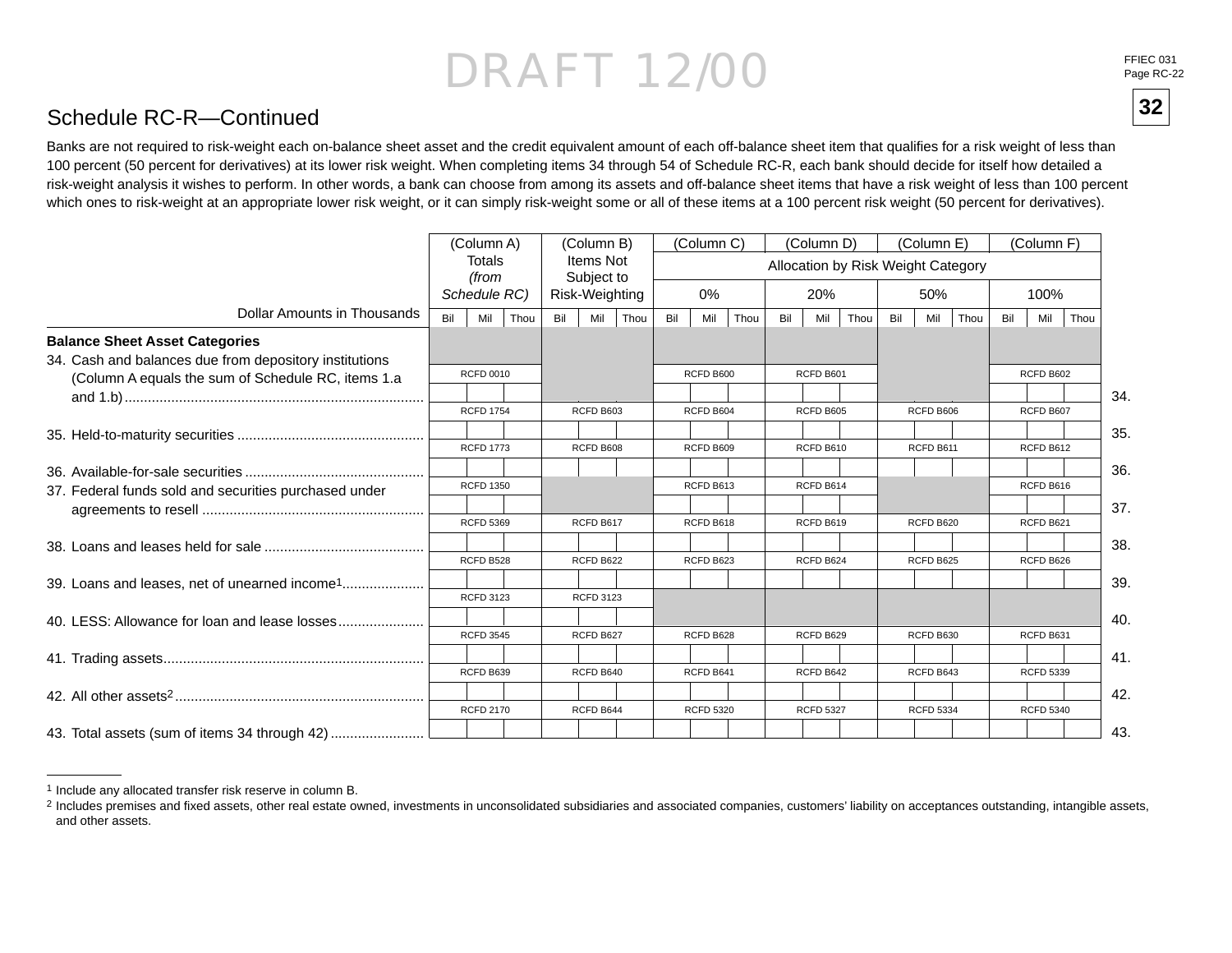DRAFT 12/00

## Schedule RC-R—Continued

Banks are not required to risk-weight each on-balance sheet asset and the credit equivalent amount of each off-balance sheet item that qualifies for a risk weight of less than 100 percent (50 percent for derivatives) at its lower risk weight. When completing items 34 through 54 of Schedule RC-R, each bank should decide for itself how detailed a risk-weight analysis it wishes to perform. In other words, a bank can choose from among its assets and off-balance sheet items that have a risk weight of less than 100 percent which ones to risk-weight at an appropriate lower risk weight, or it can simply risk-weight some or all of these items at a 100 percent risk weight (50 percent for derivatives).

| Dollar Amounts in Thousands | (Column A) Totals *(from Schedule RC)* | (Column B) Items Not Subject to Risk-Weighting | (Column C) Allocation by Risk Weight Category 0% | (Column D) 20% | (Column E) 50% | (Column F) 100% | |
|---|---|---|---|---|---|---|---|
| **Balance Sheet Asset Categories** | | | | | | | |
| 34. Cash and balances due from depository institutions (Column A equals the sum of Schedule RC, items 1.a and 1.b) | RCFD 0010 | | RCFD B600 | RCFD B601 | | RCFD B602 | 34. |
| 35. Held-to-maturity securities | RCFD 1754 | RCFD B603 | RCFD B604 | RCFD B605 | RCFD B606 | RCFD B607 | 35. |
| 36. Available-for-sale securities | RCFD 1773 | RCFD B608 | RCFD B609 | RCFD B610 | RCFD B611 | RCFD B612 | 36. |
| 37. Federal funds sold and securities purchased under agreements to resell | RCFD 1350 | | RCFD B613 | RCFD B614 | | RCFD B616 | 37. |
| 38. Loans and leases held for sale | RCFD 5369 | RCFD B617 | RCFD B618 | RCFD B619 | RCFD B620 | RCFD B621 | 38. |
| 39. Loans and leases, net of unearned income[1] | RCFD B528 | RCFD B622 | RCFD B623 | RCFD B624 | RCFD B625 | RCFD B626 | 39. |
| 40. LESS: Allowance for loan and lease losses | RCFD 3123 | RCFD 3123 | | | | | 40. |
| 41. Trading assets | RCFD 3545 | RCFD B627 | RCFD B628 | RCFD B629 | RCFD B630 | RCFD B631 | 41. |
| 42. All other assets[2] | RCFD B639 | RCFD B640 | RCFD B641 | RCFD B642 | RCFD B643 | RCFD 5339 | 42. |
| 43. Total assets (sum of items 34 through 42) | RCFD 2170 | RCFD B644 | RCFD 5320 | RCFD 5327 | RCFD 5334 | RCFD 5340 | 43. |

[1] Include any allocated transfer risk reserve in column B.

[2] Includes premises and fixed assets, other real estate owned, investments in unconsolidated subsidiaries and associated companies, customers' liability on acceptances outstanding, intangible assets, and other assets.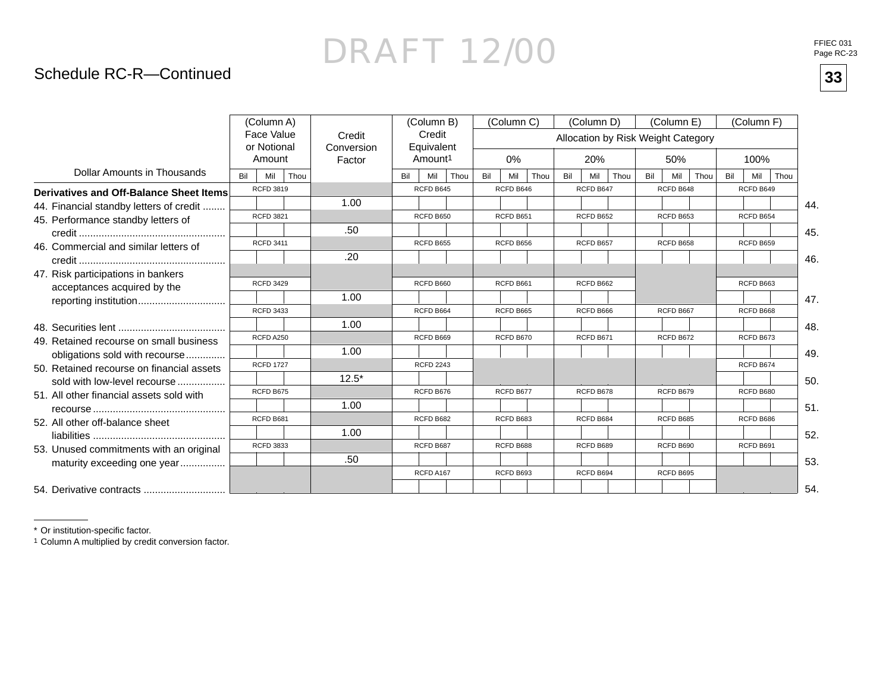DRAFT 12/00

## Schedule RC-R—Continued

| Dollar Amounts in Thousands | (Column A) Face Value or Notional Amount | Credit Conversion Factor | (Column B) Credit Equivalent Amount[1] | (Column C) Allocation by Risk Weight Category 0% | (Column D) 20% | (Column E) 50% | (Column F) 100% | |
|---|---|---|---|---|---|---|---|---|
| **Derivatives and Off-Balance Sheet Items** | | | | | | | | |
| 44. Financial standby letters of credit | RCFD 3819 | 1.00 | RCFD B645 | RCFD B646 | RCFD B647 | RCFD B648 | RCFD B649 | 44. |
| 45. Performance standby letters of credit | RCFD 3821 | .50 | RCFD B650 | RCFD B651 | RCFD B652 | RCFD B653 | RCFD B654 | 45. |
| 46. Commercial and similar letters of credit | RCFD 3411 | .20 | RCFD B655 | RCFD B656 | RCFD B657 | RCFD B658 | RCFD B659 | 46. |
| 47. Risk participations in bankers acceptances acquired by the reporting institution | RCFD 3429 | 1.00 | RCFD B660 | RCFD B661 | RCFD B662 | | RCFD B663 | 47. |
| 48. Securities lent | RCFD 3433 | 1.00 | RCFD B664 | RCFD B665 | RCFD B666 | RCFD B667 | RCFD B668 | 48. |
| 49. Retained recourse on small business obligations sold with recourse | RCFD A250 | 1.00 | RCFD B669 | RCFD B670 | RCFD B671 | RCFD B672 | RCFD B673 | 49. |
| 50. Retained recourse on financial assets sold with low-level recourse | RCFD 1727 | 12.5* | RCFD 2243 | | | | RCFD B674 | 50. |
| 51. All other financial assets sold with recourse | RCFD B675 | 1.00 | RCFD B676 | RCFD B677 | RCFD B678 | RCFD B679 | RCFD B680 | 51. |
| 52. All other off-balance sheet liabilities | RCFD B681 | 1.00 | RCFD B682 | RCFD B683 | RCFD B684 | RCFD B685 | RCFD B686 | 52. |
| 53. Unused commitments with an original maturity exceeding one year | RCFD 3833 | .50 | RCFD B687 | RCFD B688 | RCFD B689 | RCFD B690 | RCFD B691 | 53. |
| 54. Derivative contracts | | | RCFD A167 | RCFD B693 | RCFD B694 | RCFD B695 | | 54. |

\* Or institution-specific factor.

1 Column A multiplied by credit conversion factor.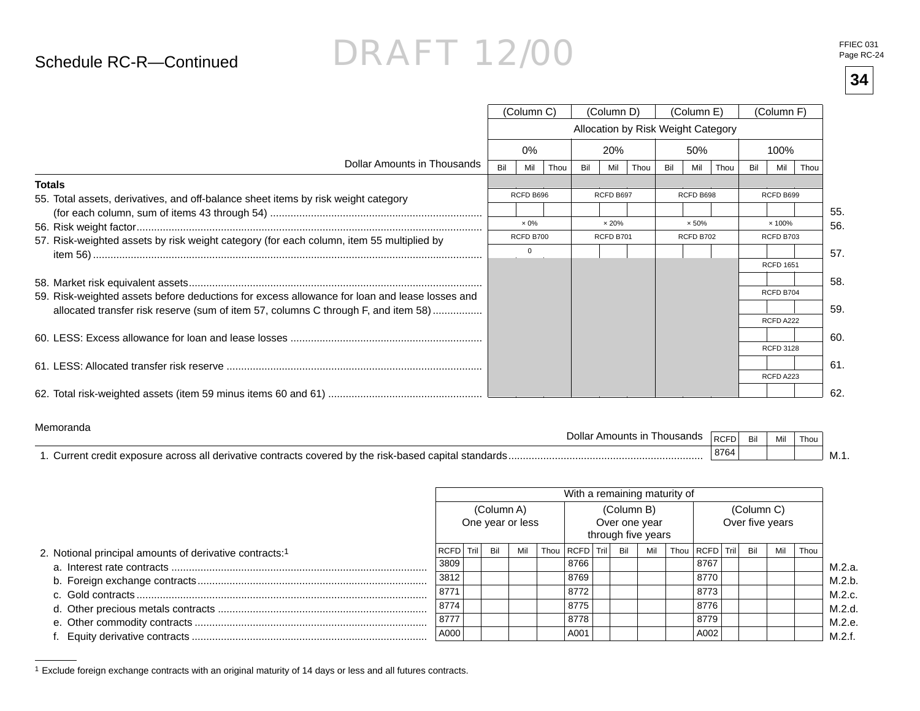## Schedule RC-R—Continued

DRAFT 12/00

| Dollar Amounts in Thousands | (Column C) 0% | (Column D) 20% | (Column E) 50% | (Column F) 100% | |
|---|---|---|---|---|---|
| | Allocation by Risk Weight Category | | | | |
| | Bil Mil Thou | Bil Mil Thou | Bil Mil Thou | Bil Mil Thou | |
| **Totals** | | | | | |
| 55. Total assets, derivatives, and off-balance sheet items by risk weight category (for each column, sum of items 43 through 54) | RCFD B696 | RCFD B697 | RCFD B698 | RCFD B699 | 55. |
| 56. Risk weight factor | × 0% | × 20% | × 50% | × 100% | 56. |
| 57. Risk-weighted assets by risk weight category (for each column, item 55 multiplied by item 56) | RCFD B700 0 | RCFD B701 | RCFD B702 | RCFD B703 | 57. |
| 58. Market risk equivalent assets | | | | RCFD 1651 | 58. |
| 59. Risk-weighted assets before deductions for excess allowance for loan and lease losses and allocated transfer risk reserve (sum of item 57, columns C through F, and item 58) | | | | RCFD B704 | 59. |
| 60. LESS: Excess allowance for loan and lease losses | | | | RCFD A222 | 60. |
| 61. LESS: Allocated transfer risk reserve | | | | RCFD 3128 | 61. |
| 62. Total risk-weighted assets (item 59 minus items 60 and 61) | | | | RCFD A223 | 62. |

### Memoranda

| Dollar Amounts in Thousands | RCFD | Bil | Mil | Thou | |
|---|---|---|---|---|---|
| 1. Current credit exposure across all derivative contracts covered by the risk-based capital standards | 8764 | | | | M.1. |

| | With a remaining maturity of | | | |
|---|---|---|---|---|
| | (Column A) One year or less | (Column B) Over one year through five years | (Column C) Over five years | |
| 2. Notional principal amounts of derivative contracts:[1] | RCFD Tril Bil Mil Thou | RCFD Tril Bil Mil Thou | RCFD Tril Bil Mil Thou | |
| a. Interest rate contracts | 3809 | 8766 | 8767 | M.2.a. |
| b. Foreign exchange contracts | 3812 | 8769 | 8770 | M.2.b. |
| c. Gold contracts | 8771 | 8772 | 8773 | M.2.c. |
| d. Other precious metals contracts | 8774 | 8775 | 8776 | M.2.d. |
| e. Other commodity contracts | 8777 | 8778 | 8779 | M.2.e. |
| f. Equity derivative contracts | A000 | A001 | A002 | M.2.f. |

[1] Exclude foreign exchange contracts with an original maturity of 14 days or less and all futures contracts.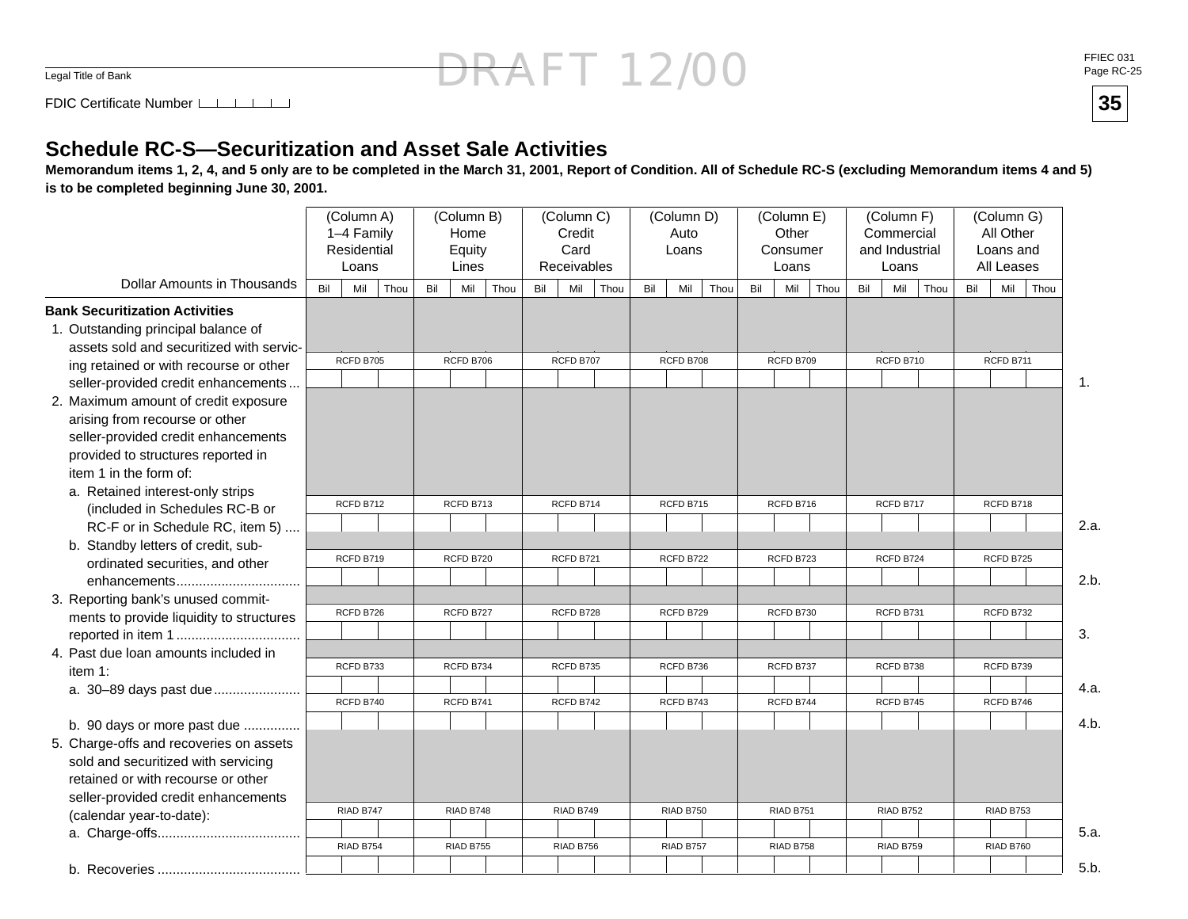Legal Title of Bank

FDIC Certificate Number

DRAFT 12/00

FFIEC 031
Page RC-25

**35**

## Schedule RC-S—Securitization and Asset Sale Activities

**Memorandum items 1, 2, 4, and 5 only are to be completed in the March 31, 2001, Report of Condition. All of Schedule RC-S (excluding Memorandum items 4 and 5) is to be completed beginning June 30, 2001.**

| Dollar Amounts in Thousands | (Column A) 1–4 Family Residential Loans | (Column B) Home Equity Lines | (Column C) Credit Card Receivables | (Column D) Auto Loans | (Column E) Other Consumer Loans | (Column F) Commercial and Industrial Loans | (Column G) All Other Loans and All Leases | |
|---|---|---|---|---|---|---|---|---|
| | Bil Mil Thou | Bil Mil Thou | Bil Mil Thou | Bil Mil Thou | Bil Mil Thou | Bil Mil Thou | Bil Mil Thou | |
| **Bank Securitization Activities** | | | | | | | | |
| 1. Outstanding principal balance of assets sold and securitized with servicing retained or with recourse or other seller-provided credit enhancements | RCFD B705 | RCFD B706 | RCFD B707 | RCFD B708 | RCFD B709 | RCFD B710 | RCFD B711 | 1. |
| 2. Maximum amount of credit exposure arising from recourse or other seller-provided credit enhancements provided to structures reported in item 1 in the form of: | | | | | | | | |
| a. Retained interest-only strips (included in Schedules RC-B or RC-F or in Schedule RC, item 5) | RCFD B712 | RCFD B713 | RCFD B714 | RCFD B715 | RCFD B716 | RCFD B717 | RCFD B718 | 2.a. |
| b. Standby letters of credit, subordinated securities, and other enhancements | RCFD B719 | RCFD B720 | RCFD B721 | RCFD B722 | RCFD B723 | RCFD B724 | RCFD B725 | 2.b. |
| 3. Reporting bank's unused commitments to provide liquidity to structures reported in item 1 | RCFD B726 | RCFD B727 | RCFD B728 | RCFD B729 | RCFD B730 | RCFD B731 | RCFD B732 | 3. |
| 4. Past due loan amounts included in item 1: | | | | | | | | |
| a. 30–89 days past due | RCFD B733 | RCFD B734 | RCFD B735 | RCFD B736 | RCFD B737 | RCFD B738 | RCFD B739 | 4.a. |
| b. 90 days or more past due | RCFD B740 | RCFD B741 | RCFD B742 | RCFD B743 | RCFD B744 | RCFD B745 | RCFD B746 | 4.b. |
| 5. Charge-offs and recoveries on assets sold and securitized with servicing retained or with recourse or other seller-provided credit enhancements (calendar year-to-date): | | | | | | | | |
| a. Charge-offs | RIAD B747 | RIAD B748 | RIAD B749 | RIAD B750 | RIAD B751 | RIAD B752 | RIAD B753 | 5.a. |
| b. Recoveries | RIAD B754 | RIAD B755 | RIAD B756 | RIAD B757 | RIAD B758 | RIAD B759 | RIAD B760 | 5.b. |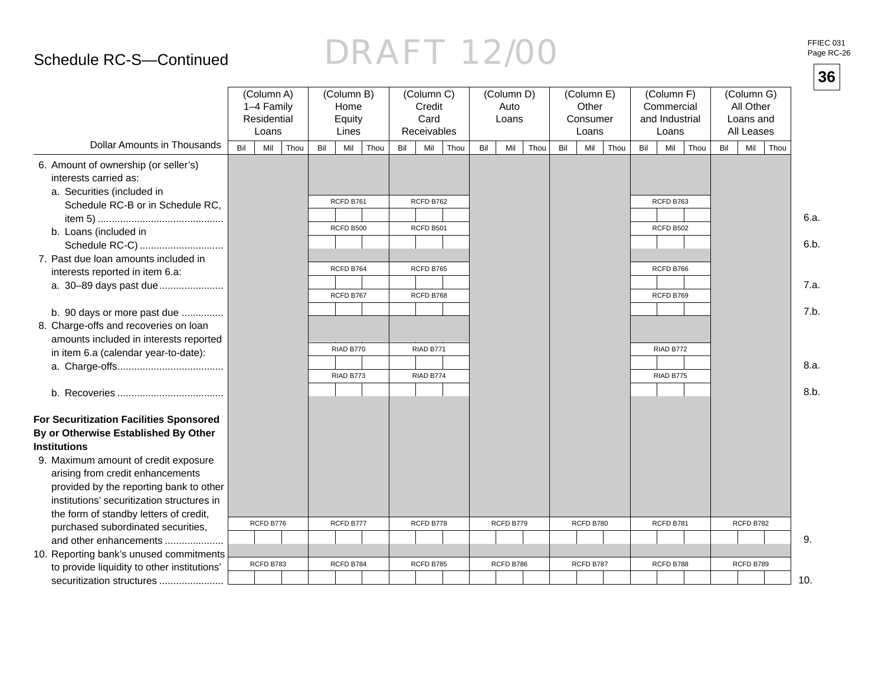## Schedule RC-S—Continued

DRAFT 12/00

| Dollar Amounts in Thousands | (Column A) 1–4 Family Residential Loans | (Column B) Home Equity Lines | (Column C) Credit Card Receivables | (Column D) Auto Loans | (Column E) Other Consumer Loans | (Column F) Commercial and Industrial Loans | (Column G) All Other Loans and All Leases | |
|---|---|---|---|---|---|---|---|---|
| | Bil Mil Thou | Bil Mil Thou | Bil Mil Thou | Bil Mil Thou | Bil Mil Thou | Bil Mil Thou | Bil Mil Thou | |
| 6. Amount of ownership (or seller's) interests carried as: | | | | | | | | |
| a. Securities (included in Schedule RC-B or in Schedule RC, item 5) | | RCFD B761 | RCFD B762 | | | RCFD B763 | | 6.a. |
| b. Loans (included in Schedule RC-C) | | RCFD B500 | RCFD B501 | | | RCFD B502 | | 6.b. |
| 7. Past due loan amounts included in interests reported in item 6.a: | | | | | | | | |
| a. 30–89 days past due | | RCFD B764 | RCFD B765 | | | RCFD B766 | | 7.a. |
| b. 90 days or more past due | | RCFD B767 | RCFD B768 | | | RCFD B769 | | 7.b. |
| 8. Charge-offs and recoveries on loan amounts included in interests reported in item 6.a (calendar year-to-date): | | | | | | | | |
| a. Charge-offs | | RIAD B770 | RIAD B771 | | | RIAD B772 | | 8.a. |
| b. Recoveries | | RIAD B773 | RIAD B774 | | | RIAD B775 | | 8.b. |
| **For Securitization Facilities Sponsored By or Otherwise Established By Other Institutions** | | | | | | | | |
| 9. Maximum amount of credit exposure arising from credit enhancements provided by the reporting bank to other institutions' securitization structures in the form of standby letters of credit, purchased subordinated securities, and other enhancements | RCFD B776 | RCFD B777 | RCFD B778 | RCFD B779 | RCFD B780 | RCFD B781 | RCFD B782 | 9. |
| 10. Reporting bank's unused commitments to provide liquidity to other institutions' securitization structures | RCFD B783 | RCFD B784 | RCFD B785 | RCFD B786 | RCFD B787 | RCFD B788 | RCFD B789 | 10. |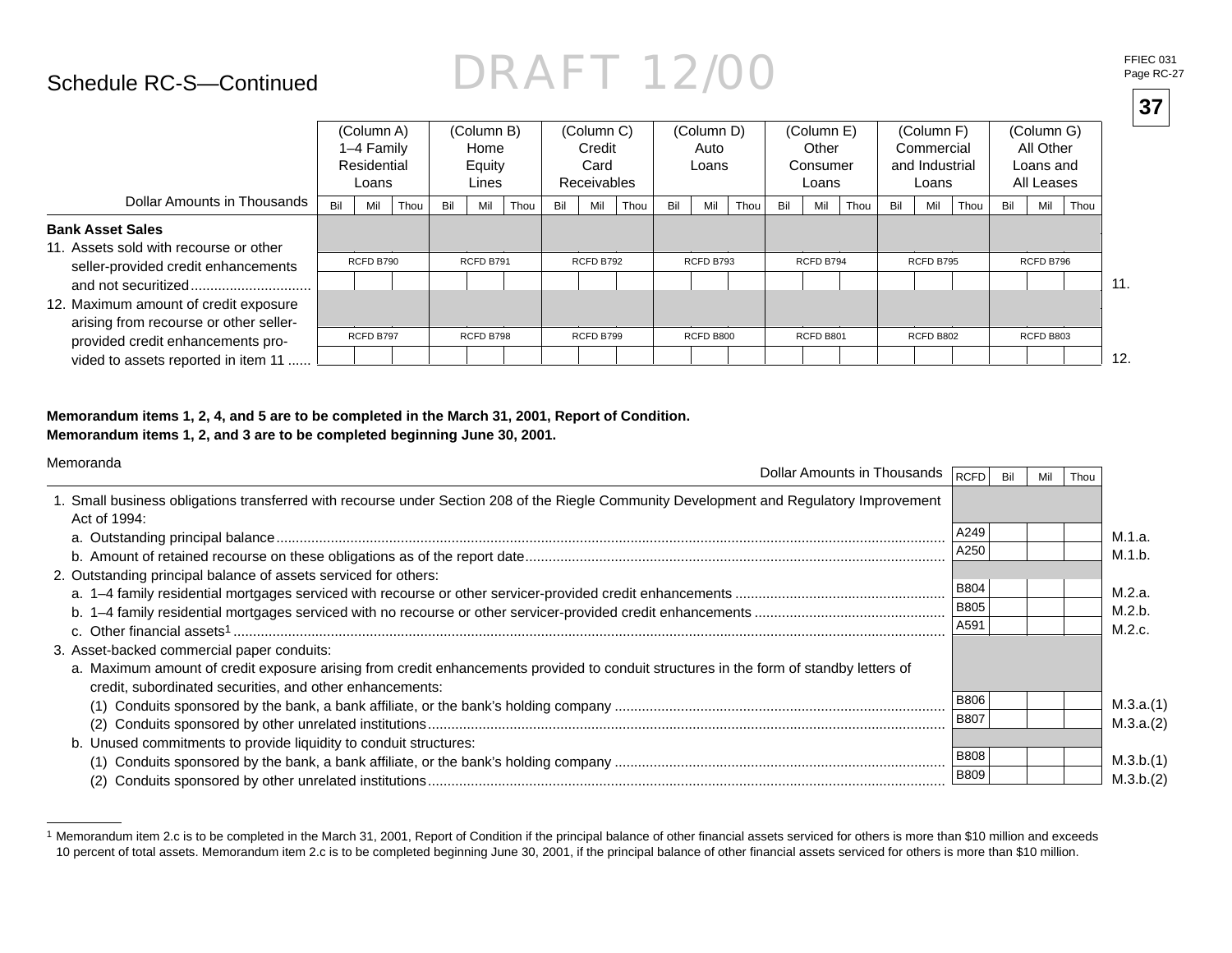## Schedule RC-S—Continued

DRAFT 12/00

| Dollar Amounts in Thousands | (Column A) 1–4 Family Residential Loans | (Column B) Home Equity Lines | (Column C) Credit Card Receivables | (Column D) Auto Loans | (Column E) Other Consumer Loans | (Column F) Commercial and Industrial Loans | (Column G) All Other Loans and All Leases | |
|---|---|---|---|---|---|---|---|---|
| | Bil Mil Thou | Bil Mil Thou | Bil Mil Thou | Bil Mil Thou | Bil Mil Thou | Bil Mil Thou | Bil Mil Thou | |
| **Bank Asset Sales** | | | | | | | | |
| 11. Assets sold with recourse or other seller-provided credit enhancements and not securitized | RCFD B790 | RCFD B791 | RCFD B792 | RCFD B793 | RCFD B794 | RCFD B795 | RCFD B796 | 11. |
| 12. Maximum amount of credit exposure arising from recourse or other seller-provided credit enhancements provided to assets reported in item 11 | RCFD B797 | RCFD B798 | RCFD B799 | RCFD B800 | RCFD B801 | RCFD B802 | RCFD B803 | 12. |

**Memorandum items 1, 2, 4, and 5 are to be completed in the March 31, 2001, Report of Condition.**
**Memorandum items 1, 2, and 3 are to be completed beginning June 30, 2001.**

Memoranda

| Dollar Amounts in Thousands | RCFD | Bil Mil Thou | |
|---|---|---|---|
| 1. Small business obligations transferred with recourse under Section 208 of the Riegle Community Development and Regulatory Improvement Act of 1994: | | | |
| a. Outstanding principal balance | A249 | | M.1.a. |
| b. Amount of retained recourse on these obligations as of the report date | A250 | | M.1.b. |
| 2. Outstanding principal balance of assets serviced for others: | | | |
| a. 1–4 family residential mortgages serviced with recourse or other servicer-provided credit enhancements | B804 | | M.2.a. |
| b. 1–4 family residential mortgages serviced with no recourse or other servicer-provided credit enhancements | B805 | | M.2.b. |
| c. Other financial assets[1] | A591 | | M.2.c. |
| 3. Asset-backed commercial paper conduits: | | | |
| a. Maximum amount of credit exposure arising from credit enhancements provided to conduit structures in the form of standby letters of credit, subordinated securities, and other enhancements: | | | |
| (1) Conduits sponsored by the bank, a bank affiliate, or the bank's holding company | B806 | | M.3.a.(1) |
| (2) Conduits sponsored by other unrelated institutions | B807 | | M.3.a.(2) |
| b. Unused commitments to provide liquidity to conduit structures: | | | |
| (1) Conduits sponsored by the bank, a bank affiliate, or the bank's holding company | B808 | | M.3.b.(1) |
| (2) Conduits sponsored by other unrelated institutions | B809 | | M.3.b.(2) |

[1] Memorandum item 2.c is to be completed in the March 31, 2001, Report of Condition if the principal balance of other financial assets serviced for others is more than $10 million and exceeds 10 percent of total assets. Memorandum item 2.c is to be completed beginning June 30, 2001, if the principal balance of other financial assets serviced for others is more than $10 million.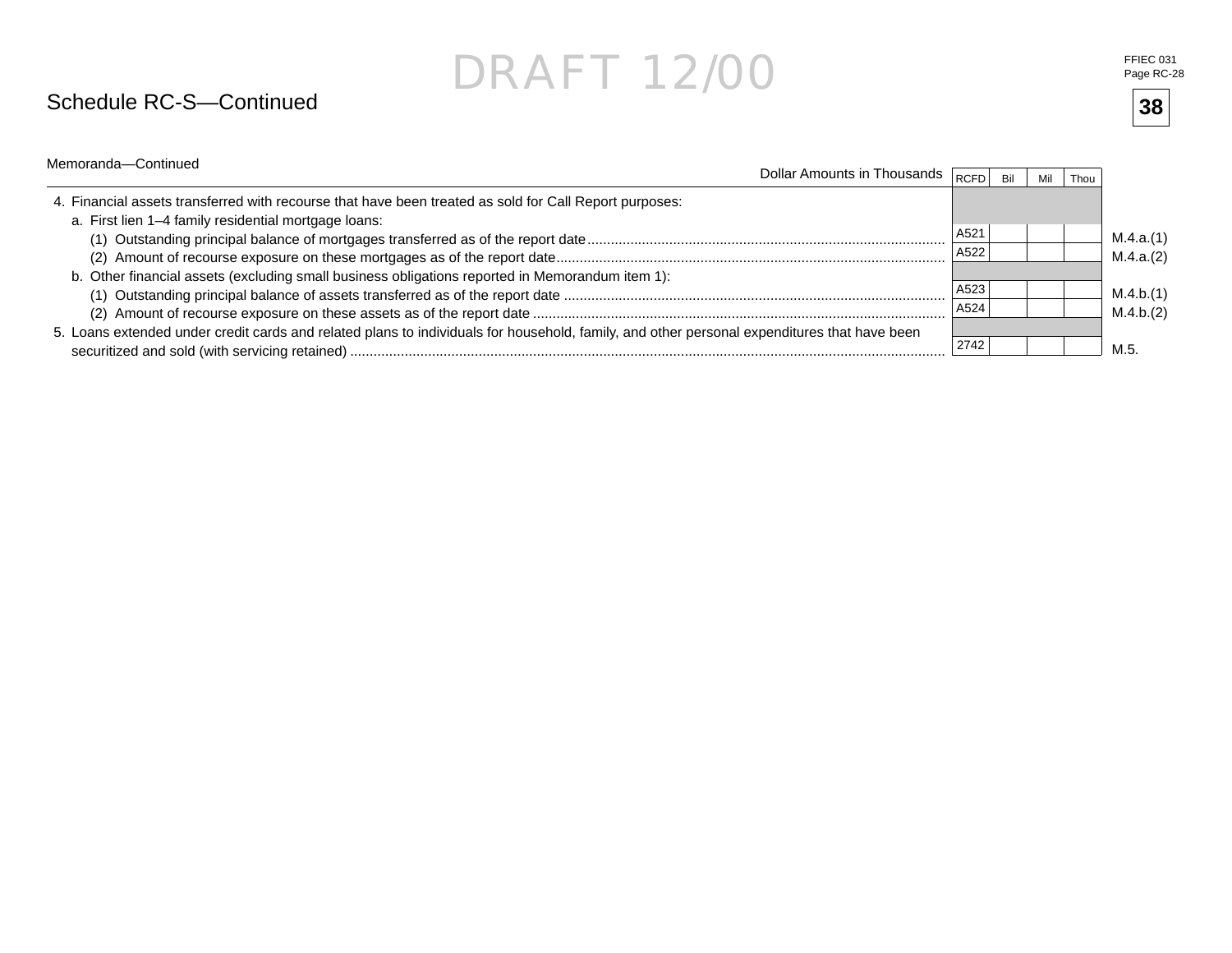DRAFT 12/00

## Schedule RC-S—Continued

38

Memoranda—Continued

| Dollar Amounts in Thousands | RCFD | Bil | Mil | Thou | |
|---|---|---|---|---|---|
| 4. Financial assets transferred with recourse that have been treated as sold for Call Report purposes: | | | | | |
| a. First lien 1–4 family residential mortgage loans: | | | | | |
| (1) Outstanding principal balance of mortgages transferred as of the report date | A521 | | | | M.4.a.(1) |
| (2) Amount of recourse exposure on these mortgages as of the report date | A522 | | | | M.4.a.(2) |
| b. Other financial assets (excluding small business obligations reported in Memorandum item 1): | | | | | |
| (1) Outstanding principal balance of assets transferred as of the report date | A523 | | | | M.4.b.(1) |
| (2) Amount of recourse exposure on these assets as of the report date | A524 | | | | M.4.b.(2) |
| 5. Loans extended under credit cards and related plans to individuals for household, family, and other personal expenditures that have been securitized and sold (with servicing retained) | 2742 | | | | M.5. |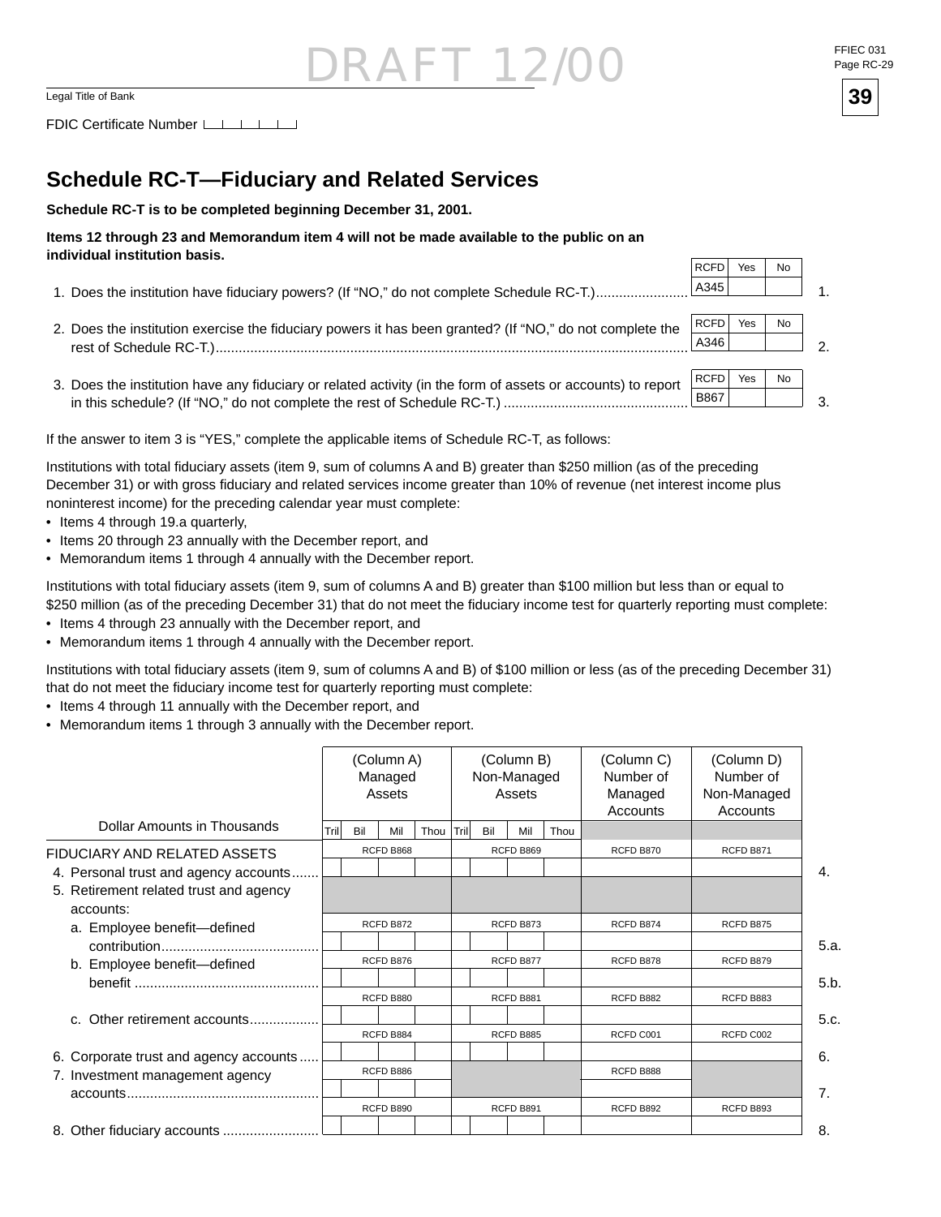DRAFT 12/00

Legal Title of Bank

FDIC Certificate Number

## Schedule RC-T—Fiduciary and Related Services

**Schedule RC-T is to be completed beginning December 31, 2001.**

**Items 12 through 23 and Memorandum item 4 will not be made available to the public on an individual institution basis.**

| | RCFD | Yes | No | |
|---|---|---|---|---|
| 1. Does the institution have fiduciary powers? (If "NO," do not complete Schedule RC-T.) | A345 | | | 1. |
| 2. Does the institution exercise the fiduciary powers it has been granted? (If "NO," do not complete the rest of Schedule RC-T.) | A346 | | | 2. |
| 3. Does the institution have any fiduciary or related activity (in the form of assets or accounts) to report in this schedule? (If "NO," do not complete the rest of Schedule RC-T.) | B867 | | | 3. |

If the answer to item 3 is "YES," complete the applicable items of Schedule RC-T, as follows:

Institutions with total fiduciary assets (item 9, sum of columns A and B) greater than $250 million (as of the preceding December 31) or with gross fiduciary and related services income greater than 10% of revenue (net interest income plus noninterest income) for the preceding calendar year must complete:

- Items 4 through 19.a quarterly,
- Items 20 through 23 annually with the December report, and
- Memorandum items 1 through 4 annually with the December report.

Institutions with total fiduciary assets (item 9, sum of columns A and B) greater than $100 million but less than or equal to $250 million (as of the preceding December 31) that do not meet the fiduciary income test for quarterly reporting must complete:

- Items 4 through 23 annually with the December report, and
- Memorandum items 1 through 4 annually with the December report.

Institutions with total fiduciary assets (item 9, sum of columns A and B) of $100 million or less (as of the preceding December 31) that do not meet the fiduciary income test for quarterly reporting must complete:

- Items 4 through 11 annually with the December report, and
- Memorandum items 1 through 3 annually with the December report.

| Dollar Amounts in Thousands | (Column A) Managed Assets | (Column B) Non-Managed Assets | (Column C) Number of Managed Accounts | (Column D) Number of Non-Managed Accounts | |
|---|---|---|---|---|---|
| | Tril Bil Mil Thou | Tril Bil Mil Thou | | | |
| FIDUCIARY AND RELATED ASSETS | | | | | |
| 4. Personal trust and agency accounts | RCFD B868 | RCFD B869 | RCFD B870 | RCFD B871 | 4. |
| 5. Retirement related trust and agency accounts: | | | | | |
| a. Employee benefit—defined contribution | RCFD B872 | RCFD B873 | RCFD B874 | RCFD B875 | 5.a. |
| b. Employee benefit—defined benefit | RCFD B876 | RCFD B877 | RCFD B878 | RCFD B879 | 5.b. |
| c. Other retirement accounts | RCFD B880 | RCFD B881 | RCFD B882 | RCFD B883 | 5.c. |
| 6. Corporate trust and agency accounts | RCFD B884 | RCFD B885 | RCFD C001 | RCFD C002 | 6. |
| 7. Investment management agency accounts | RCFD B886 | | RCFD B888 | | 7. |
| 8. Other fiduciary accounts | RCFD B890 | RCFD B891 | RCFD B892 | RCFD B893 | 8. |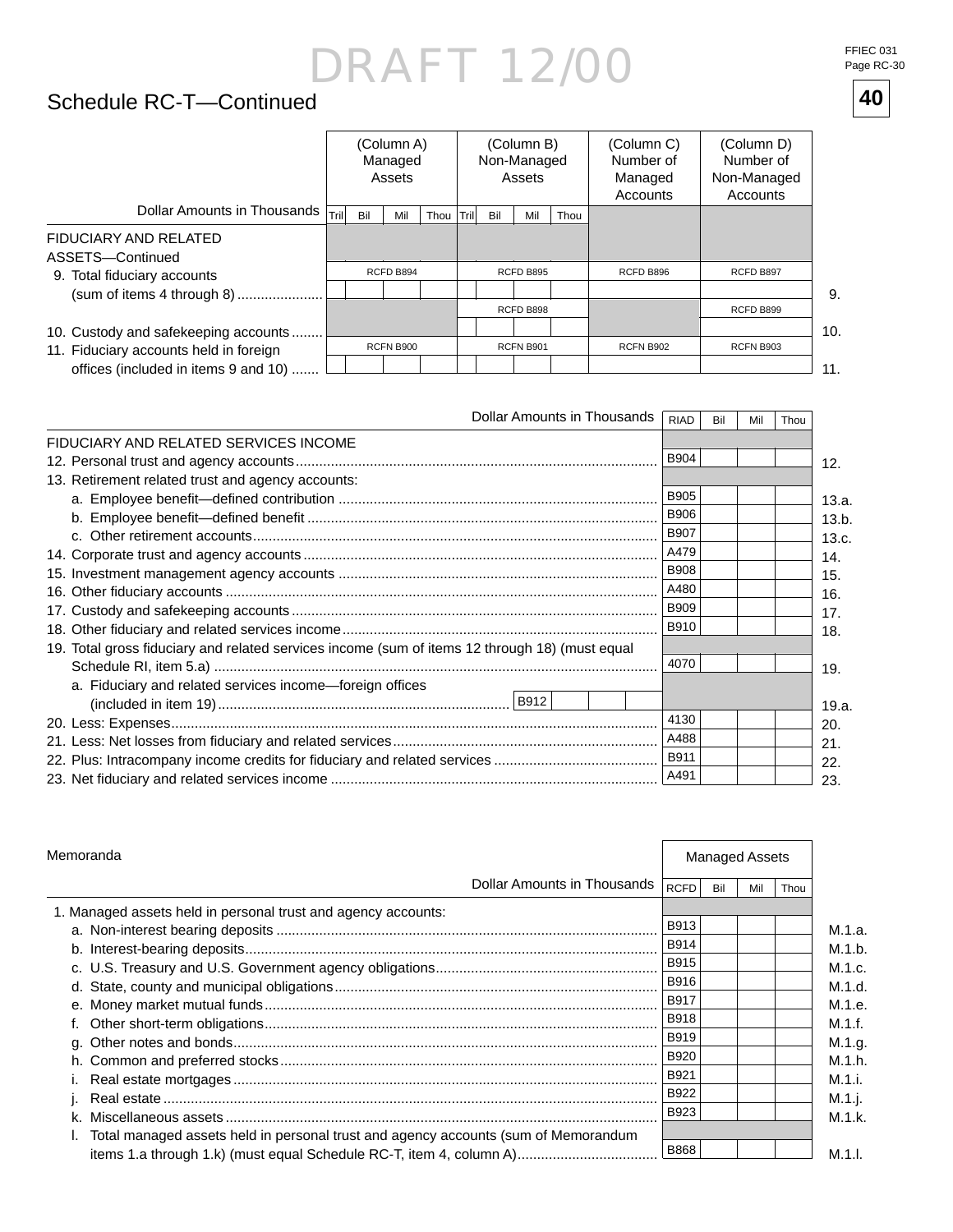DRAFT 12/00

# Schedule RC-T—Continued

| Dollar Amounts in Thousands | (Column A) Managed Assets | (Column B) Non-Managed Assets | (Column C) Number of Managed Accounts | (Column D) Number of Non-Managed Accounts | |
|---|---|---|---|---|---|
| FIDUCIARY AND RELATED ASSETS—Continued | | | | | |
| 9. Total fiduciary accounts (sum of items 4 through 8) | RCFD B894 | RCFD B895 | RCFD B896 | RCFD B897 | 9. |
| 10. Custody and safekeeping accounts | | RCFD B898 | | RCFD B899 | 10. |
| 11. Fiduciary accounts held in foreign offices (included in items 9 and 10) | RCFN B900 | RCFN B901 | RCFN B902 | RCFN B903 | 11. |

| Dollar Amounts in Thousands | RIAD | Bil Mil Thou | |
|---|---|---|---|
| FIDUCIARY AND RELATED SERVICES INCOME | | | |
| 12. Personal trust and agency accounts | B904 | | 12. |
| 13. Retirement related trust and agency accounts: | | | |
| a. Employee benefit—defined contribution | B905 | | 13.a. |
| b. Employee benefit—defined benefit | B906 | | 13.b. |
| c. Other retirement accounts | B907 | | 13.c. |
| 14. Corporate trust and agency accounts | A479 | | 14. |
| 15. Investment management agency accounts | B908 | | 15. |
| 16. Other fiduciary accounts | A480 | | 16. |
| 17. Custody and safekeeping accounts | B909 | | 17. |
| 18. Other fiduciary and related services income | B910 | | 18. |
| 19. Total gross fiduciary and related services income (sum of items 12 through 18) (must equal Schedule RI, item 5.a) | 4070 | | 19. |
| a. Fiduciary and related services income—foreign offices (included in item 19) ...... B912 | | | 19.a. |
| 20. Less: Expenses | 4130 | | 20. |
| 21. Less: Net losses from fiduciary and related services | A488 | | 21. |
| 22. Plus: Intracompany income credits for fiduciary and related services | B911 | | 22. |
| 23. Net fiduciary and related services income | A491 | | 23. |

## Memoranda

| Dollar Amounts in Thousands | RCFD | Managed Assets (Bil Mil Thou) | |
|---|---|---|---|
| 1. Managed assets held in personal trust and agency accounts: | | | |
| a. Non-interest bearing deposits | B913 | | M.1.a. |
| b. Interest-bearing deposits | B914 | | M.1.b. |
| c. U.S. Treasury and U.S. Government agency obligations | B915 | | M.1.c. |
| d. State, county and municipal obligations | B916 | | M.1.d. |
| e. Money market mutual funds | B917 | | M.1.e. |
| f. Other short-term obligations | B918 | | M.1.f. |
| g. Other notes and bonds | B919 | | M.1.g. |
| h. Common and preferred stocks | B920 | | M.1.h. |
| i. Real estate mortgages | B921 | | M.1.i. |
| j. Real estate | B922 | | M.1.j. |
| k. Miscellaneous assets | B923 | | M.1.k. |
| l. Total managed assets held in personal trust and agency accounts (sum of Memorandum items 1.a through 1.k) (must equal Schedule RC-T, item 4, column A) | B868 | | M.1.l. |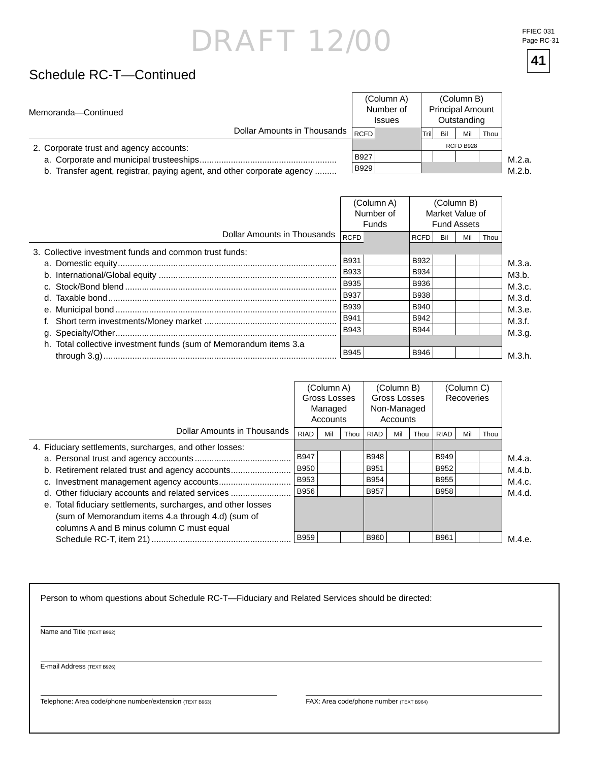DRAFT 12/00

FFIEC 031
Page RC-31

41

## Schedule RC-T—Continued

| Memoranda—Continued<br>Dollar Amounts in Thousands | (Column A) Number of Issues | (Column B) Principal Amount Outstanding | |
|---|---|---|---|
| | RCFD | Tril Bil Mil Thou | |
| 2. Corporate trust and agency accounts: | | RCFD B928 | |
| a. Corporate and municipal trusteeships | B927 | | M.2.a. |
| b. Transfer agent, registrar, paying agent, and other corporate agency | B929 | | M.2.b. |

| Dollar Amounts in Thousands | (Column A) Number of Funds | (Column B) Market Value of Fund Assets | |
|---|---|---|---|
| | RCFD | RCFD Bil Mil Thou | |
| 3. Collective investment funds and common trust funds: | | | |
| a. Domestic equity | B931 | B932 | M.3.a. |
| b. International/Global equity | B933 | B934 | M3.b. |
| c. Stock/Bond blend | B935 | B936 | M.3.c. |
| d. Taxable bond | B937 | B938 | M.3.d. |
| e. Municipal bond | B939 | B940 | M.3.e. |
| f. Short term investments/Money market | B941 | B942 | M.3.f. |
| g. Specialty/Other | B943 | B944 | M.3.g. |
| h. Total collective investment funds (sum of Memorandum items 3.a through 3.g) | B945 | B946 | M.3.h. |

| Dollar Amounts in Thousands | (Column A) Gross Losses Managed Accounts | (Column B) Gross Losses Non-Managed Accounts | (Column C) Recoveries | |
|---|---|---|---|---|
| | RIAD Mil Thou | RIAD Mil Thou | RIAD Mil Thou | |
| 4. Fiduciary settlements, surcharges, and other losses: | | | | |
| a. Personal trust and agency accounts | B947 | B948 | B949 | M.4.a. |
| b. Retirement related trust and agency accounts | B950 | B951 | B952 | M.4.b. |
| c. Investment management agency accounts | B953 | B954 | B955 | M.4.c. |
| d. Other fiduciary accounts and related services | B956 | B957 | B958 | M.4.d. |
| e. Total fiduciary settlements, surcharges, and other losses (sum of Memorandum items 4.a through 4.d) (sum of columns A and B minus column C must equal Schedule RC-T, item 21) | B959 | B960 | B961 | M.4.e. |

Person to whom questions about Schedule RC-T—Fiduciary and Related Services should be directed:

Name and Title (TEXT B962)

E-mail Address (TEXT B926)

Telephone: Area code/phone number/extension (TEXT B963)

FAX: Area code/phone number (TEXT B964)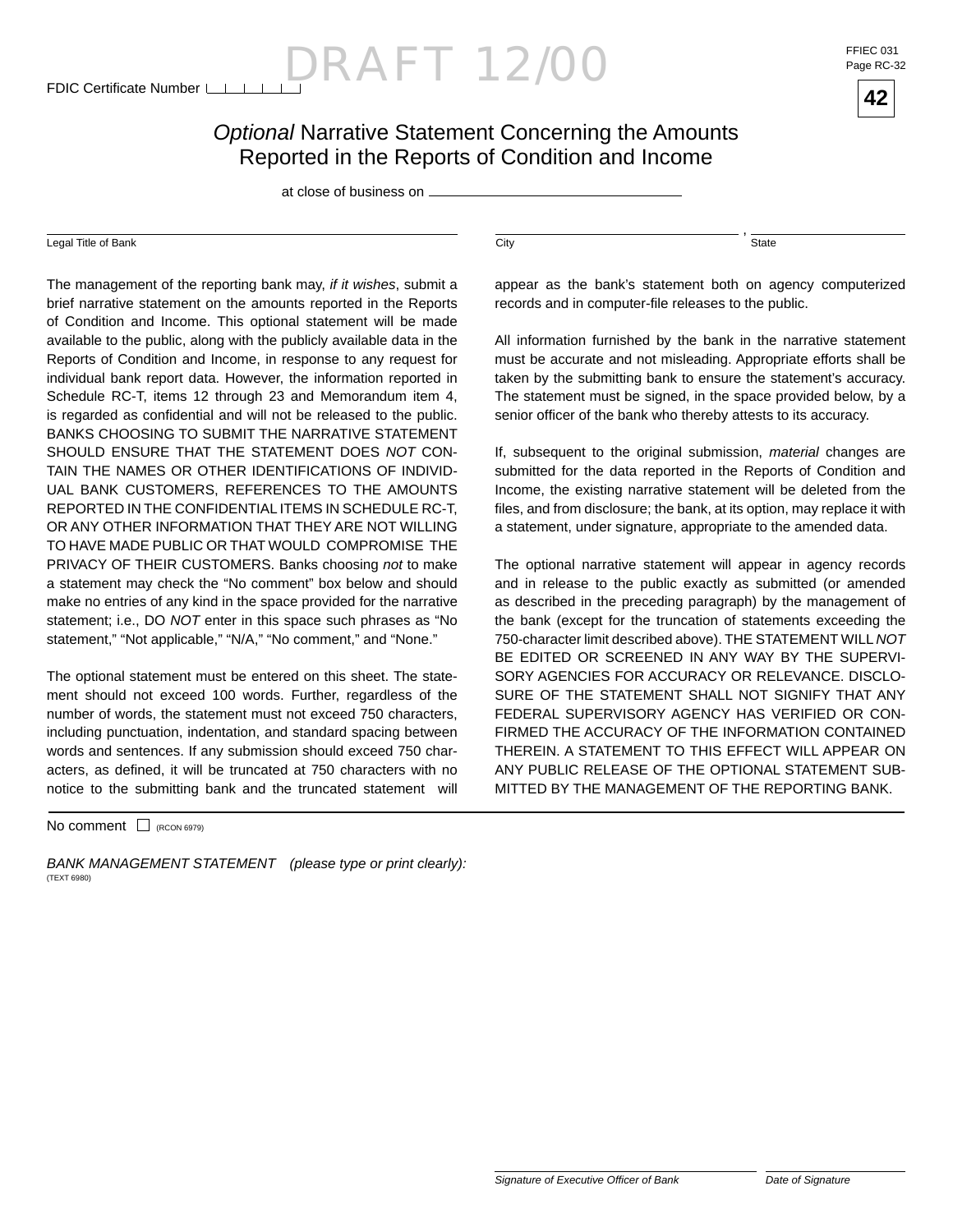FDIC Certificate Number

DRAFT 12/00

FFIEC 031
Page RC-32

**42**

# *Optional* Narrative Statement Concerning the Amounts Reported in the Reports of Condition and Income

at close of business on ______________________

Legal Title of Bank ______________________ City ______________________ , State ______________________

The management of the reporting bank may, *if it wishes*, submit a brief narrative statement on the amounts reported in the Reports of Condition and Income. This optional statement will be made available to the public, along with the publicly available data in the Reports of Condition and Income, in response to any request for individual bank report data. However, the information reported in Schedule RC-T, items 12 through 23 and Memorandum item 4, is regarded as confidential and will not be released to the public. BANKS CHOOSING TO SUBMIT THE NARRATIVE STATEMENT SHOULD ENSURE THAT THE STATEMENT DOES *NOT* CONTAIN THE NAMES OR OTHER IDENTIFICATIONS OF INDIVIDUAL BANK CUSTOMERS, REFERENCES TO THE AMOUNTS REPORTED IN THE CONFIDENTIAL ITEMS IN SCHEDULE RC-T, OR ANY OTHER INFORMATION THAT THEY ARE NOT WILLING TO HAVE MADE PUBLIC OR THAT WOULD COMPROMISE THE PRIVACY OF THEIR CUSTOMERS. Banks choosing *not* to make a statement may check the "No comment" box below and should make no entries of any kind in the space provided for the narrative statement; i.e., DO *NOT* enter in this space such phrases as "No statement," "Not applicable," "N/A," "No comment," and "None."

The optional statement must be entered on this sheet. The statement should not exceed 100 words. Further, regardless of the number of words, the statement must not exceed 750 characters, including punctuation, indentation, and standard spacing between words and sentences. If any submission should exceed 750 characters, as defined, it will be truncated at 750 characters with no notice to the submitting bank and the truncated statement will appear as the bank's statement both on agency computerized records and in computer-file releases to the public.

All information furnished by the bank in the narrative statement must be accurate and not misleading. Appropriate efforts shall be taken by the submitting bank to ensure the statement's accuracy. The statement must be signed, in the space provided below, by a senior officer of the bank who thereby attests to its accuracy.

If, subsequent to the original submission, *material* changes are submitted for the data reported in the Reports of Condition and Income, the existing narrative statement will be deleted from the files, and from disclosure; the bank, at its option, may replace it with a statement, under signature, appropriate to the amended data.

The optional narrative statement will appear in agency records and in release to the public exactly as submitted (or amended as described in the preceding paragraph) by the management of the bank (except for the truncation of statements exceeding the 750-character limit described above). THE STATEMENT WILL *NOT* BE EDITED OR SCREENED IN ANY WAY BY THE SUPERVISORY AGENCIES FOR ACCURACY OR RELEVANCE. DISCLOSURE OF THE STATEMENT SHALL NOT SIGNIFY THAT ANY FEDERAL SUPERVISORY AGENCY HAS VERIFIED OR CONFIRMED THE ACCURACY OF THE INFORMATION CONTAINED THEREIN. A STATEMENT TO THIS EFFECT WILL APPEAR ON ANY PUBLIC RELEASE OF THE OPTIONAL STATEMENT SUBMITTED BY THE MANAGEMENT OF THE REPORTING BANK.

No comment ☐ (RCON 6979)

*BANK MANAGEMENT STATEMENT (please type or print clearly):*
(TEXT 6980)

*Signature of Executive Officer of Bank* ______________________ *Date of Signature* ______________________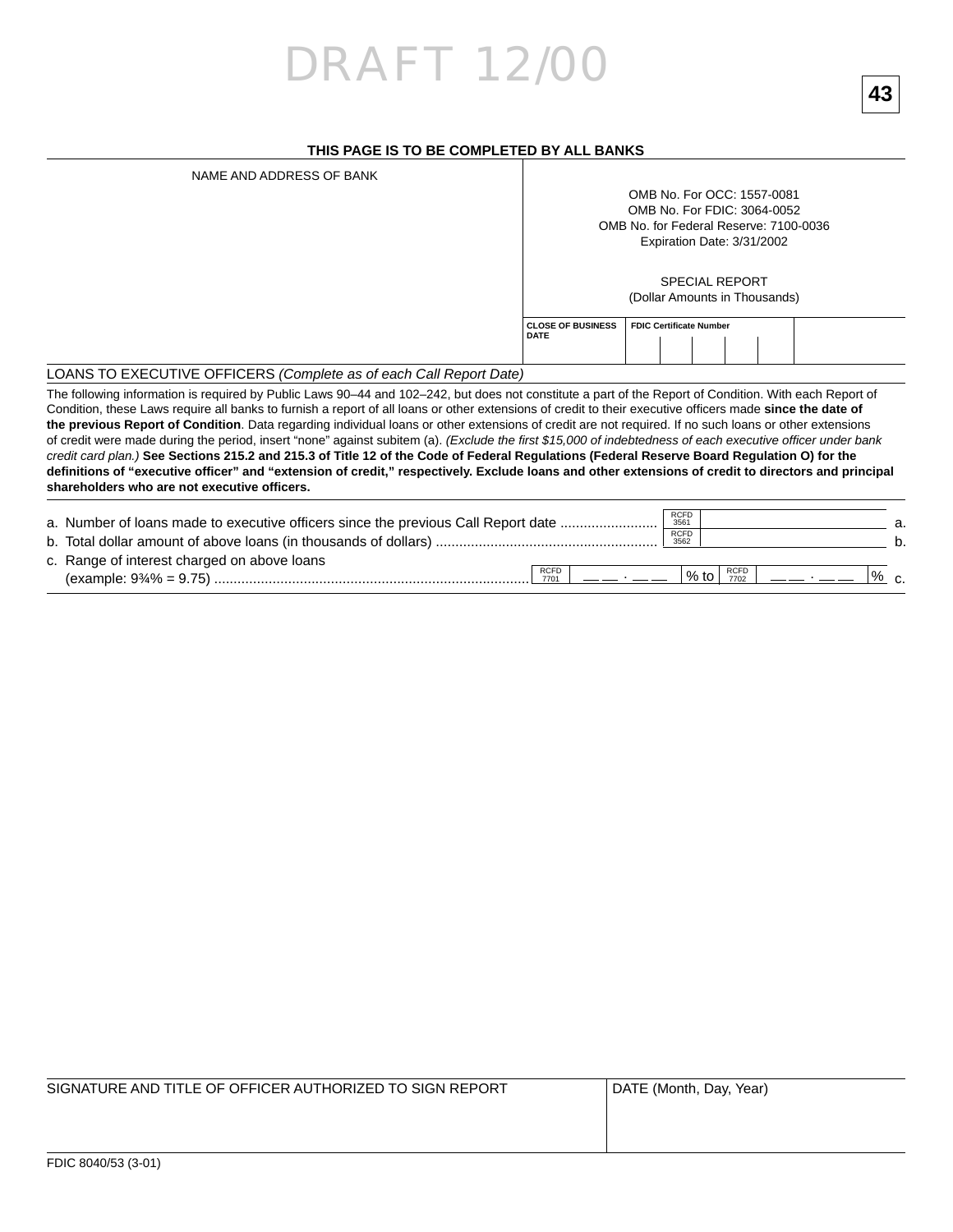DRAFT 12/00

**43**

**THIS PAGE IS TO BE COMPLETED BY ALL BANKS**

| NAME AND ADDRESS OF BANK | OMB No. For OCC: 1557-0081<br>OMB No. For FDIC: 3064-0052<br>OMB No. for Federal Reserve: 7100-0036<br>Expiration Date: 3/31/2002<br><br>SPECIAL REPORT<br>(Dollar Amounts in Thousands) |
|---|---|
| | **CLOSE OF BUSINESS DATE** \| **FDIC Certificate Number** |

LOANS TO EXECUTIVE OFFICERS *(Complete as of each Call Report Date)*

The following information is required by Public Laws 90–44 and 102–242, but does not constitute a part of the Report of Condition. With each Report of Condition, these Laws require all banks to furnish a report of all loans or other extensions of credit to their executive officers made **since the date of the previous Report of Condition**. Data regarding individual loans or other extensions of credit are not required. If no such loans or other extensions of credit were made during the period, insert "none" against subitem (a). *(Exclude the first $15,000 of indebtedness of each executive officer under bank credit card plan.)* **See Sections 215.2 and 215.3 of Title 12 of the Code of Federal Regulations (Federal Reserve Board Regulation O) for the definitions of "executive officer" and "extension of credit," respectively. Exclude loans and other extensions of credit to directors and principal shareholders who are not executive officers.**

| | | | | | |
|---|---|---|---|---|---|
| a. Number of loans made to executive officers since the previous Call Report date | RCFD 3561 | | | | a. |
| b. Total dollar amount of above loans (in thousands of dollars) | RCFD 3562 | | | | b. |
| c. Range of interest charged on above loans (example: 9¾% = 9.75) | RCFD 7701 | __ __ . __ __ % to | RCFD 7702 | __ __ . __ __ % | c. |

| SIGNATURE AND TITLE OF OFFICER AUTHORIZED TO SIGN REPORT | DATE (Month, Day, Year) |
|---|---|
| | |

FDIC 8040/53 (3-01)